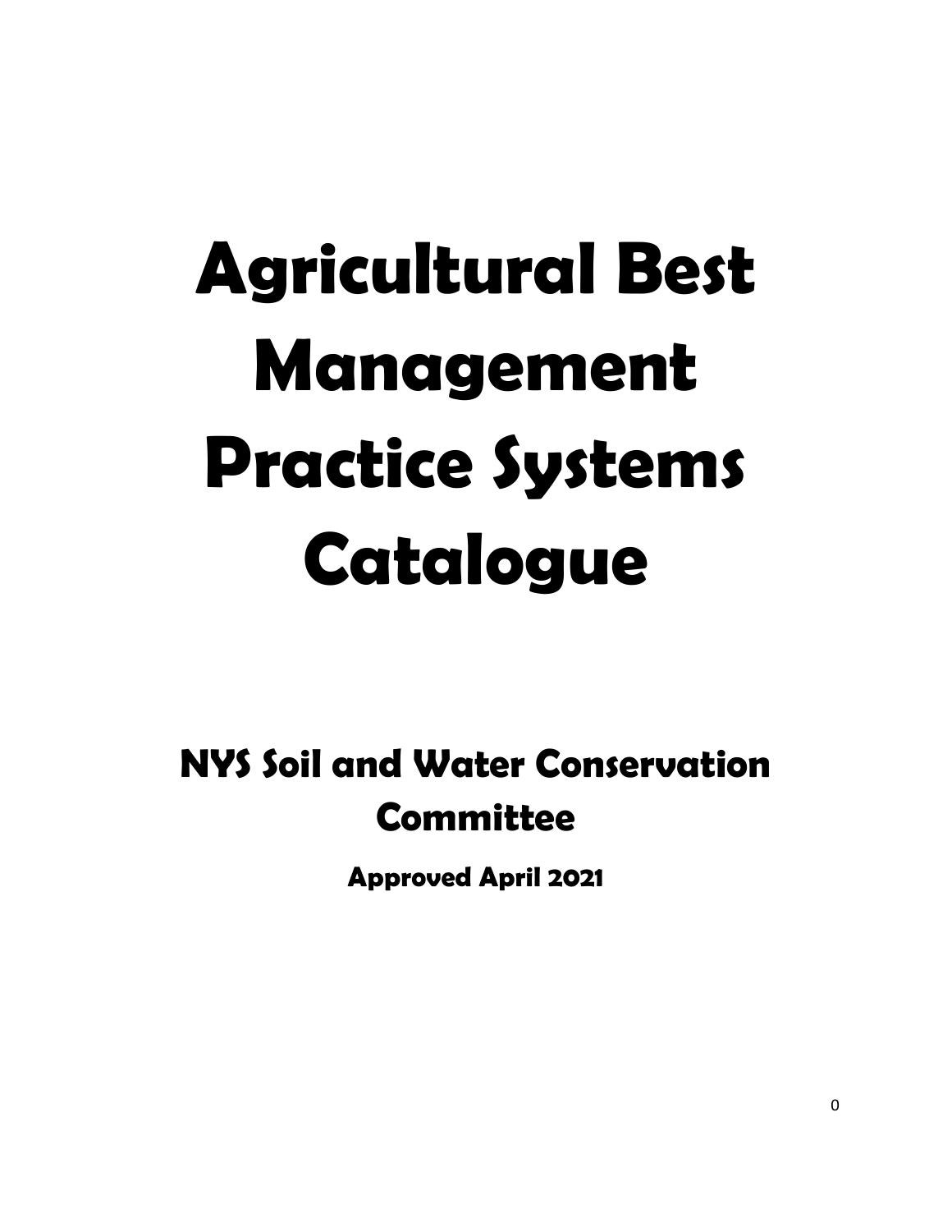# Agricultural Best Management Practice Systems Catalogue

## NYS Soil and Water Conservation Committee

**Approved April 2021**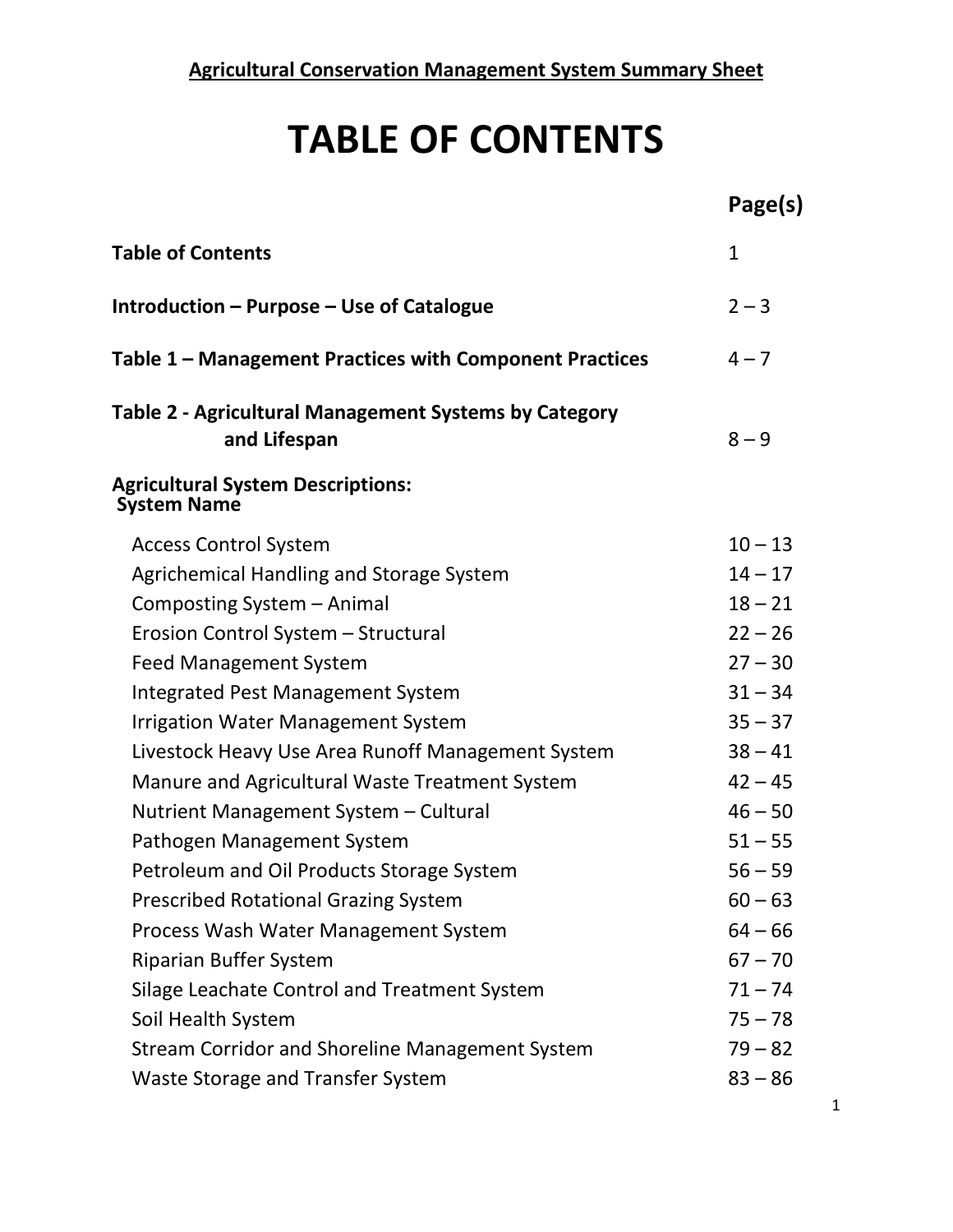**Agricultural Conservation Management System Summary Sheet**

# TABLE OF CONTENTS

| | Page(s) |
|---|---|
| **Table of Contents** | 1 |
| **Introduction – Purpose – Use of Catalogue** | 2 – 3 |
| **Table 1 – Management Practices with Component Practices** | 4 – 7 |
| **Table 2 - Agricultural Management Systems by Category and Lifespan** | 8 – 9 |
| **Agricultural System Descriptions: System Name** | |
| Access Control System | 10 – 13 |
| Agrichemical Handling and Storage System | 14 – 17 |
| Composting System – Animal | 18 – 21 |
| Erosion Control System – Structural | 22 – 26 |
| Feed Management System | 27 – 30 |
| Integrated Pest Management System | 31 – 34 |
| Irrigation Water Management System | 35 – 37 |
| Livestock Heavy Use Area Runoff Management System | 38 – 41 |
| Manure and Agricultural Waste Treatment System | 42 – 45 |
| Nutrient Management System – Cultural | 46 – 50 |
| Pathogen Management System | 51 – 55 |
| Petroleum and Oil Products Storage System | 56 – 59 |
| Prescribed Rotational Grazing System | 60 – 63 |
| Process Wash Water Management System | 64 – 66 |
| Riparian Buffer System | 67 – 70 |
| Silage Leachate Control and Treatment System | 71 – 74 |
| Soil Health System | 75 – 78 |
| Stream Corridor and Shoreline Management System | 79 – 82 |
| Waste Storage and Transfer System | 83 – 86 |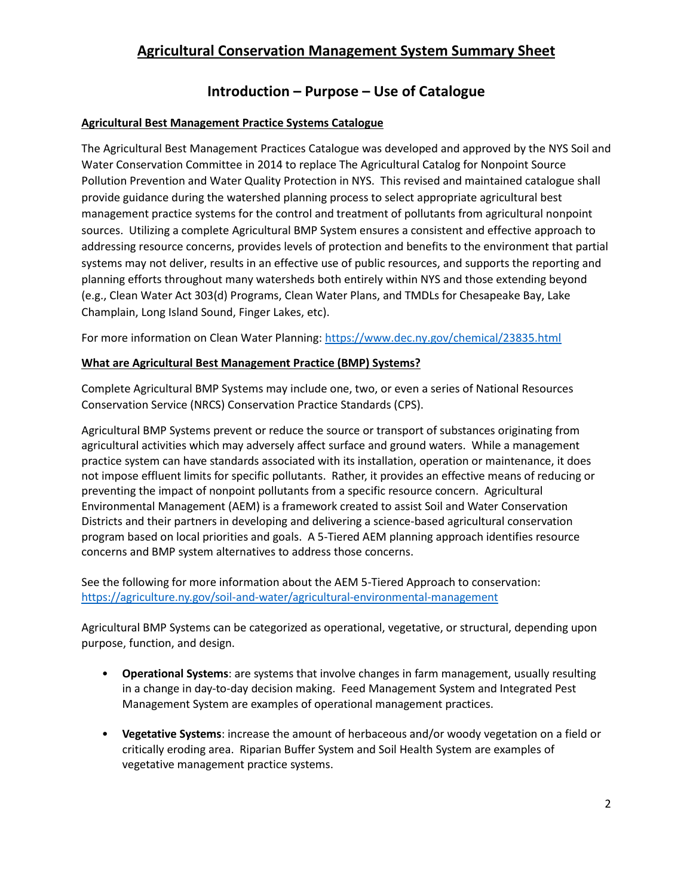# Agricultural Conservation Management System Summary Sheet

## Introduction – Purpose – Use of Catalogue

**Agricultural Best Management Practice Systems Catalogue**

The Agricultural Best Management Practices Catalogue was developed and approved by the NYS Soil and Water Conservation Committee in 2014 to replace The Agricultural Catalog for Nonpoint Source Pollution Prevention and Water Quality Protection in NYS. This revised and maintained catalogue shall provide guidance during the watershed planning process to select appropriate agricultural best management practice systems for the control and treatment of pollutants from agricultural nonpoint sources. Utilizing a complete Agricultural BMP System ensures a consistent and effective approach to addressing resource concerns, provides levels of protection and benefits to the environment that partial systems may not deliver, results in an effective use of public resources, and supports the reporting and planning efforts throughout many watersheds both entirely within NYS and those extending beyond (e.g., Clean Water Act 303(d) Programs, Clean Water Plans, and TMDLs for Chesapeake Bay, Lake Champlain, Long Island Sound, Finger Lakes, etc).

For more information on Clean Water Planning: https://www.dec.ny.gov/chemical/23835.html

**What are Agricultural Best Management Practice (BMP) Systems?**

Complete Agricultural BMP Systems may include one, two, or even a series of National Resources Conservation Service (NRCS) Conservation Practice Standards (CPS).

Agricultural BMP Systems prevent or reduce the source or transport of substances originating from agricultural activities which may adversely affect surface and ground waters. While a management practice system can have standards associated with its installation, operation or maintenance, it does not impose effluent limits for specific pollutants. Rather, it provides an effective means of reducing or preventing the impact of nonpoint pollutants from a specific resource concern. Agricultural Environmental Management (AEM) is a framework created to assist Soil and Water Conservation Districts and their partners in developing and delivering a science-based agricultural conservation program based on local priorities and goals. A 5-Tiered AEM planning approach identifies resource concerns and BMP system alternatives to address those concerns.

See the following for more information about the AEM 5-Tiered Approach to conservation: https://agriculture.ny.gov/soil-and-water/agricultural-environmental-management

Agricultural BMP Systems can be categorized as operational, vegetative, or structural, depending upon purpose, function, and design.

- **Operational Systems**: are systems that involve changes in farm management, usually resulting in a change in day-to-day decision making. Feed Management System and Integrated Pest Management System are examples of operational management practices.
- **Vegetative Systems**: increase the amount of herbaceous and/or woody vegetation on a field or critically eroding area. Riparian Buffer System and Soil Health System are examples of vegetative management practice systems.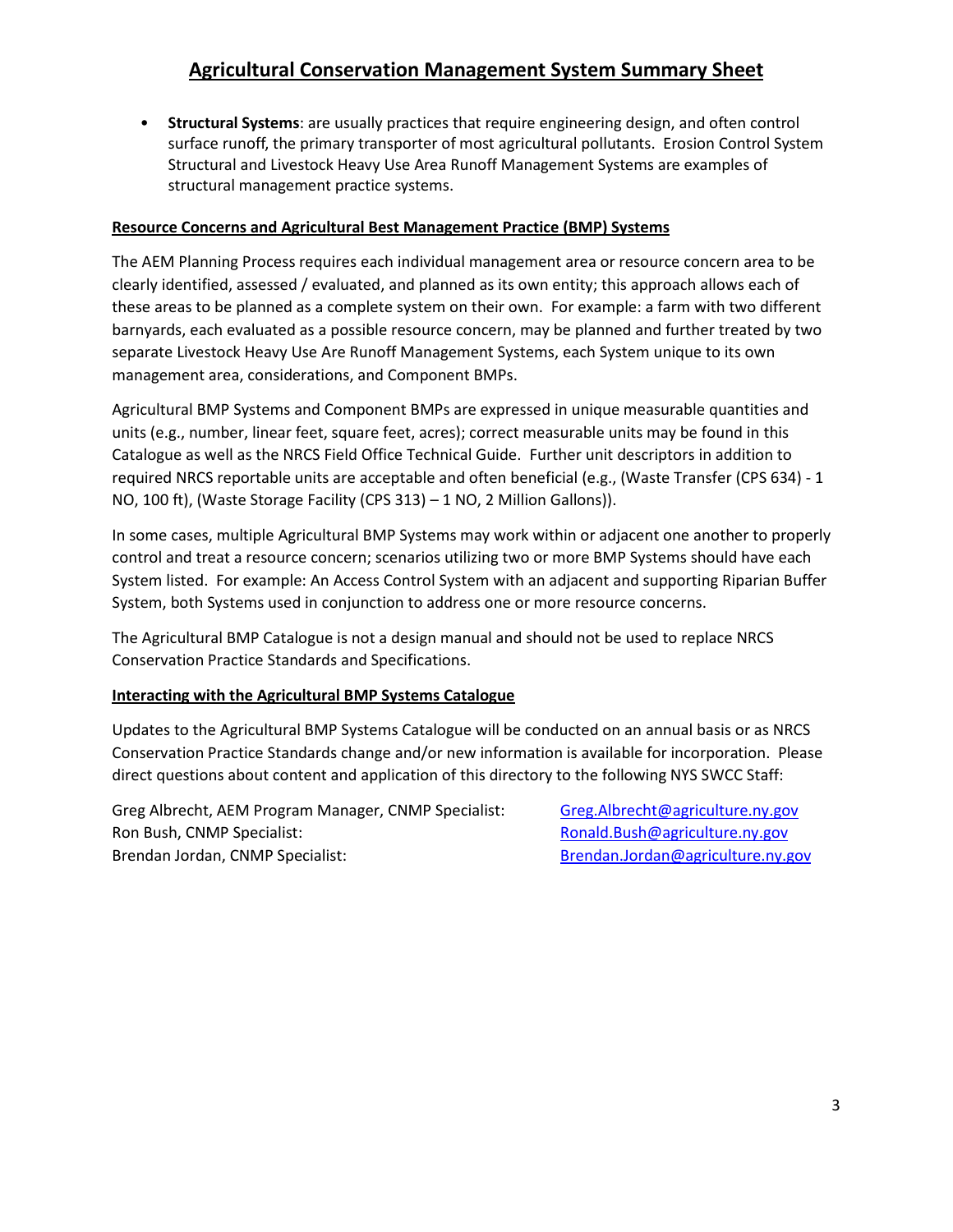## Agricultural Conservation Management System Summary Sheet

- **Structural Systems**: are usually practices that require engineering design, and often control surface runoff, the primary transporter of most agricultural pollutants. Erosion Control System Structural and Livestock Heavy Use Area Runoff Management Systems are examples of structural management practice systems.

### Resource Concerns and Agricultural Best Management Practice (BMP) Systems

The AEM Planning Process requires each individual management area or resource concern area to be clearly identified, assessed / evaluated, and planned as its own entity; this approach allows each of these areas to be planned as a complete system on their own. For example: a farm with two different barnyards, each evaluated as a possible resource concern, may be planned and further treated by two separate Livestock Heavy Use Are Runoff Management Systems, each System unique to its own management area, considerations, and Component BMPs.

Agricultural BMP Systems and Component BMPs are expressed in unique measurable quantities and units (e.g., number, linear feet, square feet, acres); correct measurable units may be found in this Catalogue as well as the NRCS Field Office Technical Guide. Further unit descriptors in addition to required NRCS reportable units are acceptable and often beneficial (e.g., (Waste Transfer (CPS 634) - 1 NO, 100 ft), (Waste Storage Facility (CPS 313) – 1 NO, 2 Million Gallons)).

In some cases, multiple Agricultural BMP Systems may work within or adjacent one another to properly control and treat a resource concern; scenarios utilizing two or more BMP Systems should have each System listed. For example: An Access Control System with an adjacent and supporting Riparian Buffer System, both Systems used in conjunction to address one or more resource concerns.

The Agricultural BMP Catalogue is not a design manual and should not be used to replace NRCS Conservation Practice Standards and Specifications.

### Interacting with the Agricultural BMP Systems Catalogue

Updates to the Agricultural BMP Systems Catalogue will be conducted on an annual basis or as NRCS Conservation Practice Standards change and/or new information is available for incorporation. Please direct questions about content and application of this directory to the following NYS SWCC Staff:

Greg Albrecht, AEM Program Manager, CNMP Specialist: Greg.Albrecht@agriculture.ny.gov
Ron Bush, CNMP Specialist: Ronald.Bush@agriculture.ny.gov
Brendan Jordan, CNMP Specialist: Brendan.Jordan@agriculture.ny.gov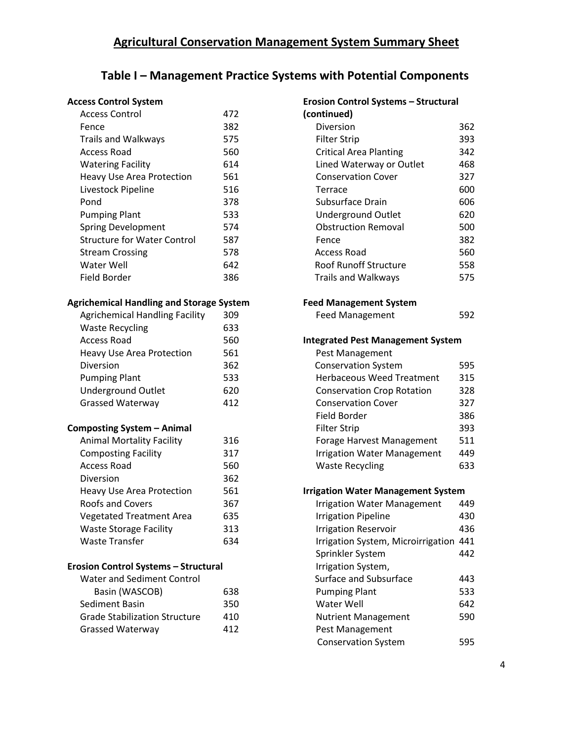# Agricultural Conservation Management System Summary Sheet

## Table I – Management Practice Systems with Potential Components

**Access Control System**

| | |
|---|---|
| Access Control | 472 |
| Fence | 382 |
| Trails and Walkways | 575 |
| Access Road | 560 |
| Watering Facility | 614 |
| Heavy Use Area Protection | 561 |
| Livestock Pipeline | 516 |
| Pond | 378 |
| Pumping Plant | 533 |
| Spring Development | 574 |
| Structure for Water Control | 587 |
| Stream Crossing | 578 |
| Water Well | 642 |
| Field Border | 386 |

**Agrichemical Handling and Storage System**

| | |
|---|---|
| Agrichemical Handling Facility | 309 |
| Waste Recycling | 633 |
| Access Road | 560 |
| Heavy Use Area Protection | 561 |
| Diversion | 362 |
| Pumping Plant | 533 |
| Underground Outlet | 620 |
| Grassed Waterway | 412 |

**Composting System – Animal**

| | |
|---|---|
| Animal Mortality Facility | 316 |
| Composting Facility | 317 |
| Access Road | 560 |
| Diversion | 362 |
| Heavy Use Area Protection | 561 |
| Roofs and Covers | 367 |
| Vegetated Treatment Area | 635 |
| Waste Storage Facility | 313 |
| Waste Transfer | 634 |

**Erosion Control Systems – Structural**

| | |
|---|---|
| Water and Sediment Control Basin (WASCOB) | 638 |
| Sediment Basin | 350 |
| Grade Stabilization Structure | 410 |
| Grassed Waterway | 412 |
| Diversion | 362 |
| Filter Strip | 393 |
| Critical Area Planting | 342 |
| Lined Waterway or Outlet | 468 |
| Conservation Cover | 327 |
| Terrace | 600 |
| Subsurface Drain | 606 |
| Underground Outlet | 620 |
| Obstruction Removal | 500 |
| Fence | 382 |
| Access Road | 560 |
| Roof Runoff Structure | 558 |
| Trails and Walkways | 575 |

**Feed Management System**

| | |
|---|---|
| Feed Management | 592 |

**Integrated Pest Management System**

| | |
|---|---|
| Pest Management Conservation System | 595 |
| Herbaceous Weed Treatment | 315 |
| Conservation Crop Rotation | 328 |
| Conservation Cover | 327 |
| Field Border | 386 |
| Filter Strip | 393 |
| Forage Harvest Management | 511 |
| Irrigation Water Management | 449 |
| Waste Recycling | 633 |

**Irrigation Water Management System**

| | |
|---|---|
| Irrigation Water Management | 449 |
| Irrigation Pipeline | 430 |
| Irrigation Reservoir | 436 |
| Irrigation System, Microirrigation | 441 |
| Sprinkler System | 442 |
| Irrigation System, Surface and Subsurface | 443 |
| Pumping Plant | 533 |
| Water Well | 642 |
| Nutrient Management | 590 |
| Pest Management Conservation System | 595 |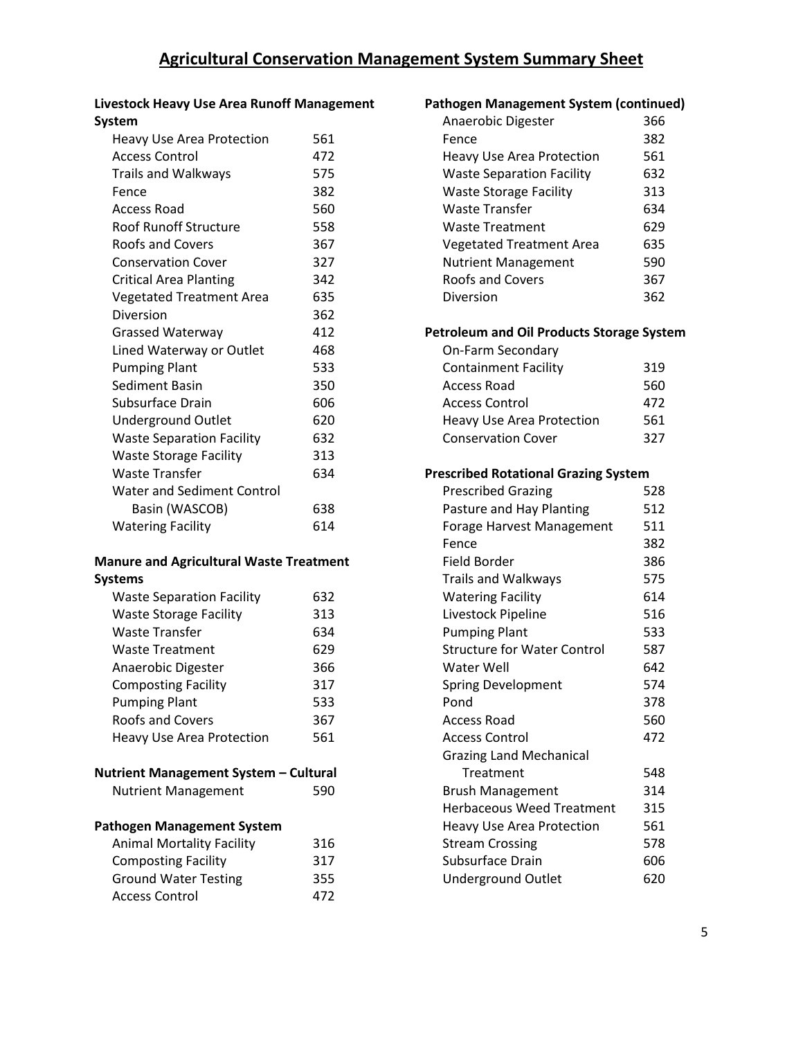# Agricultural Conservation Management System Summary Sheet

**Livestock Heavy Use Area Runoff Management System**

| Practice | Code |
|---|---|
| Heavy Use Area Protection | 561 |
| Access Control | 472 |
| Trails and Walkways | 575 |
| Fence | 382 |
| Access Road | 560 |
| Roof Runoff Structure | 558 |
| Roofs and Covers | 367 |
| Conservation Cover | 327 |
| Critical Area Planting | 342 |
| Vegetated Treatment Area | 635 |
| Diversion | 362 |
| Grassed Waterway | 412 |
| Lined Waterway or Outlet | 468 |
| Pumping Plant | 533 |
| Sediment Basin | 350 |
| Subsurface Drain | 606 |
| Underground Outlet | 620 |
| Waste Separation Facility | 632 |
| Waste Storage Facility | 313 |
| Waste Transfer | 634 |
| Water and Sediment Control Basin (WASCOB) | 638 |
| Watering Facility | 614 |

**Manure and Agricultural Waste Treatment Systems**

| Practice | Code |
|---|---|
| Waste Separation Facility | 632 |
| Waste Storage Facility | 313 |
| Waste Transfer | 634 |
| Waste Treatment | 629 |
| Anaerobic Digester | 366 |
| Composting Facility | 317 |
| Pumping Plant | 533 |
| Roofs and Covers | 367 |
| Heavy Use Area Protection | 561 |

**Nutrient Management System – Cultural**

| Practice | Code |
|---|---|
| Nutrient Management | 590 |

**Pathogen Management System**

| Practice | Code |
|---|---|
| Animal Mortality Facility | 316 |
| Composting Facility | 317 |
| Ground Water Testing | 355 |
| Access Control | 472 |

**Pathogen Management System (continued)**

| Practice | Code |
|---|---|
| Anaerobic Digester | 366 |
| Fence | 382 |
| Heavy Use Area Protection | 561 |
| Waste Separation Facility | 632 |
| Waste Storage Facility | 313 |
| Waste Transfer | 634 |
| Waste Treatment | 629 |
| Vegetated Treatment Area | 635 |
| Nutrient Management | 590 |
| Roofs and Covers | 367 |
| Diversion | 362 |

**Petroleum and Oil Products Storage System**

| Practice | Code |
|---|---|
| On-Farm Secondary Containment Facility | 319 |
| Access Road | 560 |
| Access Control | 472 |
| Heavy Use Area Protection | 561 |
| Conservation Cover | 327 |

**Prescribed Rotational Grazing System**

| Practice | Code |
|---|---|
| Prescribed Grazing | 528 |
| Pasture and Hay Planting | 512 |
| Forage Harvest Management | 511 |
| Fence | 382 |
| Field Border | 386 |
| Trails and Walkways | 575 |
| Watering Facility | 614 |
| Livestock Pipeline | 516 |
| Pumping Plant | 533 |
| Structure for Water Control | 587 |
| Water Well | 642 |
| Spring Development | 574 |
| Pond | 378 |
| Access Road | 560 |
| Access Control | 472 |
| Grazing Land Mechanical Treatment | 548 |
| Brush Management | 314 |
| Herbaceous Weed Treatment | 315 |
| Heavy Use Area Protection | 561 |
| Stream Crossing | 578 |
| Subsurface Drain | 606 |
| Underground Outlet | 620 |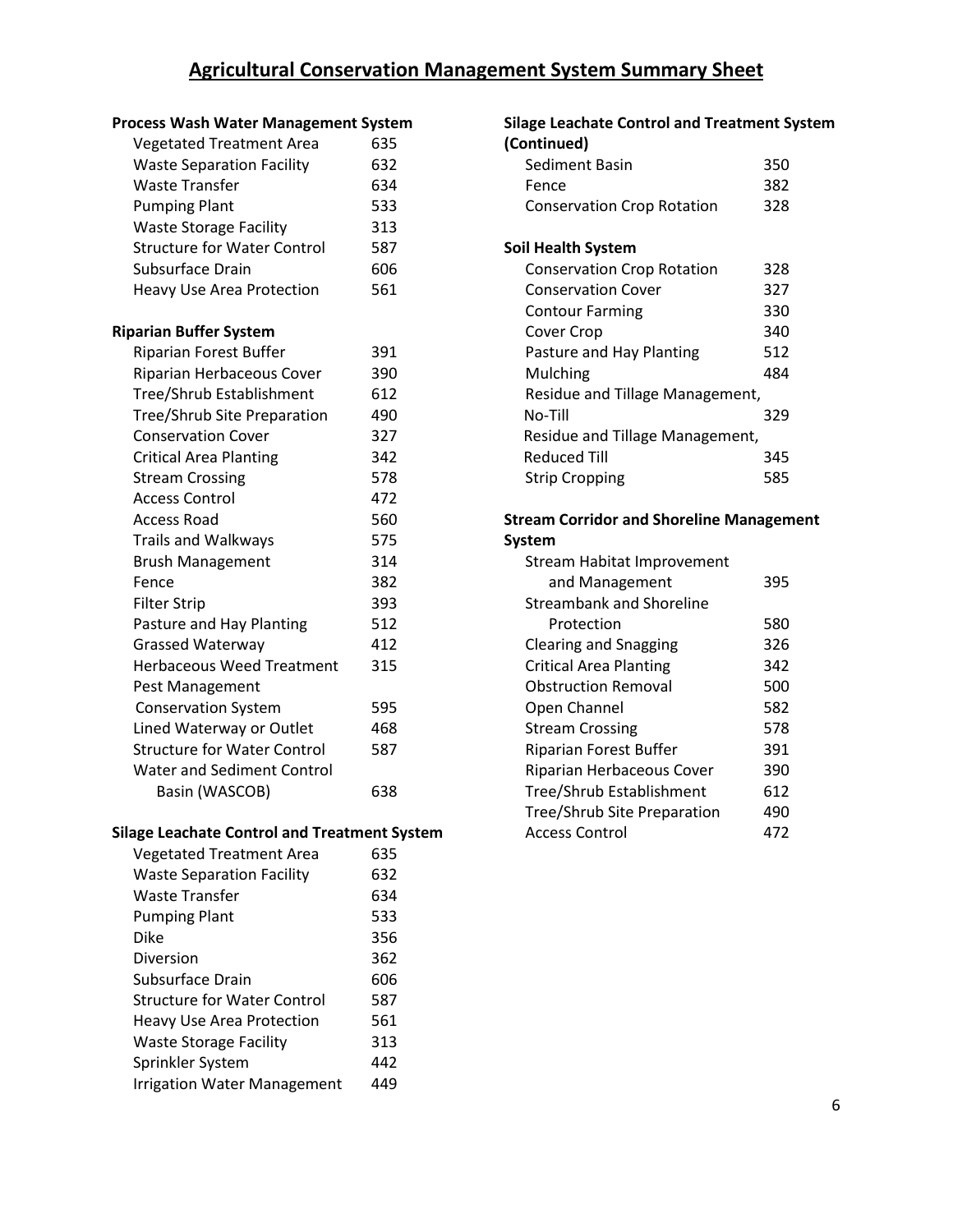# Agricultural Conservation Management System Summary Sheet

**Process Wash Water Management System**

| Practice | Code |
|---|---|
| Vegetated Treatment Area | 635 |
| Waste Separation Facility | 632 |
| Waste Transfer | 634 |
| Pumping Plant | 533 |
| Waste Storage Facility | 313 |
| Structure for Water Control | 587 |
| Subsurface Drain | 606 |
| Heavy Use Area Protection | 561 |

**Riparian Buffer System**

| Practice | Code |
|---|---|
| Riparian Forest Buffer | 391 |
| Riparian Herbaceous Cover | 390 |
| Tree/Shrub Establishment | 612 |
| Tree/Shrub Site Preparation | 490 |
| Conservation Cover | 327 |
| Critical Area Planting | 342 |
| Stream Crossing | 578 |
| Access Control | 472 |
| Access Road | 560 |
| Trails and Walkways | 575 |
| Brush Management | 314 |
| Fence | 382 |
| Filter Strip | 393 |
| Pasture and Hay Planting | 512 |
| Grassed Waterway | 412 |
| Herbaceous Weed Treatment | 315 |
| Pest Management Conservation System | 595 |
| Lined Waterway or Outlet | 468 |
| Structure for Water Control | 587 |
| Water and Sediment Control Basin (WASCOB) | 638 |

**Silage Leachate Control and Treatment System**

| Practice | Code |
|---|---|
| Vegetated Treatment Area | 635 |
| Waste Separation Facility | 632 |
| Waste Transfer | 634 |
| Pumping Plant | 533 |
| Dike | 356 |
| Diversion | 362 |
| Subsurface Drain | 606 |
| Structure for Water Control | 587 |
| Heavy Use Area Protection | 561 |
| Waste Storage Facility | 313 |
| Sprinkler System | 442 |
| Irrigation Water Management | 449 |

**Silage Leachate Control and Treatment System (Continued)**

| Practice | Code |
|---|---|
| Sediment Basin | 350 |
| Fence | 382 |
| Conservation Crop Rotation | 328 |

**Soil Health System**

| Practice | Code |
|---|---|
| Conservation Crop Rotation | 328 |
| Conservation Cover | 327 |
| Contour Farming | 330 |
| Cover Crop | 340 |
| Pasture and Hay Planting | 512 |
| Mulching | 484 |
| Residue and Tillage Management, No-Till | 329 |
| Residue and Tillage Management, Reduced Till | 345 |
| Strip Cropping | 585 |

**Stream Corridor and Shoreline Management System**

| Practice | Code |
|---|---|
| Stream Habitat Improvement and Management | 395 |
| Streambank and Shoreline Protection | 580 |
| Clearing and Snagging | 326 |
| Critical Area Planting | 342 |
| Obstruction Removal | 500 |
| Open Channel | 582 |
| Stream Crossing | 578 |
| Riparian Forest Buffer | 391 |
| Riparian Herbaceous Cover | 390 |
| Tree/Shrub Establishment | 612 |
| Tree/Shrub Site Preparation | 490 |
| Access Control | 472 |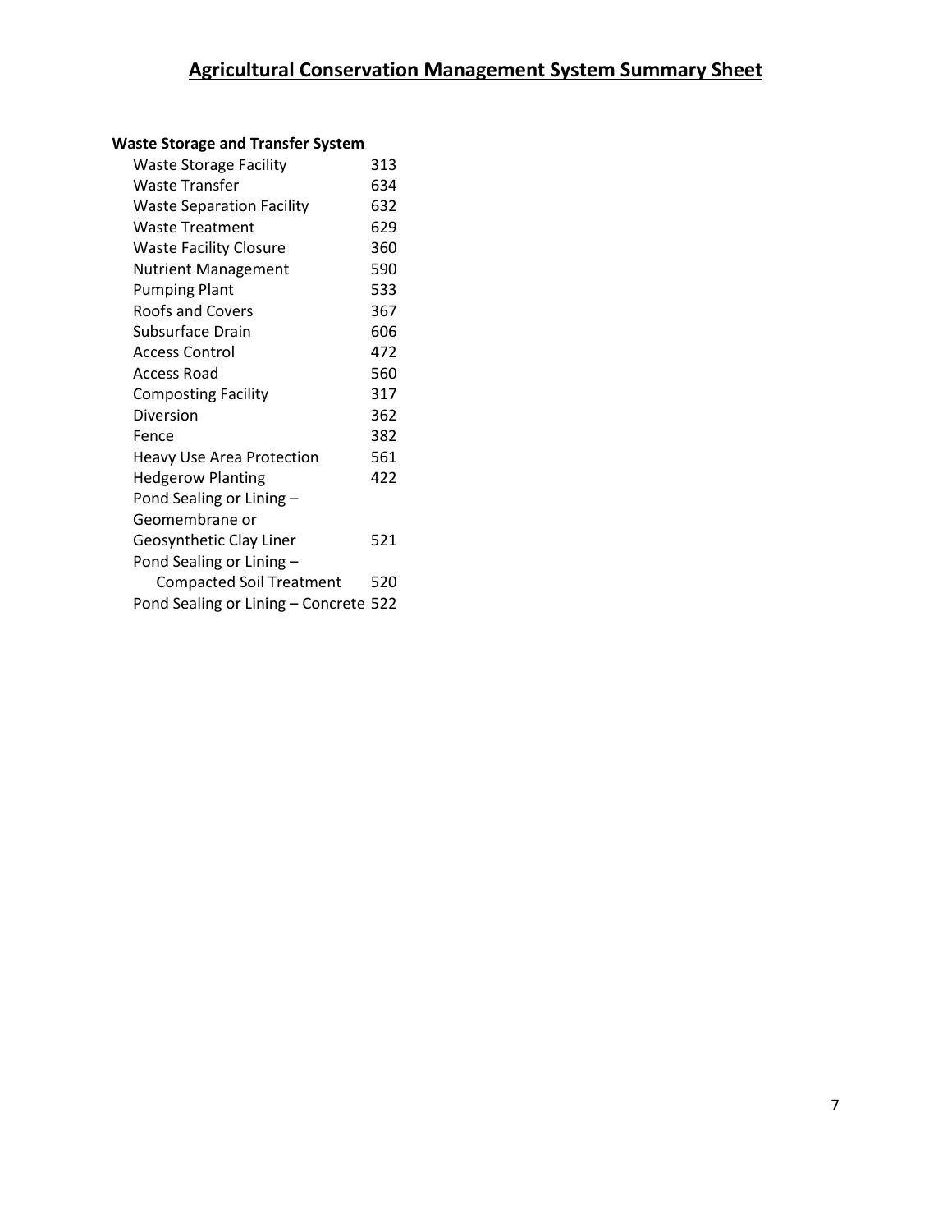# Agricultural Conservation Management System Summary Sheet

**Waste Storage and Transfer System**

| Practice | Code |
| --- | --- |
| Waste Storage Facility | 313 |
| Waste Transfer | 634 |
| Waste Separation Facility | 632 |
| Waste Treatment | 629 |
| Waste Facility Closure | 360 |
| Nutrient Management | 590 |
| Pumping Plant | 533 |
| Roofs and Covers | 367 |
| Subsurface Drain | 606 |
| Access Control | 472 |
| Access Road | 560 |
| Composting Facility | 317 |
| Diversion | 362 |
| Fence | 382 |
| Heavy Use Area Protection | 561 |
| Hedgerow Planting | 422 |
| Pond Sealing or Lining – Geomembrane or Geosynthetic Clay Liner | 521 |
| Pond Sealing or Lining – Compacted Soil Treatment | 520 |
| Pond Sealing or Lining – Concrete | 522 |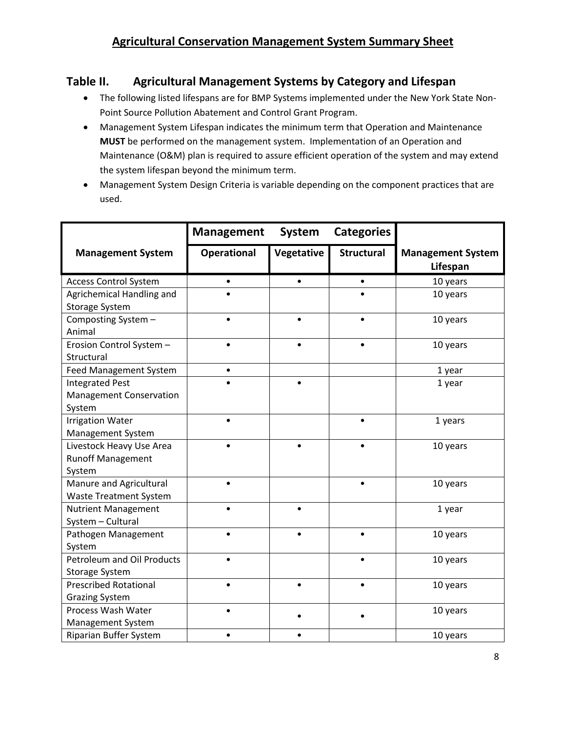## Agricultural Conservation Management System Summary Sheet

### Table II. Agricultural Management Systems by Category and Lifespan

- The following listed lifespans are for BMP Systems implemented under the New York State Non-Point Source Pollution Abatement and Control Grant Program.
- Management System Lifespan indicates the minimum term that Operation and Maintenance **MUST** be performed on the management system. Implementation of an Operation and Maintenance (O&M) plan is required to assure efficient operation of the system and may extend the system lifespan beyond the minimum term.
- Management System Design Criteria is variable depending on the component practices that are used.

| Management System | Management System Categories | | | Management System Lifespan |
|---|---|---|---|---|
| | Operational | Vegetative | Structural | |
| Access Control System | • | • | • | 10 years |
| Agrichemical Handling and Storage System | • | | • | 10 years |
| Composting System – Animal | • | • | • | 10 years |
| Erosion Control System – Structural | • | • | • | 10 years |
| Feed Management System | • | | | 1 year |
| Integrated Pest Management Conservation System | • | • | | 1 year |
| Irrigation Water Management System | • | | • | 1 years |
| Livestock Heavy Use Area Runoff Management System | • | • | • | 10 years |
| Manure and Agricultural Waste Treatment System | • | | • | 10 years |
| Nutrient Management System – Cultural | • | • | | 1 year |
| Pathogen Management System | • | • | • | 10 years |
| Petroleum and Oil Products Storage System | • | | • | 10 years |
| Prescribed Rotational Grazing System | • | • | • | 10 years |
| Process Wash Water Management System | • | • | • | 10 years |
| Riparian Buffer System | • | • | | 10 years |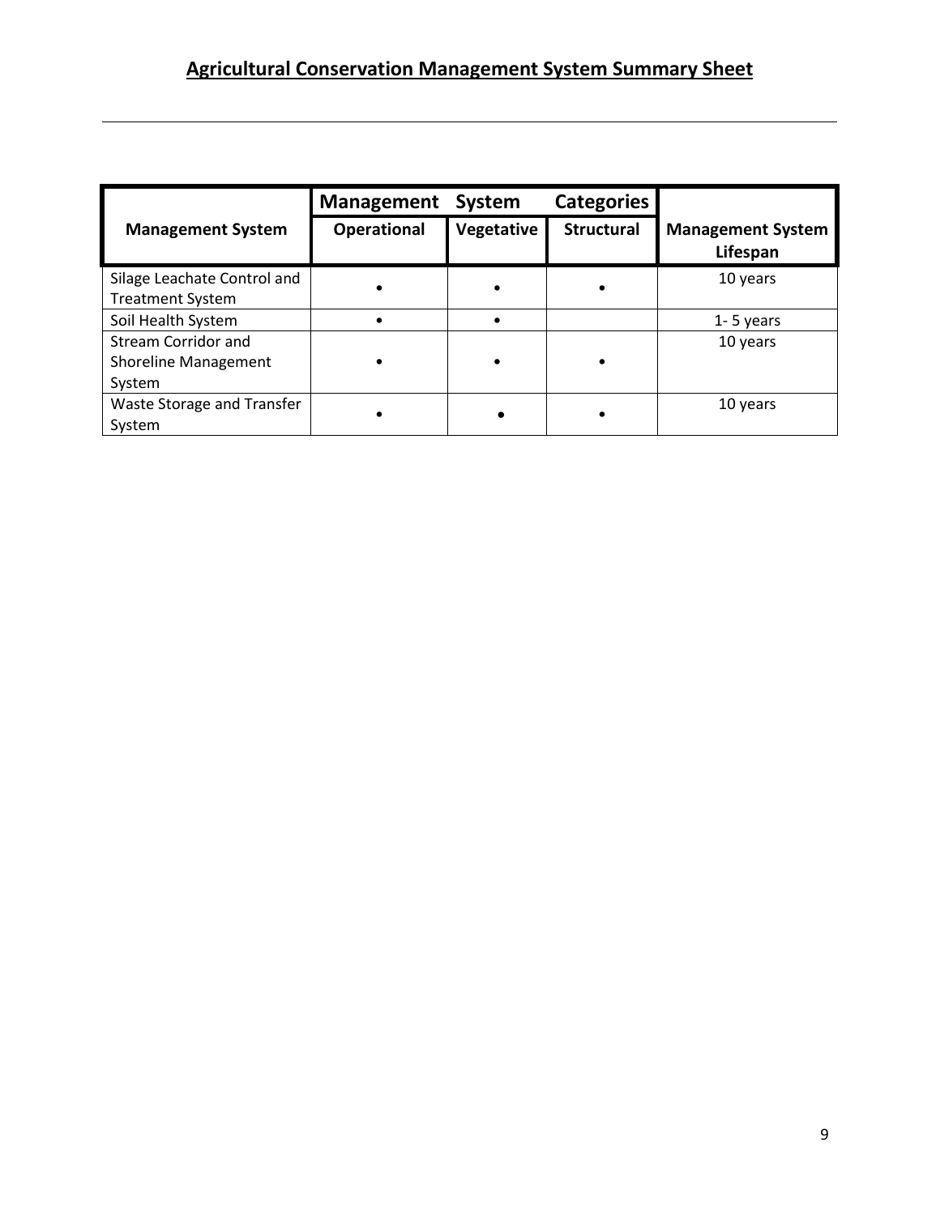## Agricultural Conservation Management System Summary Sheet

| Management System | Management System Categories | | | Management System Lifespan |
|---|---|---|---|---|
| | Operational | Vegetative | Structural | |
| Silage Leachate Control and Treatment System | • | • | • | 10 years |
| Soil Health System | • | • | | 1- 5 years |
| Stream Corridor and Shoreline Management System | • | • | • | 10 years |
| Waste Storage and Transfer System | • | • | • | 10 years |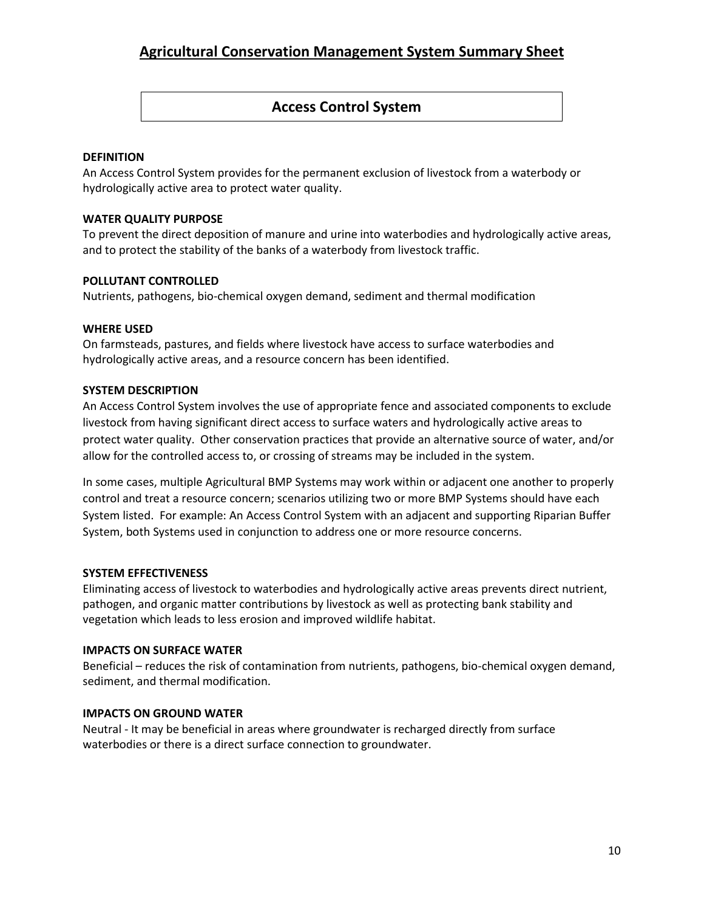# Agricultural Conservation Management System Summary Sheet

## Access Control System

**DEFINITION**

An Access Control System provides for the permanent exclusion of livestock from a waterbody or hydrologically active area to protect water quality.

**WATER QUALITY PURPOSE**

To prevent the direct deposition of manure and urine into waterbodies and hydrologically active areas, and to protect the stability of the banks of a waterbody from livestock traffic.

**POLLUTANT CONTROLLED**

Nutrients, pathogens, bio-chemical oxygen demand, sediment and thermal modification

**WHERE USED**

On farmsteads, pastures, and fields where livestock have access to surface waterbodies and hydrologically active areas, and a resource concern has been identified.

**SYSTEM DESCRIPTION**

An Access Control System involves the use of appropriate fence and associated components to exclude livestock from having significant direct access to surface waters and hydrologically active areas to protect water quality. Other conservation practices that provide an alternative source of water, and/or allow for the controlled access to, or crossing of streams may be included in the system.

In some cases, multiple Agricultural BMP Systems may work within or adjacent one another to properly control and treat a resource concern; scenarios utilizing two or more BMP Systems should have each System listed. For example: An Access Control System with an adjacent and supporting Riparian Buffer System, both Systems used in conjunction to address one or more resource concerns.

**SYSTEM EFFECTIVENESS**

Eliminating access of livestock to waterbodies and hydrologically active areas prevents direct nutrient, pathogen, and organic matter contributions by livestock as well as protecting bank stability and vegetation which leads to less erosion and improved wildlife habitat.

**IMPACTS ON SURFACE WATER**

Beneficial – reduces the risk of contamination from nutrients, pathogens, bio-chemical oxygen demand, sediment, and thermal modification.

**IMPACTS ON GROUND WATER**

Neutral - It may be beneficial in areas where groundwater is recharged directly from surface waterbodies or there is a direct surface connection to groundwater.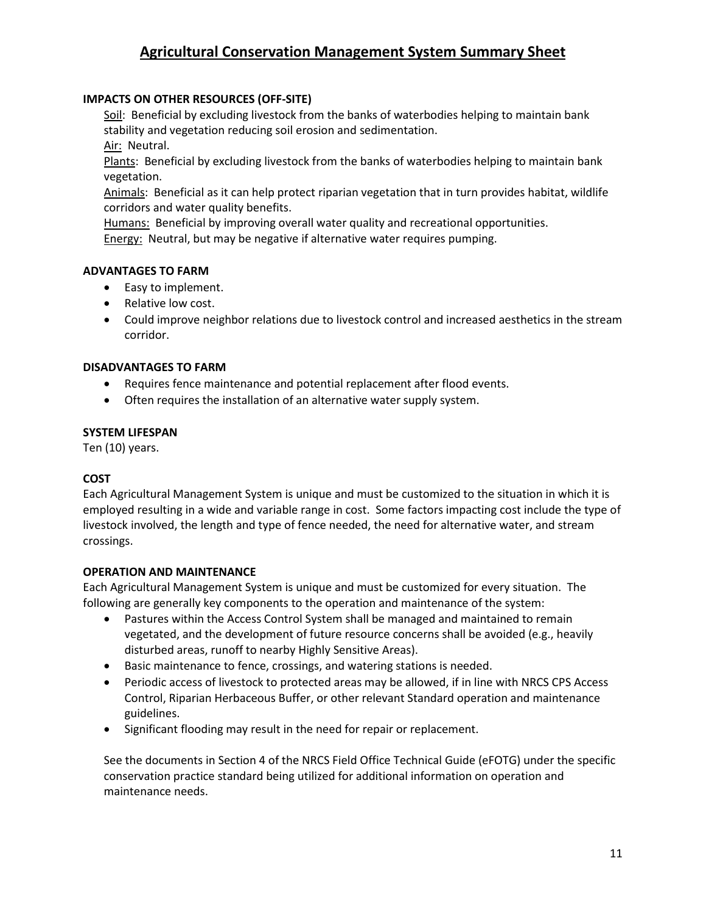# Agricultural Conservation Management System Summary Sheet

**IMPACTS ON OTHER RESOURCES (OFF-SITE)**

Soil: Beneficial by excluding livestock from the banks of waterbodies helping to maintain bank stability and vegetation reducing soil erosion and sedimentation.

Air: Neutral.

Plants: Beneficial by excluding livestock from the banks of waterbodies helping to maintain bank vegetation.

Animals: Beneficial as it can help protect riparian vegetation that in turn provides habitat, wildlife corridors and water quality benefits.

Humans: Beneficial by improving overall water quality and recreational opportunities.

Energy: Neutral, but may be negative if alternative water requires pumping.

**ADVANTAGES TO FARM**

- Easy to implement.
- Relative low cost.
- Could improve neighbor relations due to livestock control and increased aesthetics in the stream corridor.

**DISADVANTAGES TO FARM**

- Requires fence maintenance and potential replacement after flood events.
- Often requires the installation of an alternative water supply system.

**SYSTEM LIFESPAN**

Ten (10) years.

**COST**

Each Agricultural Management System is unique and must be customized to the situation in which it is employed resulting in a wide and variable range in cost. Some factors impacting cost include the type of livestock involved, the length and type of fence needed, the need for alternative water, and stream crossings.

**OPERATION AND MAINTENANCE**

Each Agricultural Management System is unique and must be customized for every situation. The following are generally key components to the operation and maintenance of the system:

- Pastures within the Access Control System shall be managed and maintained to remain vegetated, and the development of future resource concerns shall be avoided (e.g., heavily disturbed areas, runoff to nearby Highly Sensitive Areas).
- Basic maintenance to fence, crossings, and watering stations is needed.
- Periodic access of livestock to protected areas may be allowed, if in line with NRCS CPS Access Control, Riparian Herbaceous Buffer, or other relevant Standard operation and maintenance guidelines.
- Significant flooding may result in the need for repair or replacement.

See the documents in Section 4 of the NRCS Field Office Technical Guide (eFOTG) under the specific conservation practice standard being utilized for additional information on operation and maintenance needs.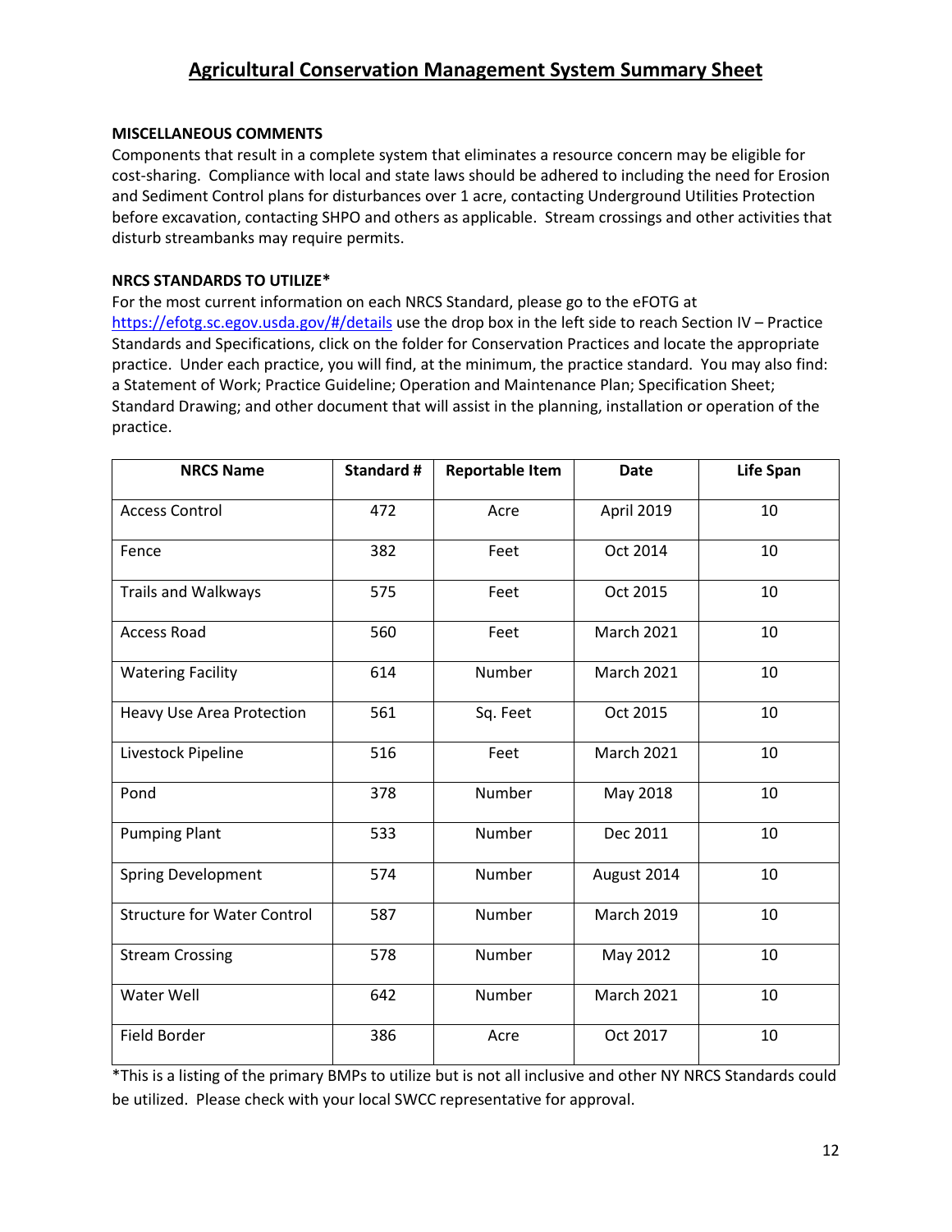# Agricultural Conservation Management System Summary Sheet

**MISCELLANEOUS COMMENTS**

Components that result in a complete system that eliminates a resource concern may be eligible for cost-sharing. Compliance with local and state laws should be adhered to including the need for Erosion and Sediment Control plans for disturbances over 1 acre, contacting Underground Utilities Protection before excavation, contacting SHPO and others as applicable. Stream crossings and other activities that disturb streambanks may require permits.

**NRCS STANDARDS TO UTILIZE***

For the most current information on each NRCS Standard, please go to the eFOTG at https://efotg.sc.egov.usda.gov/#/details use the drop box in the left side to reach Section IV – Practice Standards and Specifications, click on the folder for Conservation Practices and locate the appropriate practice. Under each practice, you will find, at the minimum, the practice standard. You may also find: a Statement of Work; Practice Guideline; Operation and Maintenance Plan; Specification Sheet; Standard Drawing; and other document that will assist in the planning, installation or operation of the practice.

| NRCS Name | Standard # | Reportable Item | Date | Life Span |
|---|---|---|---|---|
| Access Control | 472 | Acre | April 2019 | 10 |
| Fence | 382 | Feet | Oct 2014 | 10 |
| Trails and Walkways | 575 | Feet | Oct 2015 | 10 |
| Access Road | 560 | Feet | March 2021 | 10 |
| Watering Facility | 614 | Number | March 2021 | 10 |
| Heavy Use Area Protection | 561 | Sq. Feet | Oct 2015 | 10 |
| Livestock Pipeline | 516 | Feet | March 2021 | 10 |
| Pond | 378 | Number | May 2018 | 10 |
| Pumping Plant | 533 | Number | Dec 2011 | 10 |
| Spring Development | 574 | Number | August 2014 | 10 |
| Structure for Water Control | 587 | Number | March 2019 | 10 |
| Stream Crossing | 578 | Number | May 2012 | 10 |
| Water Well | 642 | Number | March 2021 | 10 |
| Field Border | 386 | Acre | Oct 2017 | 10 |

*This is a listing of the primary BMPs to utilize but is not all inclusive and other NY NRCS Standards could be utilized. Please check with your local SWCC representative for approval.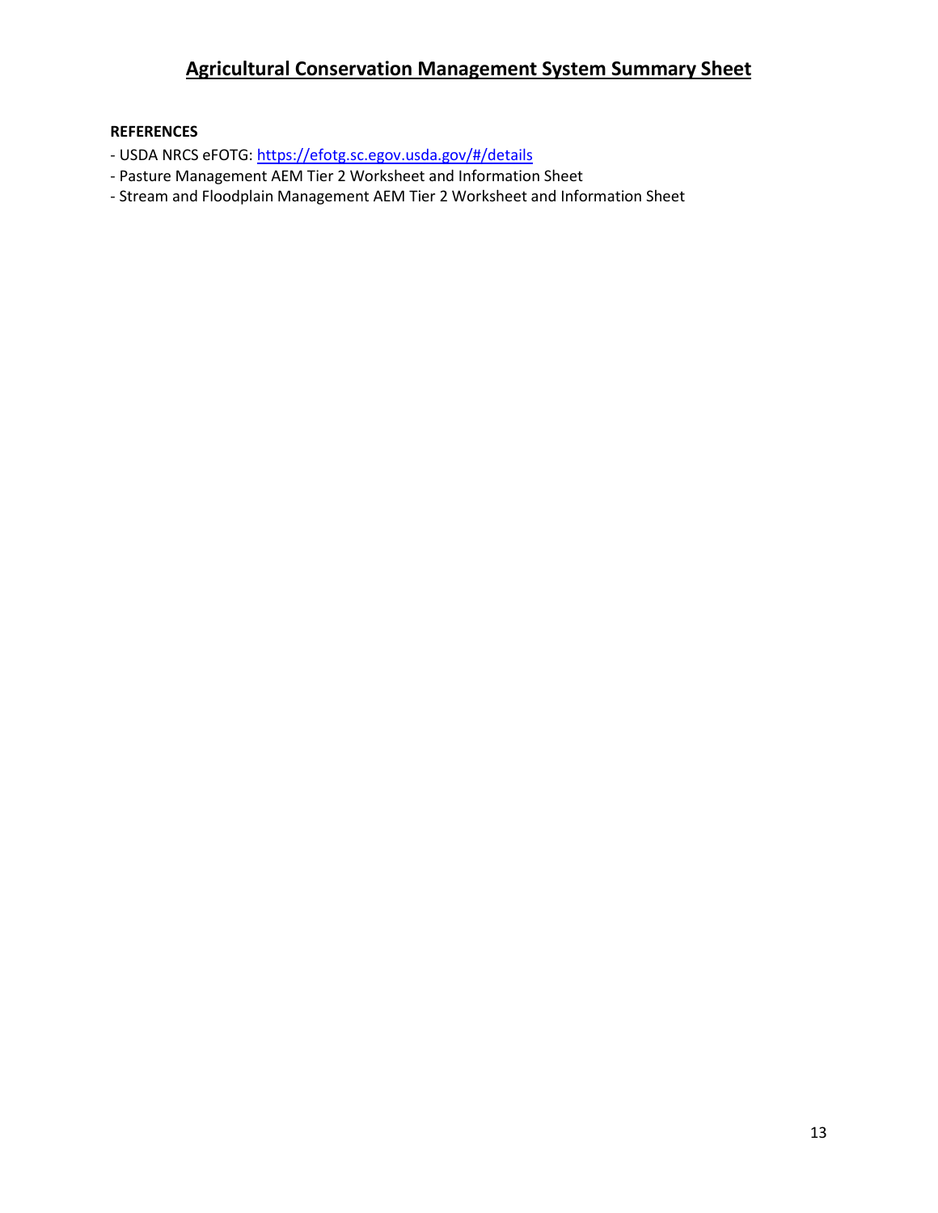# Agricultural Conservation Management System Summary Sheet

**REFERENCES**

- USDA NRCS eFOTG: [https://efotg.sc.egov.usda.gov/#/details](https://efotg.sc.egov.usda.gov/#/details)
- Pasture Management AEM Tier 2 Worksheet and Information Sheet
- Stream and Floodplain Management AEM Tier 2 Worksheet and Information Sheet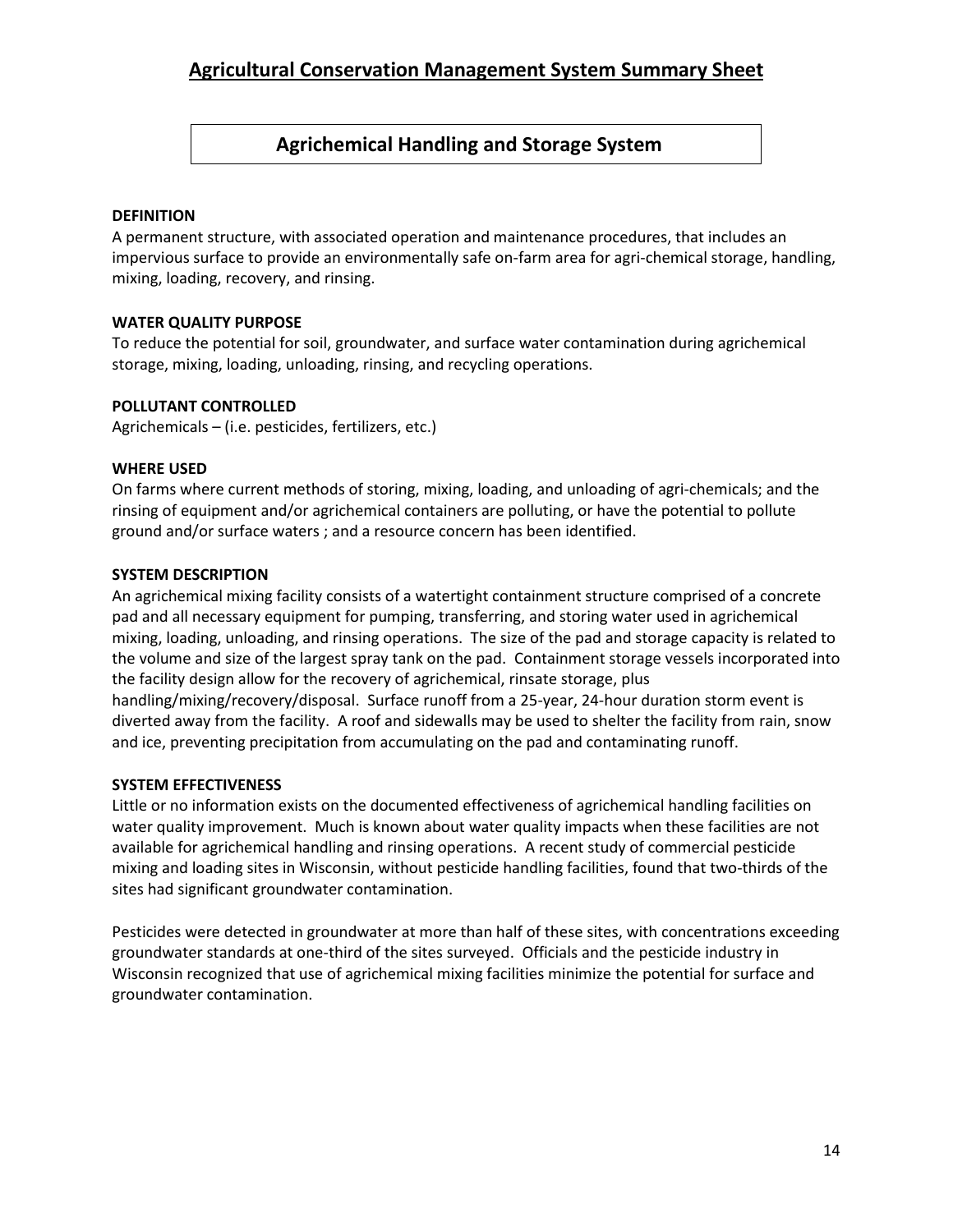# Agricultural Conservation Management System Summary Sheet

## Agrichemical Handling and Storage System

**DEFINITION**

A permanent structure, with associated operation and maintenance procedures, that includes an impervious surface to provide an environmentally safe on-farm area for agri-chemical storage, handling, mixing, loading, recovery, and rinsing.

**WATER QUALITY PURPOSE**

To reduce the potential for soil, groundwater, and surface water contamination during agrichemical storage, mixing, loading, unloading, rinsing, and recycling operations.

**POLLUTANT CONTROLLED**

Agrichemicals – (i.e. pesticides, fertilizers, etc.)

**WHERE USED**

On farms where current methods of storing, mixing, loading, and unloading of agri-chemicals; and the rinsing of equipment and/or agrichemical containers are polluting, or have the potential to pollute ground and/or surface waters ; and a resource concern has been identified.

**SYSTEM DESCRIPTION**

An agrichemical mixing facility consists of a watertight containment structure comprised of a concrete pad and all necessary equipment for pumping, transferring, and storing water used in agrichemical mixing, loading, unloading, and rinsing operations. The size of the pad and storage capacity is related to the volume and size of the largest spray tank on the pad. Containment storage vessels incorporated into the facility design allow for the recovery of agrichemical, rinsate storage, plus handling/mixing/recovery/disposal. Surface runoff from a 25-year, 24-hour duration storm event is diverted away from the facility. A roof and sidewalls may be used to shelter the facility from rain, snow and ice, preventing precipitation from accumulating on the pad and contaminating runoff.

**SYSTEM EFFECTIVENESS**

Little or no information exists on the documented effectiveness of agrichemical handling facilities on water quality improvement. Much is known about water quality impacts when these facilities are not available for agrichemical handling and rinsing operations. A recent study of commercial pesticide mixing and loading sites in Wisconsin, without pesticide handling facilities, found that two-thirds of the sites had significant groundwater contamination.

Pesticides were detected in groundwater at more than half of these sites, with concentrations exceeding groundwater standards at one-third of the sites surveyed. Officials and the pesticide industry in Wisconsin recognized that use of agrichemical mixing facilities minimize the potential for surface and groundwater contamination.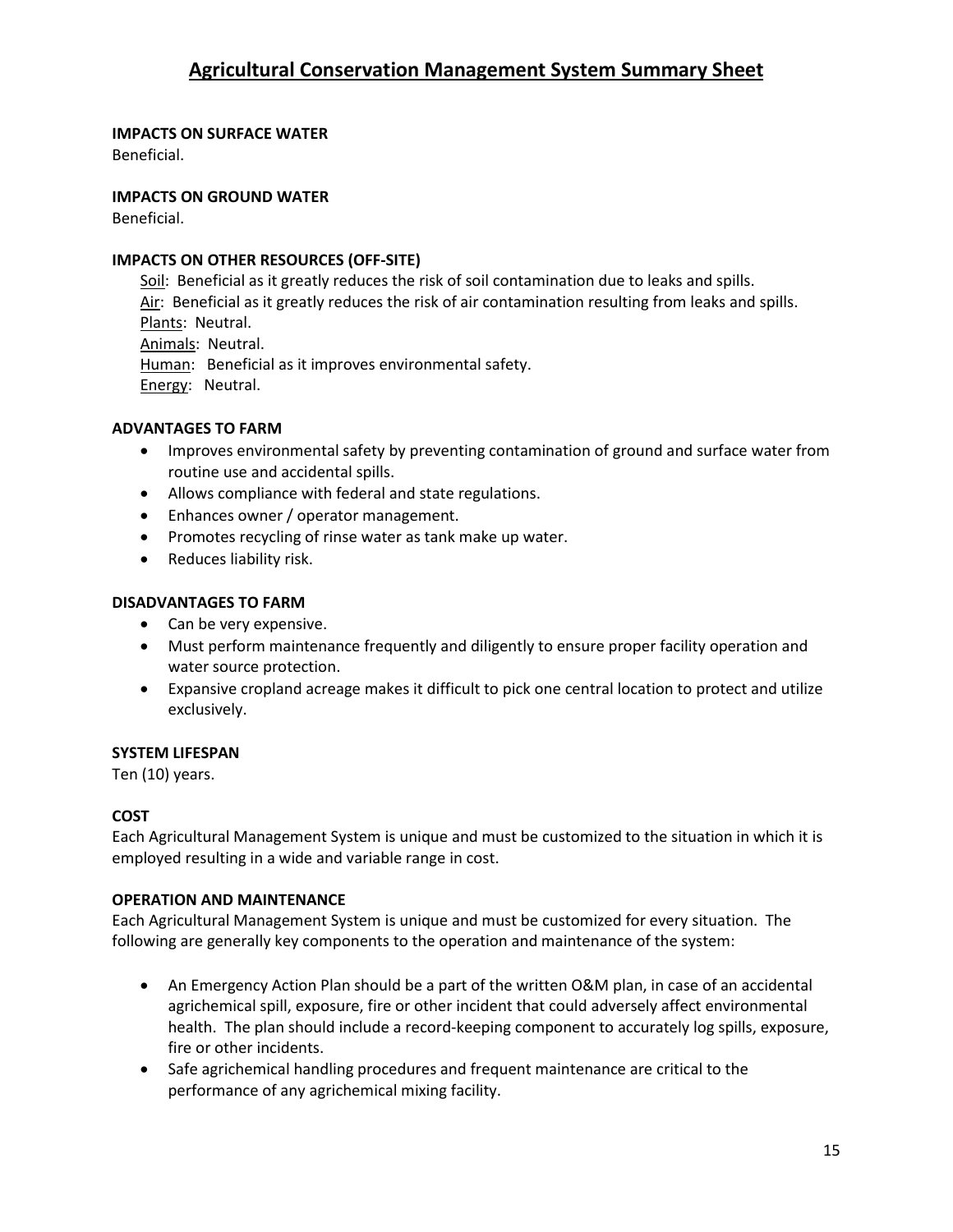# Agricultural Conservation Management System Summary Sheet

**IMPACTS ON SURFACE WATER**
Beneficial.

**IMPACTS ON GROUND WATER**
Beneficial.

**IMPACTS ON OTHER RESOURCES (OFF-SITE)**

Soil: Beneficial as it greatly reduces the risk of soil contamination due to leaks and spills.
Air: Beneficial as it greatly reduces the risk of air contamination resulting from leaks and spills.
Plants: Neutral.
Animals: Neutral.
Human: Beneficial as it improves environmental safety.
Energy: Neutral.

**ADVANTAGES TO FARM**

- Improves environmental safety by preventing contamination of ground and surface water from routine use and accidental spills.
- Allows compliance with federal and state regulations.
- Enhances owner / operator management.
- Promotes recycling of rinse water as tank make up water.
- Reduces liability risk.

**DISADVANTAGES TO FARM**

- Can be very expensive.
- Must perform maintenance frequently and diligently to ensure proper facility operation and water source protection.
- Expansive cropland acreage makes it difficult to pick one central location to protect and utilize exclusively.

**SYSTEM LIFESPAN**
Ten (10) years.

**COST**
Each Agricultural Management System is unique and must be customized to the situation in which it is employed resulting in a wide and variable range in cost.

**OPERATION AND MAINTENANCE**
Each Agricultural Management System is unique and must be customized for every situation. The following are generally key components to the operation and maintenance of the system:

- An Emergency Action Plan should be a part of the written O&M plan, in case of an accidental agrichemical spill, exposure, fire or other incident that could adversely affect environmental health. The plan should include a record-keeping component to accurately log spills, exposure, fire or other incidents.
- Safe agrichemical handling procedures and frequent maintenance are critical to the performance of any agrichemical mixing facility.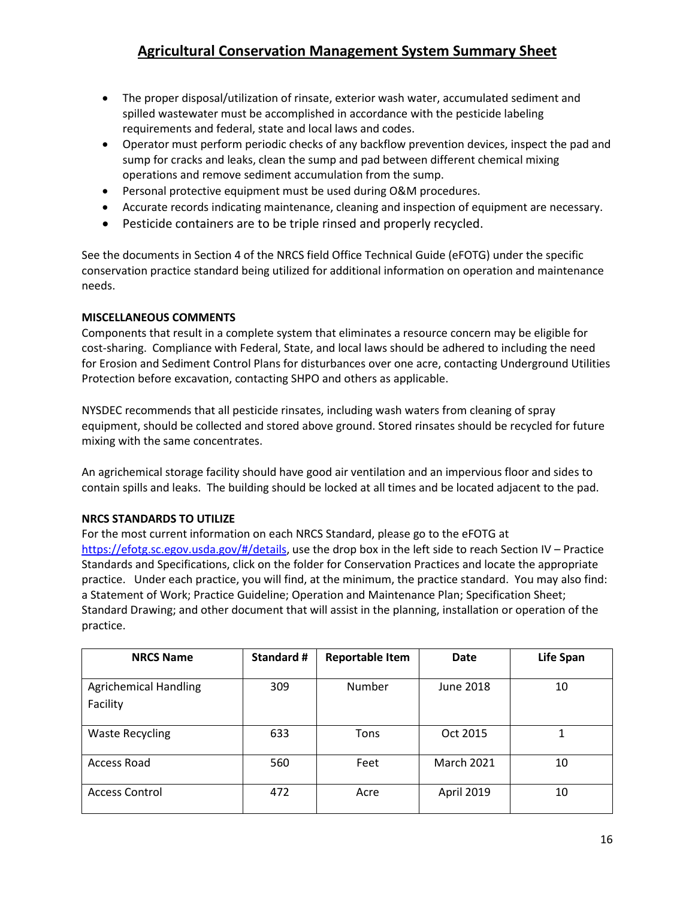## Agricultural Conservation Management System Summary Sheet

- The proper disposal/utilization of rinsate, exterior wash water, accumulated sediment and spilled wastewater must be accomplished in accordance with the pesticide labeling requirements and federal, state and local laws and codes.
- Operator must perform periodic checks of any backflow prevention devices, inspect the pad and sump for cracks and leaks, clean the sump and pad between different chemical mixing operations and remove sediment accumulation from the sump.
- Personal protective equipment must be used during O&M procedures.
- Accurate records indicating maintenance, cleaning and inspection of equipment are necessary.
- Pesticide containers are to be triple rinsed and properly recycled.

See the documents in Section 4 of the NRCS field Office Technical Guide (eFOTG) under the specific conservation practice standard being utilized for additional information on operation and maintenance needs.

**MISCELLANEOUS COMMENTS**

Components that result in a complete system that eliminates a resource concern may be eligible for cost-sharing. Compliance with Federal, State, and local laws should be adhered to including the need for Erosion and Sediment Control Plans for disturbances over one acre, contacting Underground Utilities Protection before excavation, contacting SHPO and others as applicable.

NYSDEC recommends that all pesticide rinsates, including wash waters from cleaning of spray equipment, should be collected and stored above ground. Stored rinsates should be recycled for future mixing with the same concentrates.

An agrichemical storage facility should have good air ventilation and an impervious floor and sides to contain spills and leaks. The building should be locked at all times and be located adjacent to the pad.

**NRCS STANDARDS TO UTILIZE**

For the most current information on each NRCS Standard, please go to the eFOTG at https://efotg.sc.egov.usda.gov/#/details, use the drop box in the left side to reach Section IV – Practice Standards and Specifications, click on the folder for Conservation Practices and locate the appropriate practice. Under each practice, you will find, at the minimum, the practice standard. You may also find: a Statement of Work; Practice Guideline; Operation and Maintenance Plan; Specification Sheet; Standard Drawing; and other document that will assist in the planning, installation or operation of the practice.

| NRCS Name | Standard # | Reportable Item | Date | Life Span |
|---|---|---|---|---|
| Agrichemical Handling Facility | 309 | Number | June 2018 | 10 |
| Waste Recycling | 633 | Tons | Oct 2015 | 1 |
| Access Road | 560 | Feet | March 2021 | 10 |
| Access Control | 472 | Acre | April 2019 | 10 |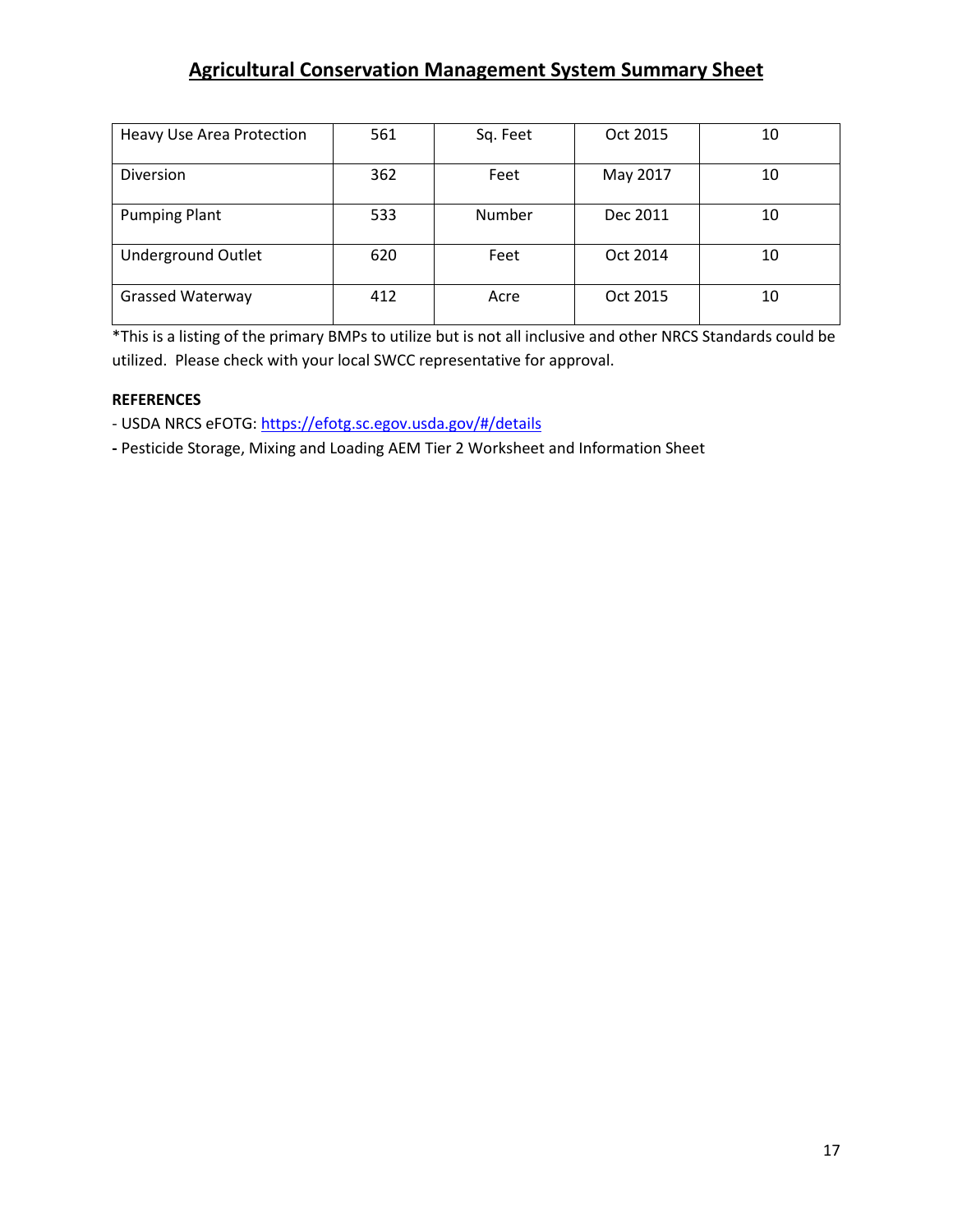## Agricultural Conservation Management System Summary Sheet

| Heavy Use Area Protection | 561 | Sq. Feet | Oct 2015 | 10 |
|---|---|---|---|---|
| Diversion | 362 | Feet | May 2017 | 10 |
| Pumping Plant | 533 | Number | Dec 2011 | 10 |
| Underground Outlet | 620 | Feet | Oct 2014 | 10 |
| Grassed Waterway | 412 | Acre | Oct 2015 | 10 |

*This is a listing of the primary BMPs to utilize but is not all inclusive and other NRCS Standards could be utilized. Please check with your local SWCC representative for approval.

**REFERENCES**

- USDA NRCS eFOTG: https://efotg.sc.egov.usda.gov/#/details
- Pesticide Storage, Mixing and Loading AEM Tier 2 Worksheet and Information Sheet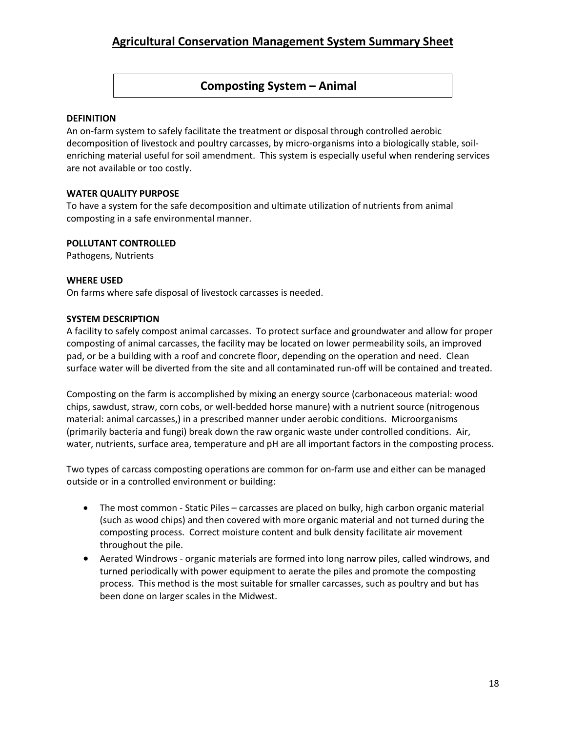# Agricultural Conservation Management System Summary Sheet

## Composting System – Animal

**DEFINITION**
An on-farm system to safely facilitate the treatment or disposal through controlled aerobic decomposition of livestock and poultry carcasses, by micro-organisms into a biologically stable, soil-enriching material useful for soil amendment. This system is especially useful when rendering services are not available or too costly.

**WATER QUALITY PURPOSE**
To have a system for the safe decomposition and ultimate utilization of nutrients from animal composting in a safe environmental manner.

**POLLUTANT CONTROLLED**
Pathogens, Nutrients

**WHERE USED**
On farms where safe disposal of livestock carcasses is needed.

**SYSTEM DESCRIPTION**
A facility to safely compost animal carcasses. To protect surface and groundwater and allow for proper composting of animal carcasses, the facility may be located on lower permeability soils, an improved pad, or be a building with a roof and concrete floor, depending on the operation and need. Clean surface water will be diverted from the site and all contaminated run-off will be contained and treated.

Composting on the farm is accomplished by mixing an energy source (carbonaceous material: wood chips, sawdust, straw, corn cobs, or well-bedded horse manure) with a nutrient source (nitrogenous material: animal carcasses,) in a prescribed manner under aerobic conditions. Microorganisms (primarily bacteria and fungi) break down the raw organic waste under controlled conditions. Air, water, nutrients, surface area, temperature and pH are all important factors in the composting process.

Two types of carcass composting operations are common for on-farm use and either can be managed outside or in a controlled environment or building:

- The most common - Static Piles – carcasses are placed on bulky, high carbon organic material (such as wood chips) and then covered with more organic material and not turned during the composting process. Correct moisture content and bulk density facilitate air movement throughout the pile.
- Aerated Windrows - organic materials are formed into long narrow piles, called windrows, and turned periodically with power equipment to aerate the piles and promote the composting process. This method is the most suitable for smaller carcasses, such as poultry and but has been done on larger scales in the Midwest.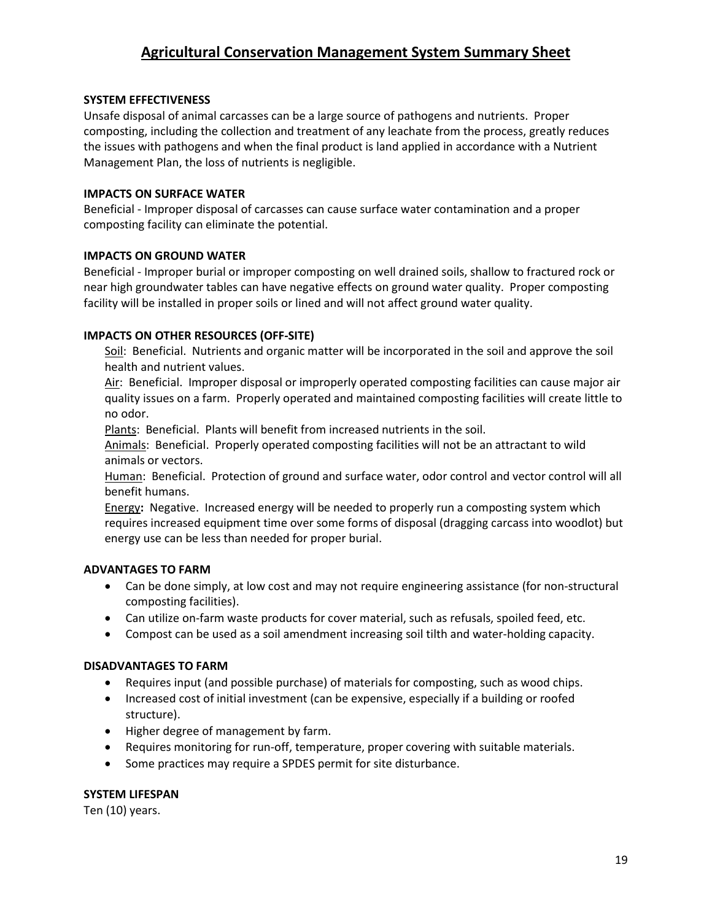# Agricultural Conservation Management System Summary Sheet

**SYSTEM EFFECTIVENESS**

Unsafe disposal of animal carcasses can be a large source of pathogens and nutrients. Proper composting, including the collection and treatment of any leachate from the process, greatly reduces the issues with pathogens and when the final product is land applied in accordance with a Nutrient Management Plan, the loss of nutrients is negligible.

**IMPACTS ON SURFACE WATER**

Beneficial - Improper disposal of carcasses can cause surface water contamination and a proper composting facility can eliminate the potential.

**IMPACTS ON GROUND WATER**

Beneficial - Improper burial or improper composting on well drained soils, shallow to fractured rock or near high groundwater tables can have negative effects on ground water quality. Proper composting facility will be installed in proper soils or lined and will not affect ground water quality.

**IMPACTS ON OTHER RESOURCES (OFF-SITE)**

Soil: Beneficial. Nutrients and organic matter will be incorporated in the soil and approve the soil health and nutrient values.

Air: Beneficial. Improper disposal or improperly operated composting facilities can cause major air quality issues on a farm. Properly operated and maintained composting facilities will create little to no odor.

Plants: Beneficial. Plants will benefit from increased nutrients in the soil.

Animals: Beneficial. Properly operated composting facilities will not be an attractant to wild animals or vectors.

Human: Beneficial. Protection of ground and surface water, odor control and vector control will all benefit humans.

Energy**:** Negative. Increased energy will be needed to properly run a composting system which requires increased equipment time over some forms of disposal (dragging carcass into woodlot) but energy use can be less than needed for proper burial.

**ADVANTAGES TO FARM**

- Can be done simply, at low cost and may not require engineering assistance (for non-structural composting facilities).
- Can utilize on-farm waste products for cover material, such as refusals, spoiled feed, etc.
- Compost can be used as a soil amendment increasing soil tilth and water-holding capacity.

**DISADVANTAGES TO FARM**

- Requires input (and possible purchase) of materials for composting, such as wood chips.
- Increased cost of initial investment (can be expensive, especially if a building or roofed structure).
- Higher degree of management by farm.
- Requires monitoring for run-off, temperature, proper covering with suitable materials.
- Some practices may require a SPDES permit for site disturbance.

**SYSTEM LIFESPAN**

Ten (10) years.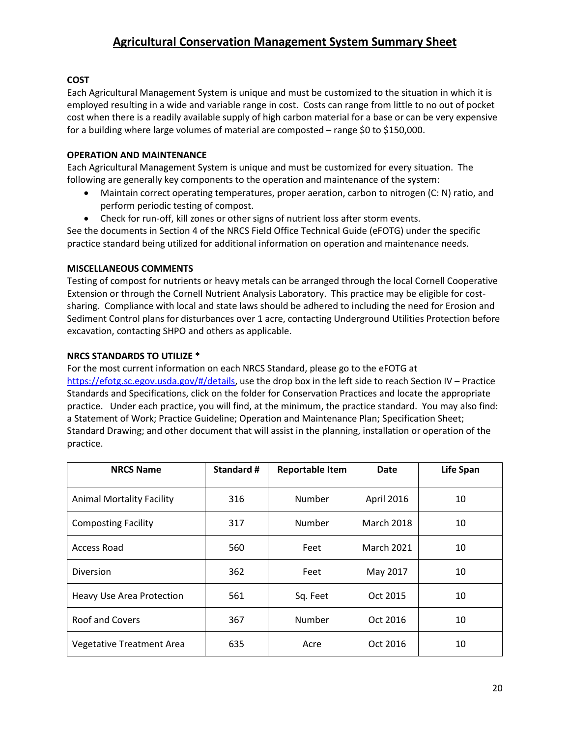# Agricultural Conservation Management System Summary Sheet

**COST**

Each Agricultural Management System is unique and must be customized to the situation in which it is employed resulting in a wide and variable range in cost. Costs can range from little to no out of pocket cost when there is a readily available supply of high carbon material for a base or can be very expensive for a building where large volumes of material are composted – range $0 to $150,000.

**OPERATION AND MAINTENANCE**

Each Agricultural Management System is unique and must be customized for every situation. The following are generally key components to the operation and maintenance of the system:

- Maintain correct operating temperatures, proper aeration, carbon to nitrogen (C: N) ratio, and perform periodic testing of compost.
- Check for run-off, kill zones or other signs of nutrient loss after storm events.

See the documents in Section 4 of the NRCS Field Office Technical Guide (eFOTG) under the specific practice standard being utilized for additional information on operation and maintenance needs.

**MISCELLANEOUS COMMENTS**

Testing of compost for nutrients or heavy metals can be arranged through the local Cornell Cooperative Extension or through the Cornell Nutrient Analysis Laboratory. This practice may be eligible for cost-sharing. Compliance with local and state laws should be adhered to including the need for Erosion and Sediment Control plans for disturbances over 1 acre, contacting Underground Utilities Protection before excavation, contacting SHPO and others as applicable.

**NRCS STANDARDS TO UTILIZE ***

For the most current information on each NRCS Standard, please go to the eFOTG at https://efotg.sc.egov.usda.gov/#/details, use the drop box in the left side to reach Section IV – Practice Standards and Specifications, click on the folder for Conservation Practices and locate the appropriate practice. Under each practice, you will find, at the minimum, the practice standard. You may also find: a Statement of Work; Practice Guideline; Operation and Maintenance Plan; Specification Sheet; Standard Drawing; and other document that will assist in the planning, installation or operation of the practice.

| NRCS Name | Standard # | Reportable Item | Date | Life Span |
|---|---|---|---|---|
| Animal Mortality Facility | 316 | Number | April 2016 | 10 |
| Composting Facility | 317 | Number | March 2018 | 10 |
| Access Road | 560 | Feet | March 2021 | 10 |
| Diversion | 362 | Feet | May 2017 | 10 |
| Heavy Use Area Protection | 561 | Sq. Feet | Oct 2015 | 10 |
| Roof and Covers | 367 | Number | Oct 2016 | 10 |
| Vegetative Treatment Area | 635 | Acre | Oct 2016 | 10 |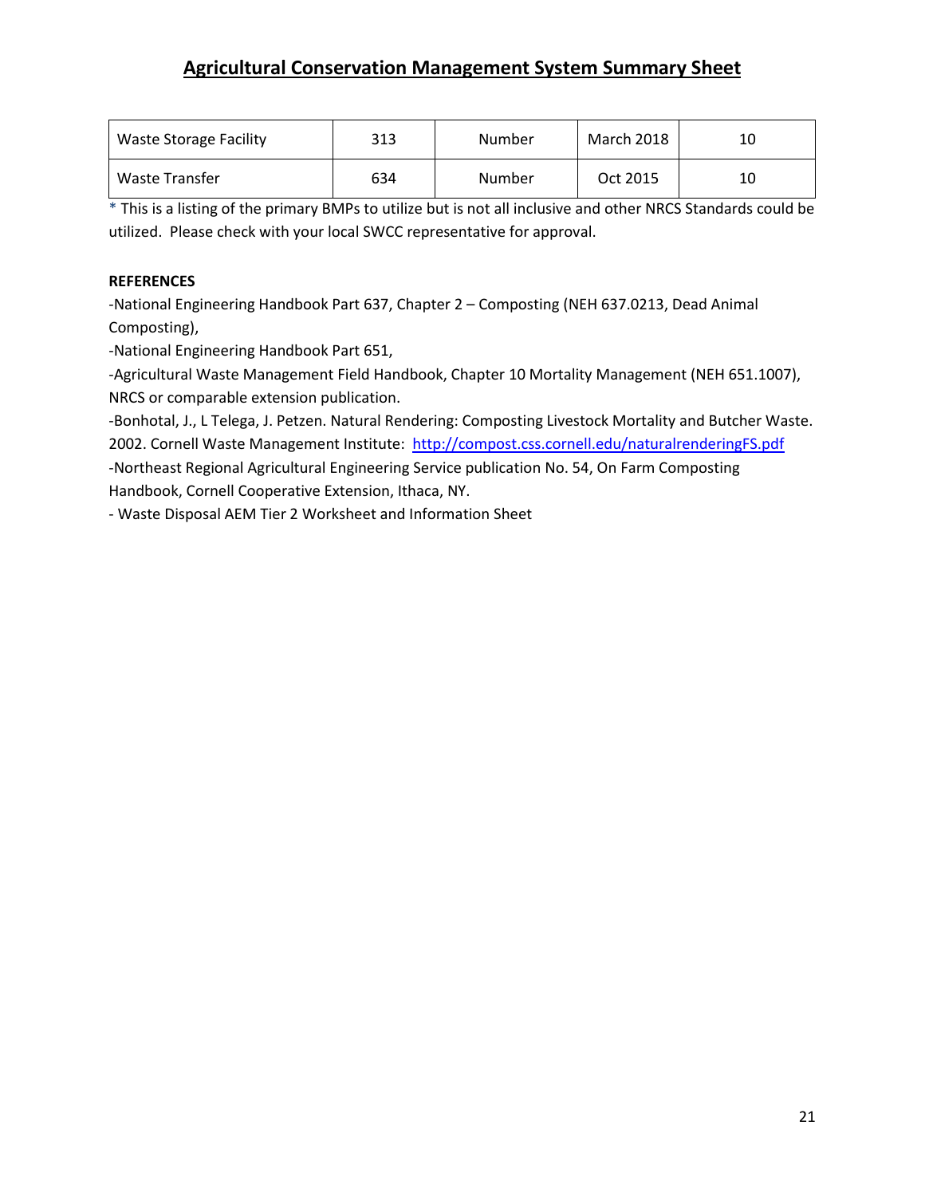## Agricultural Conservation Management System Summary Sheet

| | | | | |
|---|---|---|---|---|
| Waste Storage Facility | 313 | Number | March 2018 | 10 |
| Waste Transfer | 634 | Number | Oct 2015 | 10 |

* This is a listing of the primary BMPs to utilize but is not all inclusive and other NRCS Standards could be utilized. Please check with your local SWCC representative for approval.

**REFERENCES**

-National Engineering Handbook Part 637, Chapter 2 – Composting (NEH 637.0213, Dead Animal Composting),

-National Engineering Handbook Part 651,

-Agricultural Waste Management Field Handbook, Chapter 10 Mortality Management (NEH 651.1007), NRCS or comparable extension publication.

-Bonhotal, J., L Telega, J. Petzen. Natural Rendering: Composting Livestock Mortality and Butcher Waste. 2002. Cornell Waste Management Institute: http://compost.css.cornell.edu/naturalrenderingFS.pdf

-Northeast Regional Agricultural Engineering Service publication No. 54, On Farm Composting Handbook, Cornell Cooperative Extension, Ithaca, NY.

- Waste Disposal AEM Tier 2 Worksheet and Information Sheet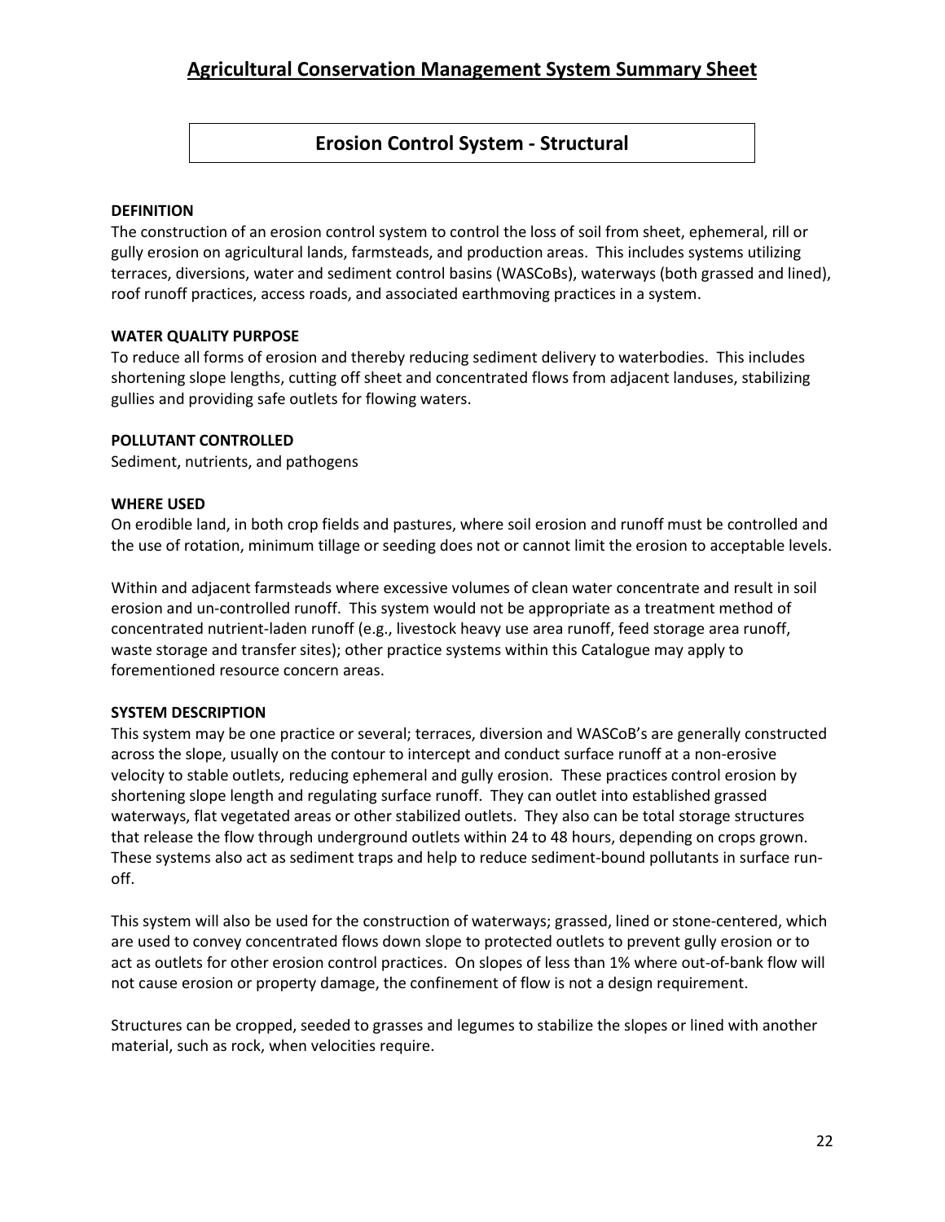# Agricultural Conservation Management System Summary Sheet

## Erosion Control System - Structural

**DEFINITION**

The construction of an erosion control system to control the loss of soil from sheet, ephemeral, rill or gully erosion on agricultural lands, farmsteads, and production areas. This includes systems utilizing terraces, diversions, water and sediment control basins (WASCoBs), waterways (both grassed and lined), roof runoff practices, access roads, and associated earthmoving practices in a system.

**WATER QUALITY PURPOSE**

To reduce all forms of erosion and thereby reducing sediment delivery to waterbodies. This includes shortening slope lengths, cutting off sheet and concentrated flows from adjacent landuses, stabilizing gullies and providing safe outlets for flowing waters.

**POLLUTANT CONTROLLED**

Sediment, nutrients, and pathogens

**WHERE USED**

On erodible land, in both crop fields and pastures, where soil erosion and runoff must be controlled and the use of rotation, minimum tillage or seeding does not or cannot limit the erosion to acceptable levels.

Within and adjacent farmsteads where excessive volumes of clean water concentrate and result in soil erosion and un-controlled runoff. This system would not be appropriate as a treatment method of concentrated nutrient-laden runoff (e.g., livestock heavy use area runoff, feed storage area runoff, waste storage and transfer sites); other practice systems within this Catalogue may apply to forementioned resource concern areas.

**SYSTEM DESCRIPTION**

This system may be one practice or several; terraces, diversion and WASCoB's are generally constructed across the slope, usually on the contour to intercept and conduct surface runoff at a non-erosive velocity to stable outlets, reducing ephemeral and gully erosion. These practices control erosion by shortening slope length and regulating surface runoff. They can outlet into established grassed waterways, flat vegetated areas or other stabilized outlets. They also can be total storage structures that release the flow through underground outlets within 24 to 48 hours, depending on crops grown. These systems also act as sediment traps and help to reduce sediment-bound pollutants in surface run-off.

This system will also be used for the construction of waterways; grassed, lined or stone-centered, which are used to convey concentrated flows down slope to protected outlets to prevent gully erosion or to act as outlets for other erosion control practices. On slopes of less than 1% where out-of-bank flow will not cause erosion or property damage, the confinement of flow is not a design requirement.

Structures can be cropped, seeded to grasses and legumes to stabilize the slopes or lined with another material, such as rock, when velocities require.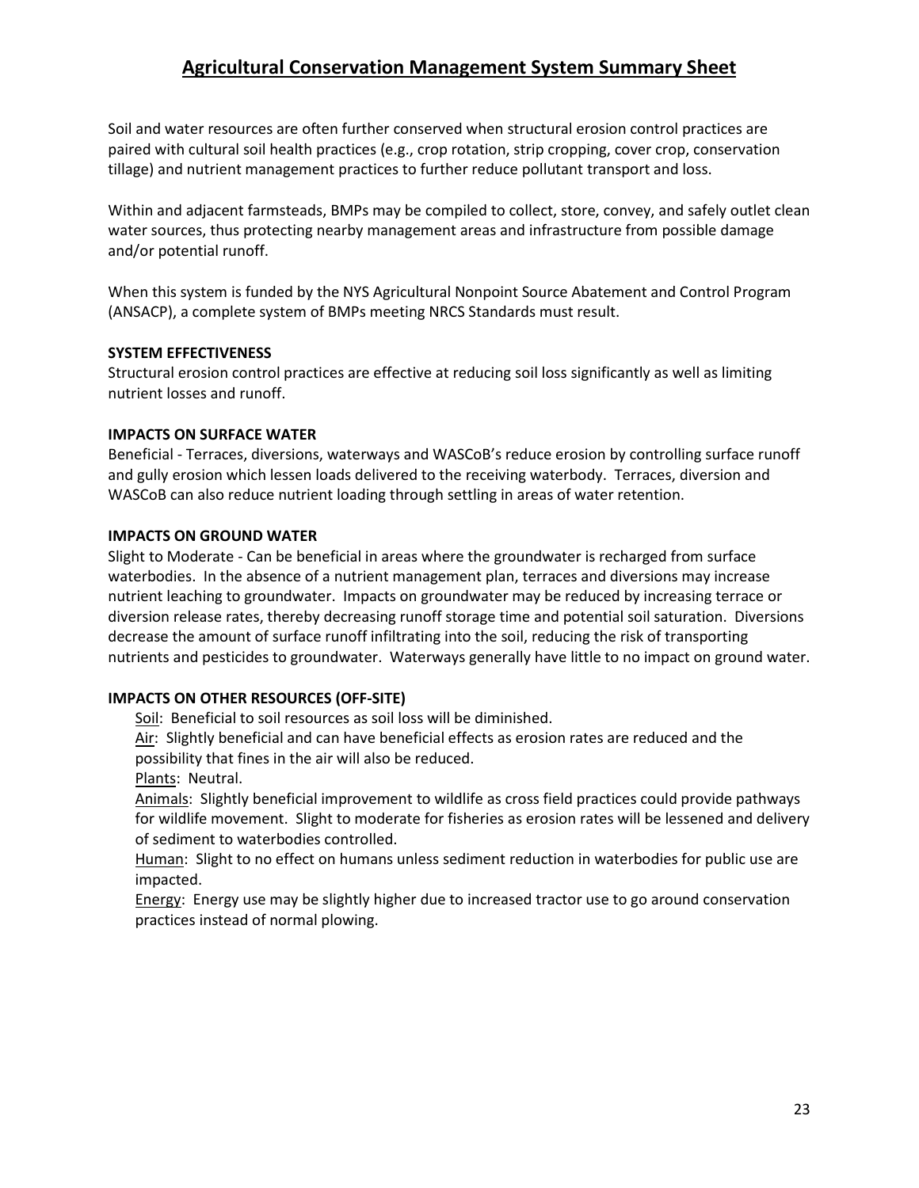## Agricultural Conservation Management System Summary Sheet

Soil and water resources are often further conserved when structural erosion control practices are paired with cultural soil health practices (e.g., crop rotation, strip cropping, cover crop, conservation tillage) and nutrient management practices to further reduce pollutant transport and loss.

Within and adjacent farmsteads, BMPs may be compiled to collect, store, convey, and safely outlet clean water sources, thus protecting nearby management areas and infrastructure from possible damage and/or potential runoff.

When this system is funded by the NYS Agricultural Nonpoint Source Abatement and Control Program (ANSACP), a complete system of BMPs meeting NRCS Standards must result.

**SYSTEM EFFECTIVENESS**

Structural erosion control practices are effective at reducing soil loss significantly as well as limiting nutrient losses and runoff.

**IMPACTS ON SURFACE WATER**

Beneficial - Terraces, diversions, waterways and WASCoB's reduce erosion by controlling surface runoff and gully erosion which lessen loads delivered to the receiving waterbody. Terraces, diversion and WASCoB can also reduce nutrient loading through settling in areas of water retention.

**IMPACTS ON GROUND WATER**

Slight to Moderate - Can be beneficial in areas where the groundwater is recharged from surface waterbodies. In the absence of a nutrient management plan, terraces and diversions may increase nutrient leaching to groundwater. Impacts on groundwater may be reduced by increasing terrace or diversion release rates, thereby decreasing runoff storage time and potential soil saturation. Diversions decrease the amount of surface runoff infiltrating into the soil, reducing the risk of transporting nutrients and pesticides to groundwater. Waterways generally have little to no impact on ground water.

**IMPACTS ON OTHER RESOURCES (OFF-SITE)**

Soil: Beneficial to soil resources as soil loss will be diminished.

Air: Slightly beneficial and can have beneficial effects as erosion rates are reduced and the possibility that fines in the air will also be reduced.

Plants: Neutral.

Animals: Slightly beneficial improvement to wildlife as cross field practices could provide pathways for wildlife movement. Slight to moderate for fisheries as erosion rates will be lessened and delivery of sediment to waterbodies controlled.

Human: Slight to no effect on humans unless sediment reduction in waterbodies for public use are impacted.

Energy: Energy use may be slightly higher due to increased tractor use to go around conservation practices instead of normal plowing.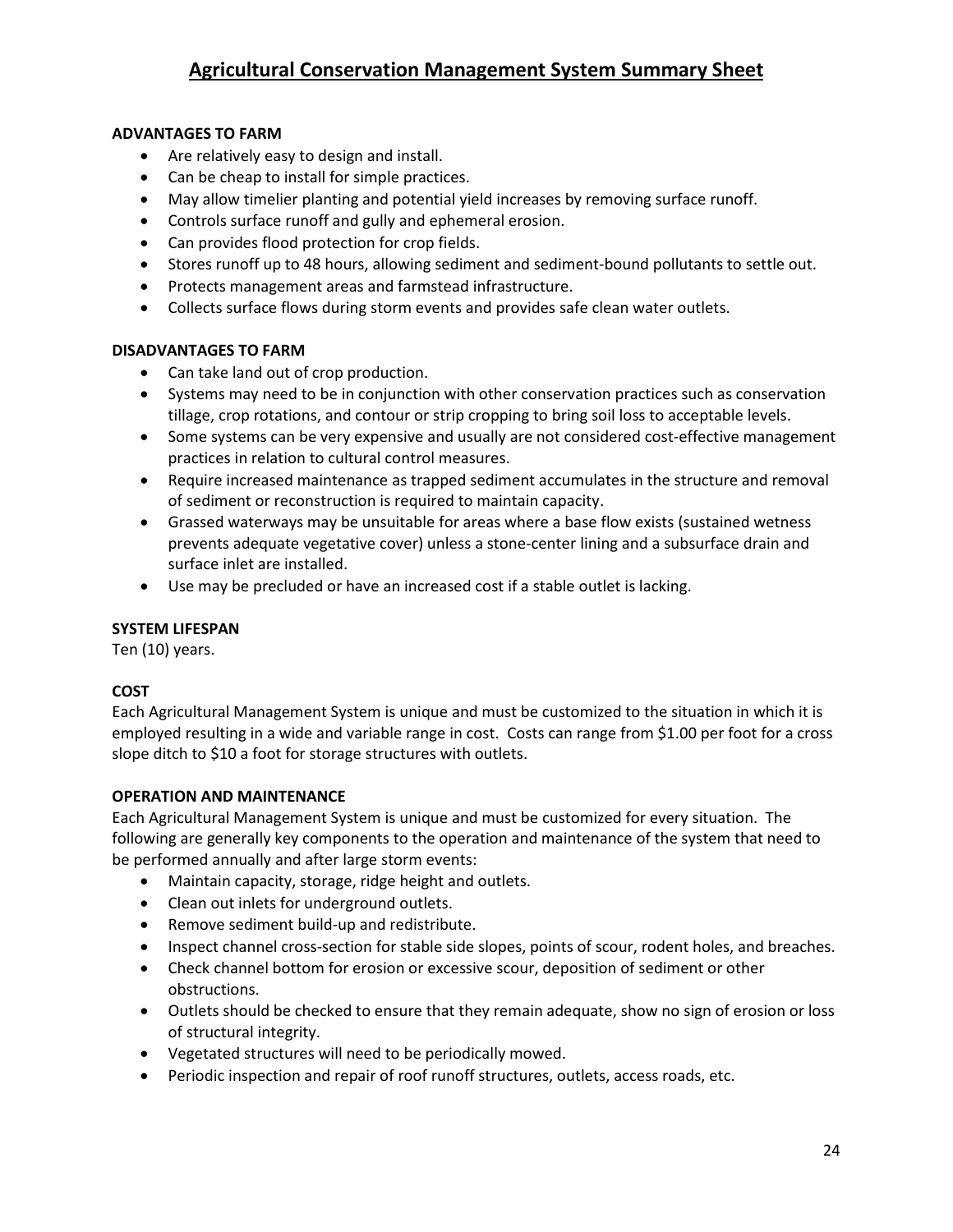# Agricultural Conservation Management System Summary Sheet

**ADVANTAGES TO FARM**

- Are relatively easy to design and install.
- Can be cheap to install for simple practices.
- May allow timelier planting and potential yield increases by removing surface runoff.
- Controls surface runoff and gully and ephemeral erosion.
- Can provides flood protection for crop fields.
- Stores runoff up to 48 hours, allowing sediment and sediment-bound pollutants to settle out.
- Protects management areas and farmstead infrastructure.
- Collects surface flows during storm events and provides safe clean water outlets.

**DISADVANTAGES TO FARM**

- Can take land out of crop production.
- Systems may need to be in conjunction with other conservation practices such as conservation tillage, crop rotations, and contour or strip cropping to bring soil loss to acceptable levels.
- Some systems can be very expensive and usually are not considered cost-effective management practices in relation to cultural control measures.
- Require increased maintenance as trapped sediment accumulates in the structure and removal of sediment or reconstruction is required to maintain capacity.
- Grassed waterways may be unsuitable for areas where a base flow exists (sustained wetness prevents adequate vegetative cover) unless a stone-center lining and a subsurface drain and surface inlet are installed.
- Use may be precluded or have an increased cost if a stable outlet is lacking.

**SYSTEM LIFESPAN**

Ten (10) years.

**COST**

Each Agricultural Management System is unique and must be customized to the situation in which it is employed resulting in a wide and variable range in cost. Costs can range from $1.00 per foot for a cross slope ditch to $10 a foot for storage structures with outlets.

**OPERATION AND MAINTENANCE**

Each Agricultural Management System is unique and must be customized for every situation. The following are generally key components to the operation and maintenance of the system that need to be performed annually and after large storm events:

- Maintain capacity, storage, ridge height and outlets.
- Clean out inlets for underground outlets.
- Remove sediment build-up and redistribute.
- Inspect channel cross-section for stable side slopes, points of scour, rodent holes, and breaches.
- Check channel bottom for erosion or excessive scour, deposition of sediment or other obstructions.
- Outlets should be checked to ensure that they remain adequate, show no sign of erosion or loss of structural integrity.
- Vegetated structures will need to be periodically mowed.
- Periodic inspection and repair of roof runoff structures, outlets, access roads, etc.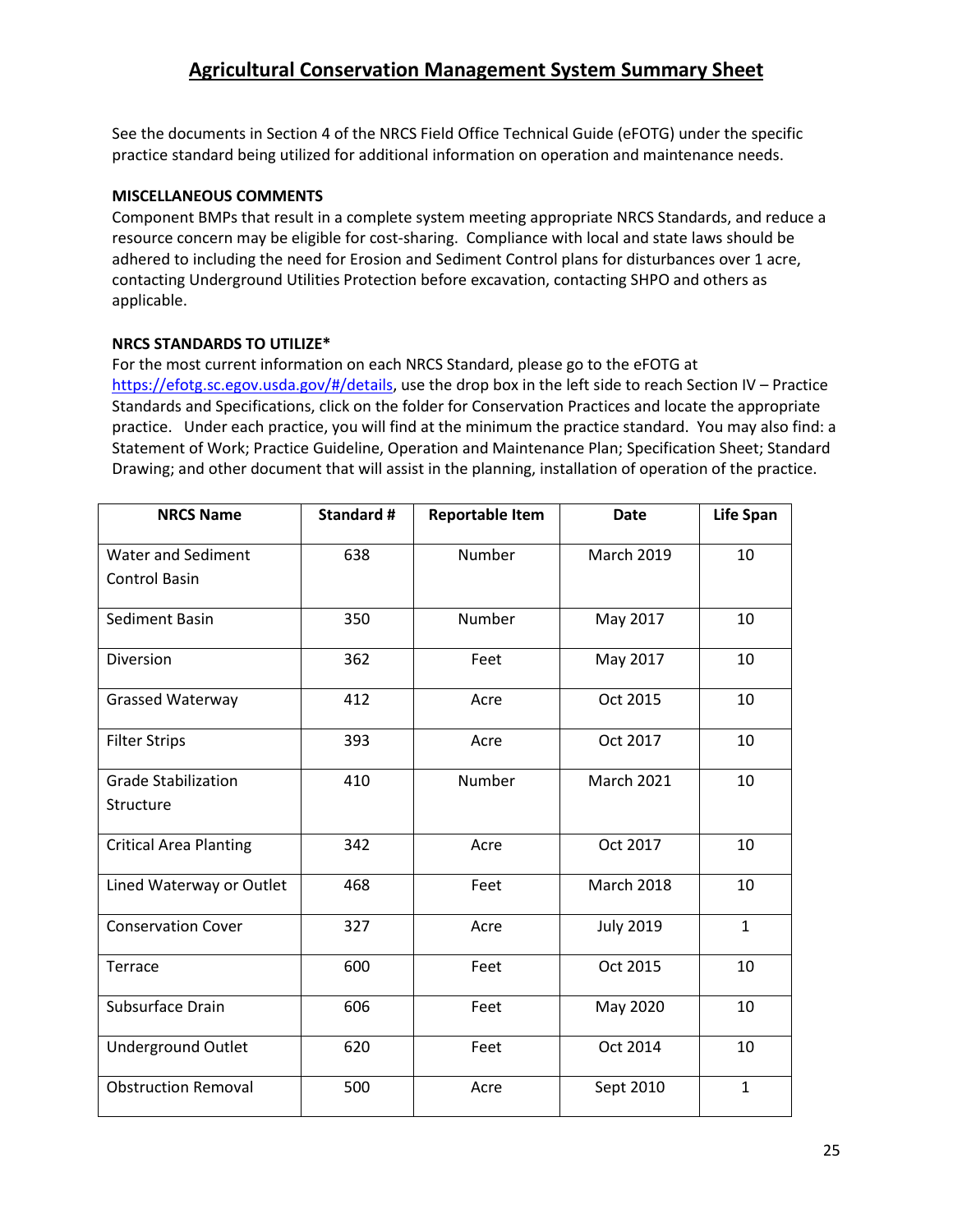## Agricultural Conservation Management System Summary Sheet

See the documents in Section 4 of the NRCS Field Office Technical Guide (eFOTG) under the specific practice standard being utilized for additional information on operation and maintenance needs.

**MISCELLANEOUS COMMENTS**

Component BMPs that result in a complete system meeting appropriate NRCS Standards, and reduce a resource concern may be eligible for cost-sharing. Compliance with local and state laws should be adhered to including the need for Erosion and Sediment Control plans for disturbances over 1 acre, contacting Underground Utilities Protection before excavation, contacting SHPO and others as applicable.

**NRCS STANDARDS TO UTILIZE***

For the most current information on each NRCS Standard, please go to the eFOTG at https://efotg.sc.egov.usda.gov/#/details, use the drop box in the left side to reach Section IV – Practice Standards and Specifications, click on the folder for Conservation Practices and locate the appropriate practice. Under each practice, you will find at the minimum the practice standard. You may also find: a Statement of Work; Practice Guideline, Operation and Maintenance Plan; Specification Sheet; Standard Drawing; and other document that will assist in the planning, installation of operation of the practice.

| NRCS Name | Standard # | Reportable Item | Date | Life Span |
|---|---|---|---|---|
| Water and Sediment Control Basin | 638 | Number | March 2019 | 10 |
| Sediment Basin | 350 | Number | May 2017 | 10 |
| Diversion | 362 | Feet | May 2017 | 10 |
| Grassed Waterway | 412 | Acre | Oct 2015 | 10 |
| Filter Strips | 393 | Acre | Oct 2017 | 10 |
| Grade Stabilization Structure | 410 | Number | March 2021 | 10 |
| Critical Area Planting | 342 | Acre | Oct 2017 | 10 |
| Lined Waterway or Outlet | 468 | Feet | March 2018 | 10 |
| Conservation Cover | 327 | Acre | July 2019 | 1 |
| Terrace | 600 | Feet | Oct 2015 | 10 |
| Subsurface Drain | 606 | Feet | May 2020 | 10 |
| Underground Outlet | 620 | Feet | Oct 2014 | 10 |
| Obstruction Removal | 500 | Acre | Sept 2010 | 1 |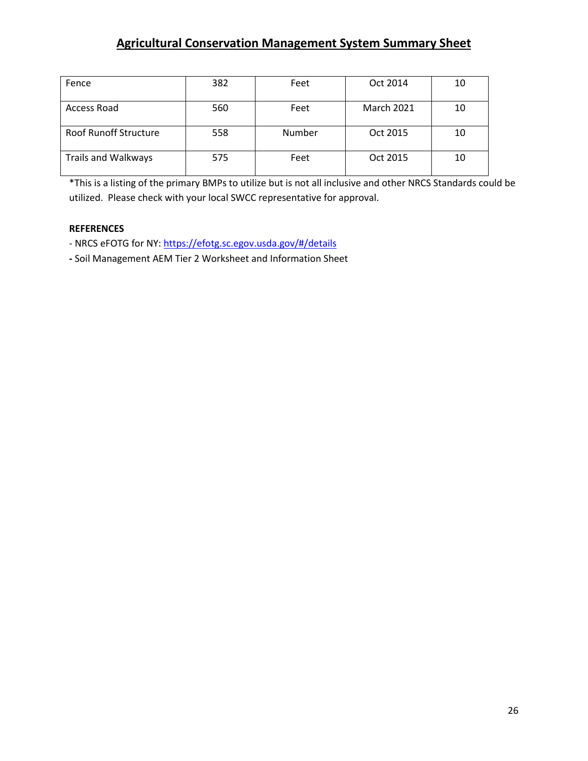# Agricultural Conservation Management System Summary Sheet

| | | | | |
|---|---|---|---|---|
| Fence | 382 | Feet | Oct 2014 | 10 |
| Access Road | 560 | Feet | March 2021 | 10 |
| Roof Runoff Structure | 558 | Number | Oct 2015 | 10 |
| Trails and Walkways | 575 | Feet | Oct 2015 | 10 |

*This is a listing of the primary BMPs to utilize but is not all inclusive and other NRCS Standards could be utilized. Please check with your local SWCC representative for approval.

**REFERENCES**

- NRCS eFOTG for NY: https://efotg.sc.egov.usda.gov/#/details
- Soil Management AEM Tier 2 Worksheet and Information Sheet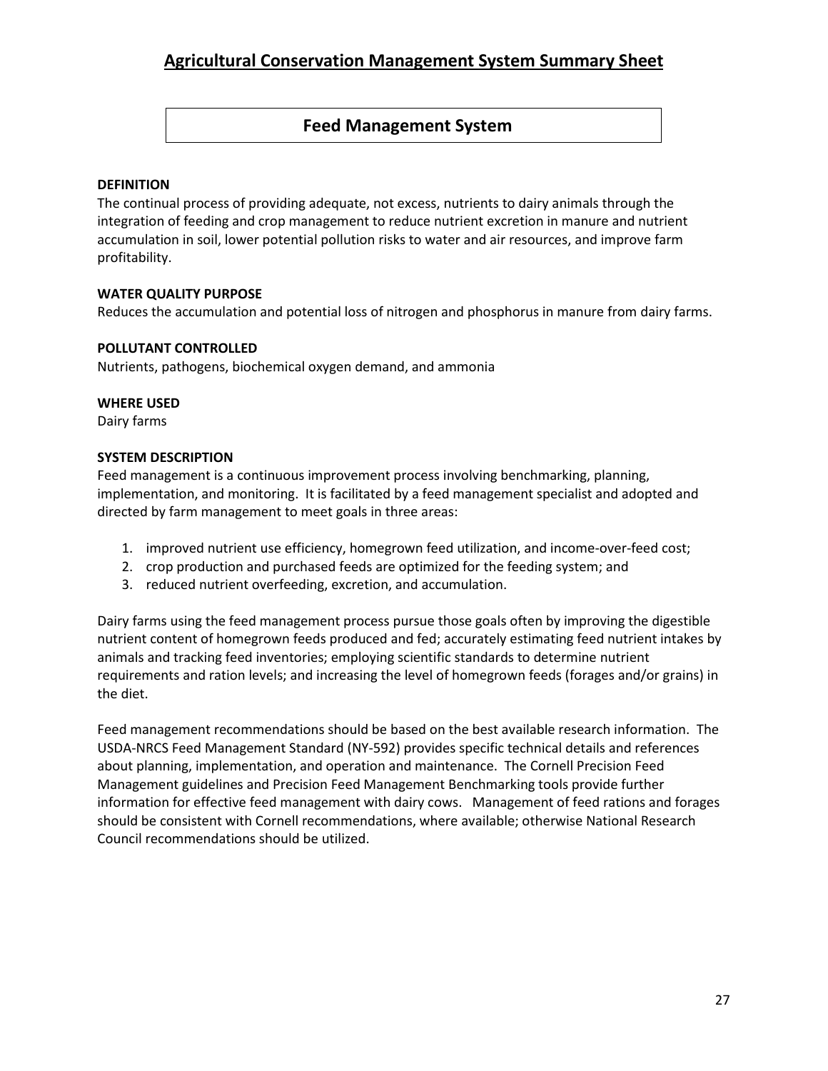# Agricultural Conservation Management System Summary Sheet

## Feed Management System

**DEFINITION**

The continual process of providing adequate, not excess, nutrients to dairy animals through the integration of feeding and crop management to reduce nutrient excretion in manure and nutrient accumulation in soil, lower potential pollution risks to water and air resources, and improve farm profitability.

**WATER QUALITY PURPOSE**

Reduces the accumulation and potential loss of nitrogen and phosphorus in manure from dairy farms.

**POLLUTANT CONTROLLED**

Nutrients, pathogens, biochemical oxygen demand, and ammonia

**WHERE USED**

Dairy farms

**SYSTEM DESCRIPTION**

Feed management is a continuous improvement process involving benchmarking, planning, implementation, and monitoring. It is facilitated by a feed management specialist and adopted and directed by farm management to meet goals in three areas:

1. improved nutrient use efficiency, homegrown feed utilization, and income-over-feed cost;
2. crop production and purchased feeds are optimized for the feeding system; and
3. reduced nutrient overfeeding, excretion, and accumulation.

Dairy farms using the feed management process pursue those goals often by improving the digestible nutrient content of homegrown feeds produced and fed; accurately estimating feed nutrient intakes by animals and tracking feed inventories; employing scientific standards to determine nutrient requirements and ration levels; and increasing the level of homegrown feeds (forages and/or grains) in the diet.

Feed management recommendations should be based on the best available research information. The USDA-NRCS Feed Management Standard (NY-592) provides specific technical details and references about planning, implementation, and operation and maintenance. The Cornell Precision Feed Management guidelines and Precision Feed Management Benchmarking tools provide further information for effective feed management with dairy cows. Management of feed rations and forages should be consistent with Cornell recommendations, where available; otherwise National Research Council recommendations should be utilized.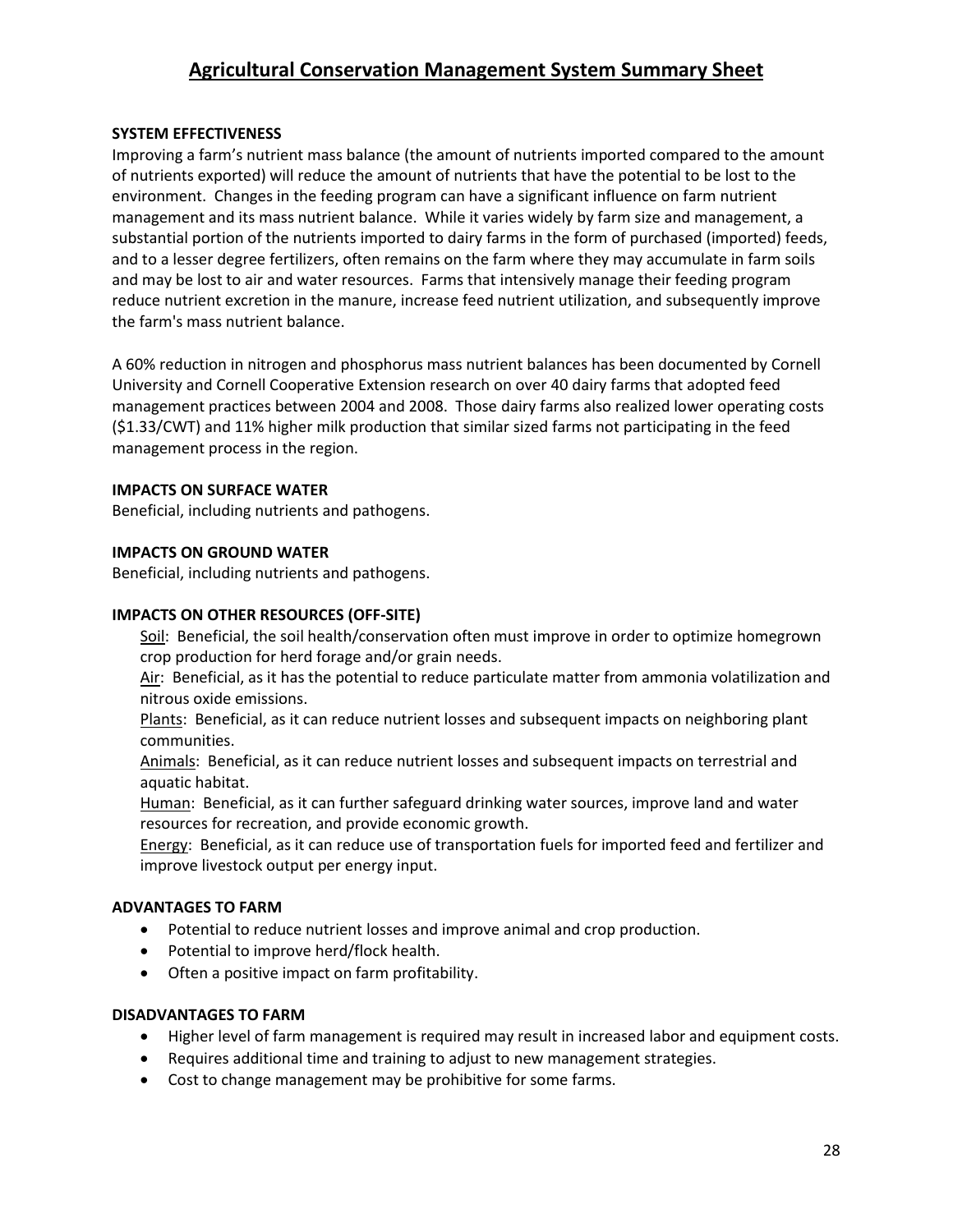# Agricultural Conservation Management System Summary Sheet

**SYSTEM EFFECTIVENESS**

Improving a farm's nutrient mass balance (the amount of nutrients imported compared to the amount of nutrients exported) will reduce the amount of nutrients that have the potential to be lost to the environment. Changes in the feeding program can have a significant influence on farm nutrient management and its mass nutrient balance. While it varies widely by farm size and management, a substantial portion of the nutrients imported to dairy farms in the form of purchased (imported) feeds, and to a lesser degree fertilizers, often remains on the farm where they may accumulate in farm soils and may be lost to air and water resources. Farms that intensively manage their feeding program reduce nutrient excretion in the manure, increase feed nutrient utilization, and subsequently improve the farm's mass nutrient balance.

A 60% reduction in nitrogen and phosphorus mass nutrient balances has been documented by Cornell University and Cornell Cooperative Extension research on over 40 dairy farms that adopted feed management practices between 2004 and 2008. Those dairy farms also realized lower operating costs ($1.33/CWT) and 11% higher milk production that similar sized farms not participating in the feed management process in the region.

**IMPACTS ON SURFACE WATER**

Beneficial, including nutrients and pathogens.

**IMPACTS ON GROUND WATER**

Beneficial, including nutrients and pathogens.

**IMPACTS ON OTHER RESOURCES (OFF-SITE)**

Soil: Beneficial, the soil health/conservation often must improve in order to optimize homegrown crop production for herd forage and/or grain needs.

Air: Beneficial, as it has the potential to reduce particulate matter from ammonia volatilization and nitrous oxide emissions.

Plants: Beneficial, as it can reduce nutrient losses and subsequent impacts on neighboring plant communities.

Animals: Beneficial, as it can reduce nutrient losses and subsequent impacts on terrestrial and aquatic habitat.

Human: Beneficial, as it can further safeguard drinking water sources, improve land and water resources for recreation, and provide economic growth.

Energy: Beneficial, as it can reduce use of transportation fuels for imported feed and fertilizer and improve livestock output per energy input.

**ADVANTAGES TO FARM**

- Potential to reduce nutrient losses and improve animal and crop production.
- Potential to improve herd/flock health.
- Often a positive impact on farm profitability.

**DISADVANTAGES TO FARM**

- Higher level of farm management is required may result in increased labor and equipment costs.
- Requires additional time and training to adjust to new management strategies.
- Cost to change management may be prohibitive for some farms.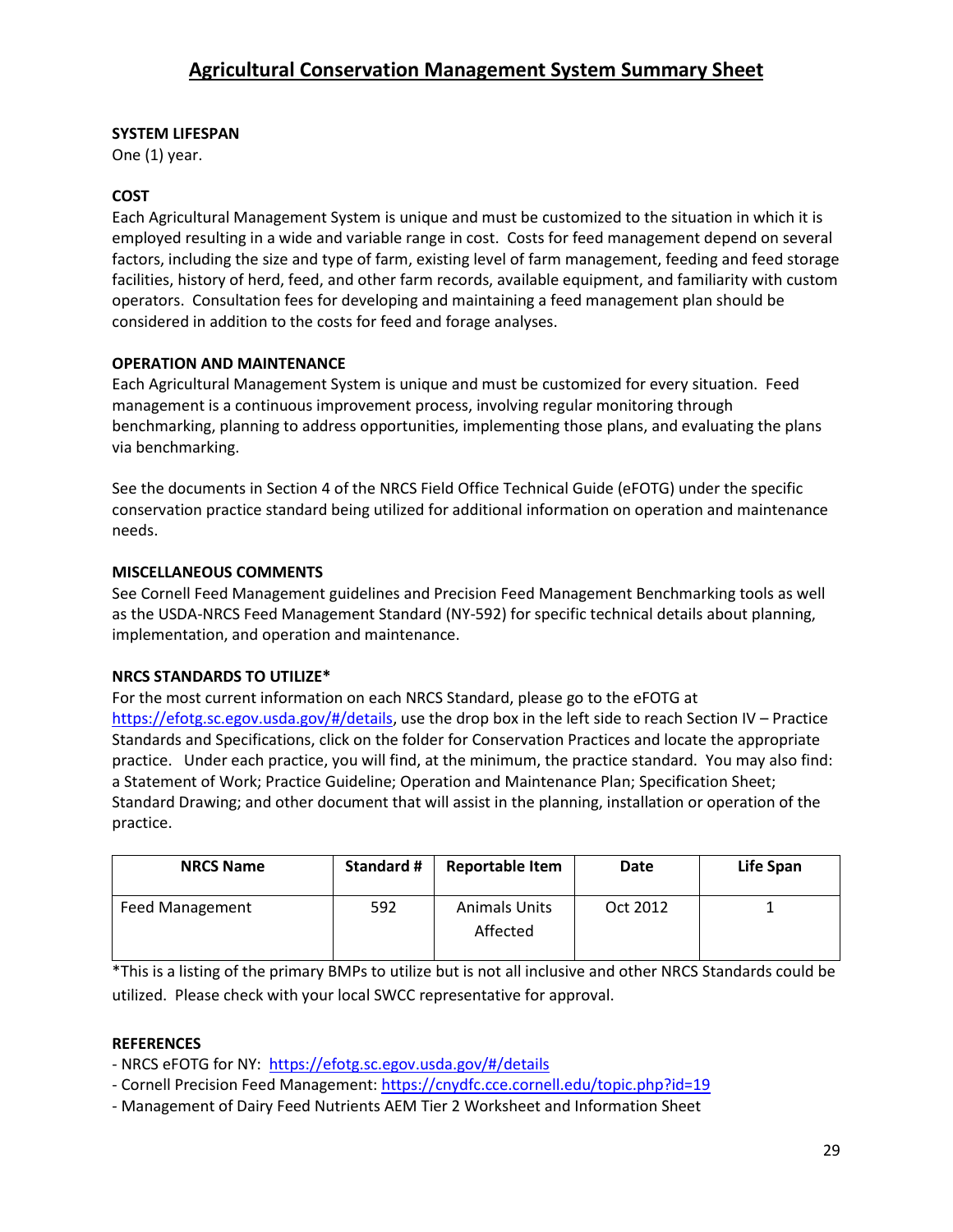# Agricultural Conservation Management System Summary Sheet

**SYSTEM LIFESPAN**

One (1) year.

**COST**

Each Agricultural Management System is unique and must be customized to the situation in which it is employed resulting in a wide and variable range in cost. Costs for feed management depend on several factors, including the size and type of farm, existing level of farm management, feeding and feed storage facilities, history of herd, feed, and other farm records, available equipment, and familiarity with custom operators. Consultation fees for developing and maintaining a feed management plan should be considered in addition to the costs for feed and forage analyses.

**OPERATION AND MAINTENANCE**

Each Agricultural Management System is unique and must be customized for every situation. Feed management is a continuous improvement process, involving regular monitoring through benchmarking, planning to address opportunities, implementing those plans, and evaluating the plans via benchmarking.

See the documents in Section 4 of the NRCS Field Office Technical Guide (eFOTG) under the specific conservation practice standard being utilized for additional information on operation and maintenance needs.

**MISCELLANEOUS COMMENTS**

See Cornell Feed Management guidelines and Precision Feed Management Benchmarking tools as well as the USDA-NRCS Feed Management Standard (NY-592) for specific technical details about planning, implementation, and operation and maintenance.

**NRCS STANDARDS TO UTILIZE***

For the most current information on each NRCS Standard, please go to the eFOTG at https://efotg.sc.egov.usda.gov/#/details, use the drop box in the left side to reach Section IV – Practice Standards and Specifications, click on the folder for Conservation Practices and locate the appropriate practice. Under each practice, you will find, at the minimum, the practice standard. You may also find: a Statement of Work; Practice Guideline; Operation and Maintenance Plan; Specification Sheet; Standard Drawing; and other document that will assist in the planning, installation or operation of the practice.

| NRCS Name | Standard # | Reportable Item | Date | Life Span |
|---|---|---|---|---|
| Feed Management | 592 | Animals Units Affected | Oct 2012 | 1 |

*This is a listing of the primary BMPs to utilize but is not all inclusive and other NRCS Standards could be utilized. Please check with your local SWCC representative for approval.

**REFERENCES**

- NRCS eFOTG for NY: https://efotg.sc.egov.usda.gov/#/details
- Cornell Precision Feed Management: https://cnydfc.cce.cornell.edu/topic.php?id=19
- Management of Dairy Feed Nutrients AEM Tier 2 Worksheet and Information Sheet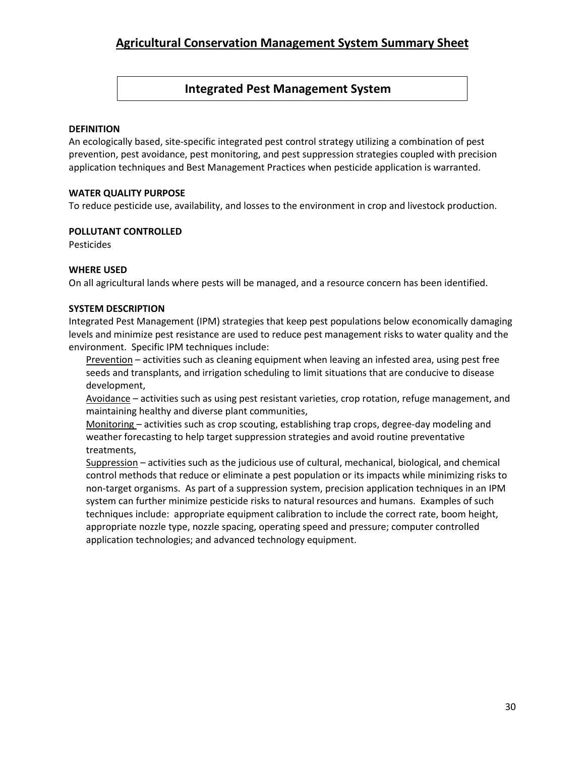# Agricultural Conservation Management System Summary Sheet

## Integrated Pest Management System

**DEFINITION**
An ecologically based, site-specific integrated pest control strategy utilizing a combination of pest prevention, pest avoidance, pest monitoring, and pest suppression strategies coupled with precision application techniques and Best Management Practices when pesticide application is warranted.

**WATER QUALITY PURPOSE**
To reduce pesticide use, availability, and losses to the environment in crop and livestock production.

**POLLUTANT CONTROLLED**
Pesticides

**WHERE USED**
On all agricultural lands where pests will be managed, and a resource concern has been identified.

**SYSTEM DESCRIPTION**
Integrated Pest Management (IPM) strategies that keep pest populations below economically damaging levels and minimize pest resistance are used to reduce pest management risks to water quality and the environment. Specific IPM techniques include:

<u>Prevention</u> – activities such as cleaning equipment when leaving an infested area, using pest free seeds and transplants, and irrigation scheduling to limit situations that are conducive to disease development,

<u>Avoidance</u> – activities such as using pest resistant varieties, crop rotation, refuge management, and maintaining healthy and diverse plant communities,

<u>Monitoring</u> – activities such as crop scouting, establishing trap crops, degree-day modeling and weather forecasting to help target suppression strategies and avoid routine preventative treatments,

<u>Suppression</u> – activities such as the judicious use of cultural, mechanical, biological, and chemical control methods that reduce or eliminate a pest population or its impacts while minimizing risks to non-target organisms. As part of a suppression system, precision application techniques in an IPM system can further minimize pesticide risks to natural resources and humans. Examples of such techniques include: appropriate equipment calibration to include the correct rate, boom height, appropriate nozzle type, nozzle spacing, operating speed and pressure; computer controlled application technologies; and advanced technology equipment.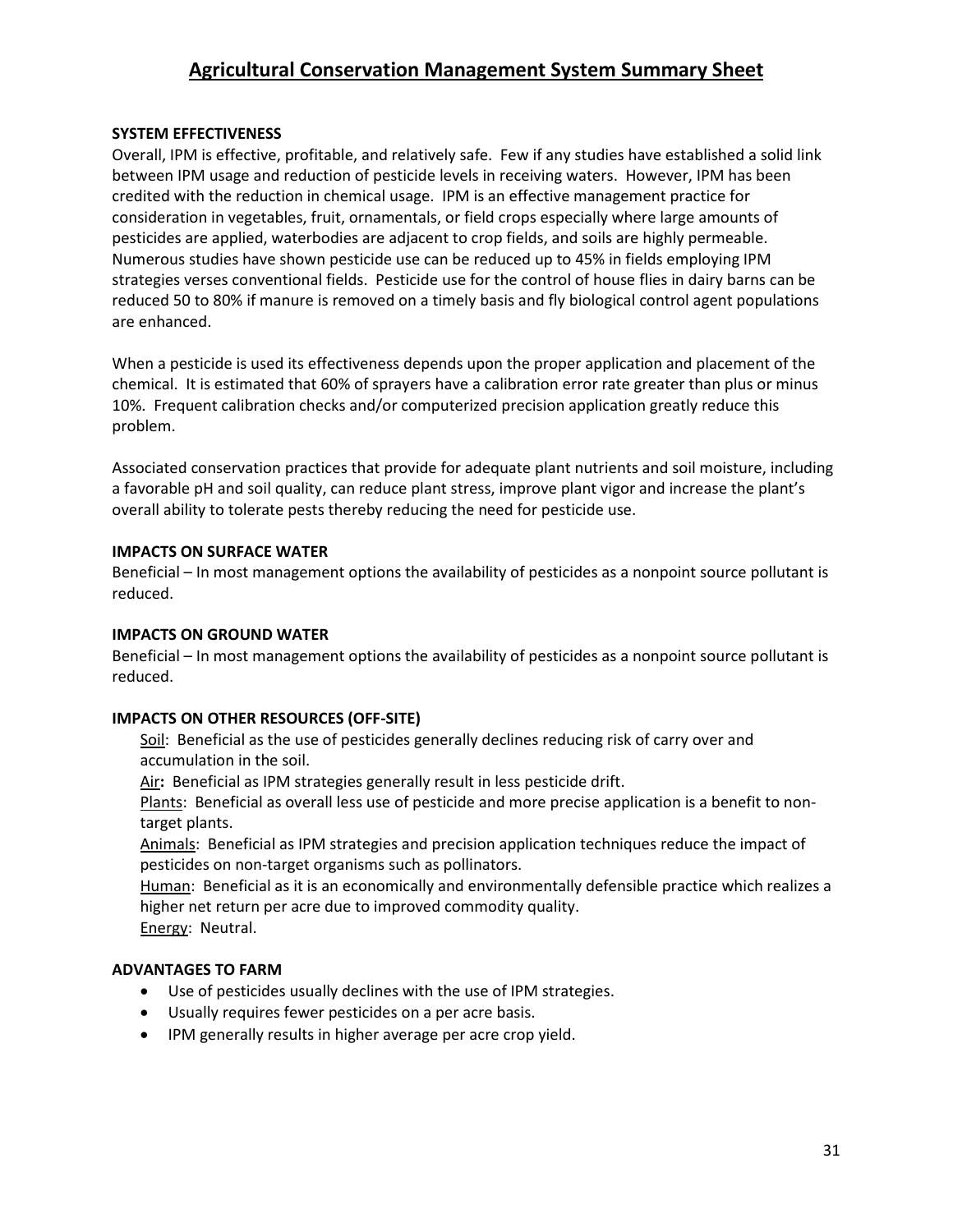# Agricultural Conservation Management System Summary Sheet

**SYSTEM EFFECTIVENESS**

Overall, IPM is effective, profitable, and relatively safe. Few if any studies have established a solid link between IPM usage and reduction of pesticide levels in receiving waters. However, IPM has been credited with the reduction in chemical usage. IPM is an effective management practice for consideration in vegetables, fruit, ornamentals, or field crops especially where large amounts of pesticides are applied, waterbodies are adjacent to crop fields, and soils are highly permeable. Numerous studies have shown pesticide use can be reduced up to 45% in fields employing IPM strategies verses conventional fields. Pesticide use for the control of house flies in dairy barns can be reduced 50 to 80% if manure is removed on a timely basis and fly biological control agent populations are enhanced.

When a pesticide is used its effectiveness depends upon the proper application and placement of the chemical. It is estimated that 60% of sprayers have a calibration error rate greater than plus or minus 10%. Frequent calibration checks and/or computerized precision application greatly reduce this problem.

Associated conservation practices that provide for adequate plant nutrients and soil moisture, including a favorable pH and soil quality, can reduce plant stress, improve plant vigor and increase the plant's overall ability to tolerate pests thereby reducing the need for pesticide use.

**IMPACTS ON SURFACE WATER**

Beneficial – In most management options the availability of pesticides as a nonpoint source pollutant is reduced.

**IMPACTS ON GROUND WATER**

Beneficial – In most management options the availability of pesticides as a nonpoint source pollutant is reduced.

**IMPACTS ON OTHER RESOURCES (OFF-SITE)**

Soil: Beneficial as the use of pesticides generally declines reducing risk of carry over and accumulation in the soil.
Air**:** Beneficial as IPM strategies generally result in less pesticide drift.
Plants: Beneficial as overall less use of pesticide and more precise application is a benefit to non-target plants.
Animals: Beneficial as IPM strategies and precision application techniques reduce the impact of pesticides on non-target organisms such as pollinators.
Human: Beneficial as it is an economically and environmentally defensible practice which realizes a higher net return per acre due to improved commodity quality.
Energy: Neutral.

**ADVANTAGES TO FARM**

- Use of pesticides usually declines with the use of IPM strategies.
- Usually requires fewer pesticides on a per acre basis.
- IPM generally results in higher average per acre crop yield.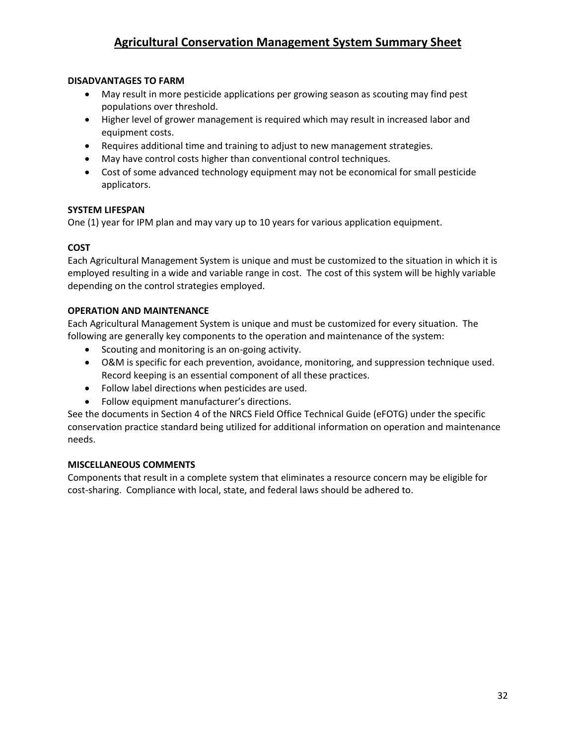# Agricultural Conservation Management System Summary Sheet

**DISADVANTAGES TO FARM**

- May result in more pesticide applications per growing season as scouting may find pest populations over threshold.
- Higher level of grower management is required which may result in increased labor and equipment costs.
- Requires additional time and training to adjust to new management strategies.
- May have control costs higher than conventional control techniques.
- Cost of some advanced technology equipment may not be economical for small pesticide applicators.

**SYSTEM LIFESPAN**

One (1) year for IPM plan and may vary up to 10 years for various application equipment.

**COST**

Each Agricultural Management System is unique and must be customized to the situation in which it is employed resulting in a wide and variable range in cost. The cost of this system will be highly variable depending on the control strategies employed.

**OPERATION AND MAINTENANCE**

Each Agricultural Management System is unique and must be customized for every situation. The following are generally key components to the operation and maintenance of the system:

- Scouting and monitoring is an on-going activity.
- O&M is specific for each prevention, avoidance, monitoring, and suppression technique used. Record keeping is an essential component of all these practices.
- Follow label directions when pesticides are used.
- Follow equipment manufacturer's directions.

See the documents in Section 4 of the NRCS Field Office Technical Guide (eFOTG) under the specific conservation practice standard being utilized for additional information on operation and maintenance needs.

**MISCELLANEOUS COMMENTS**

Components that result in a complete system that eliminates a resource concern may be eligible for cost-sharing. Compliance with local, state, and federal laws should be adhered to.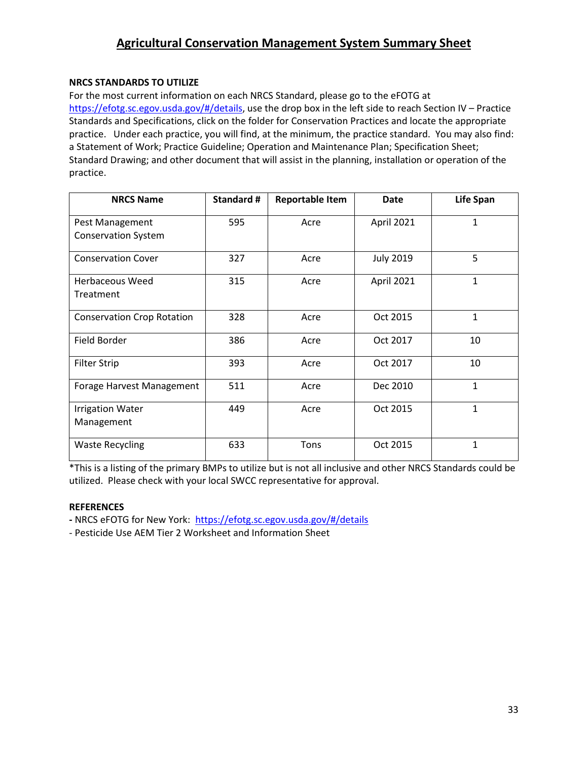# Agricultural Conservation Management System Summary Sheet

**NRCS STANDARDS TO UTILIZE**

For the most current information on each NRCS Standard, please go to the eFOTG at https://efotg.sc.egov.usda.gov/#/details, use the drop box in the left side to reach Section IV – Practice Standards and Specifications, click on the folder for Conservation Practices and locate the appropriate practice. Under each practice, you will find, at the minimum, the practice standard. You may also find: a Statement of Work; Practice Guideline; Operation and Maintenance Plan; Specification Sheet; Standard Drawing; and other document that will assist in the planning, installation or operation of the practice.

| NRCS Name | Standard # | Reportable Item | Date | Life Span |
|---|---|---|---|---|
| Pest Management Conservation System | 595 | Acre | April 2021 | 1 |
| Conservation Cover | 327 | Acre | July 2019 | 5 |
| Herbaceous Weed Treatment | 315 | Acre | April 2021 | 1 |
| Conservation Crop Rotation | 328 | Acre | Oct 2015 | 1 |
| Field Border | 386 | Acre | Oct 2017 | 10 |
| Filter Strip | 393 | Acre | Oct 2017 | 10 |
| Forage Harvest Management | 511 | Acre | Dec 2010 | 1 |
| Irrigation Water Management | 449 | Acre | Oct 2015 | 1 |
| Waste Recycling | 633 | Tons | Oct 2015 | 1 |

*This is a listing of the primary BMPs to utilize but is not all inclusive and other NRCS Standards could be utilized. Please check with your local SWCC representative for approval.

**REFERENCES**

- NRCS eFOTG for New York: https://efotg.sc.egov.usda.gov/#/details
- Pesticide Use AEM Tier 2 Worksheet and Information Sheet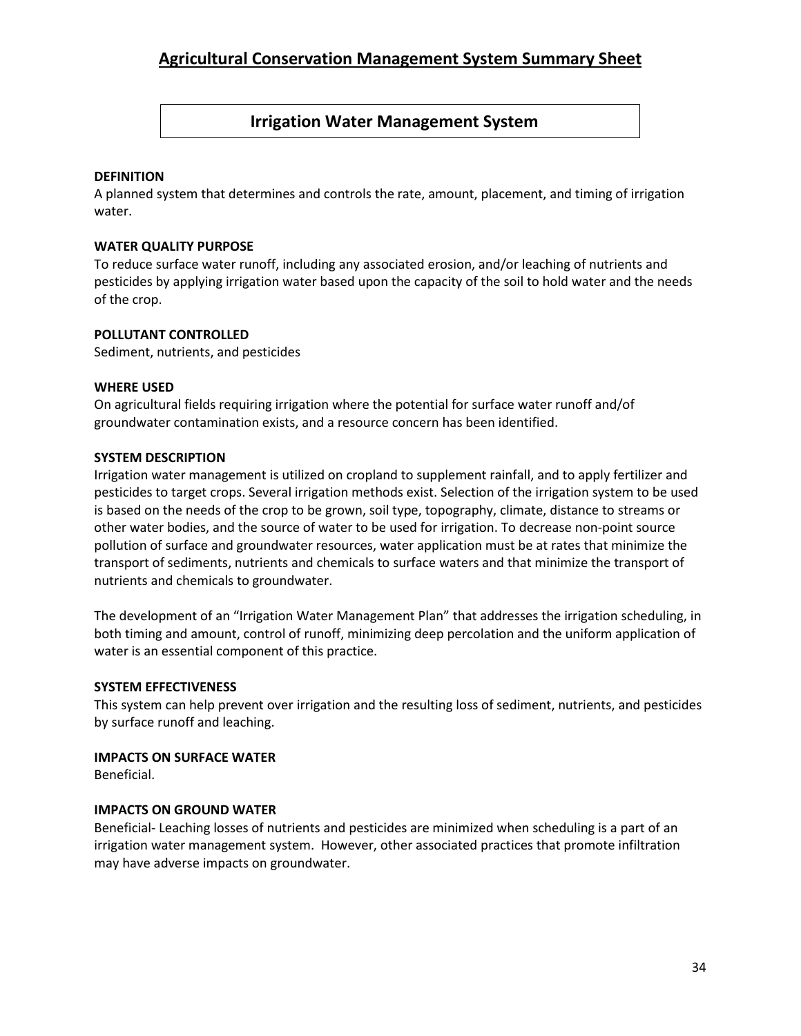# Agricultural Conservation Management System Summary Sheet

## Irrigation Water Management System

**DEFINITION**
A planned system that determines and controls the rate, amount, placement, and timing of irrigation water.

**WATER QUALITY PURPOSE**
To reduce surface water runoff, including any associated erosion, and/or leaching of nutrients and pesticides by applying irrigation water based upon the capacity of the soil to hold water and the needs of the crop.

**POLLUTANT CONTROLLED**
Sediment, nutrients, and pesticides

**WHERE USED**
On agricultural fields requiring irrigation where the potential for surface water runoff and/of groundwater contamination exists, and a resource concern has been identified.

**SYSTEM DESCRIPTION**
Irrigation water management is utilized on cropland to supplement rainfall, and to apply fertilizer and pesticides to target crops. Several irrigation methods exist. Selection of the irrigation system to be used is based on the needs of the crop to be grown, soil type, topography, climate, distance to streams or other water bodies, and the source of water to be used for irrigation. To decrease non-point source pollution of surface and groundwater resources, water application must be at rates that minimize the transport of sediments, nutrients and chemicals to surface waters and that minimize the transport of nutrients and chemicals to groundwater.

The development of an "Irrigation Water Management Plan" that addresses the irrigation scheduling, in both timing and amount, control of runoff, minimizing deep percolation and the uniform application of water is an essential component of this practice.

**SYSTEM EFFECTIVENESS**
This system can help prevent over irrigation and the resulting loss of sediment, nutrients, and pesticides by surface runoff and leaching.

**IMPACTS ON SURFACE WATER**
Beneficial.

**IMPACTS ON GROUND WATER**
Beneficial- Leaching losses of nutrients and pesticides are minimized when scheduling is a part of an irrigation water management system. However, other associated practices that promote infiltration may have adverse impacts on groundwater.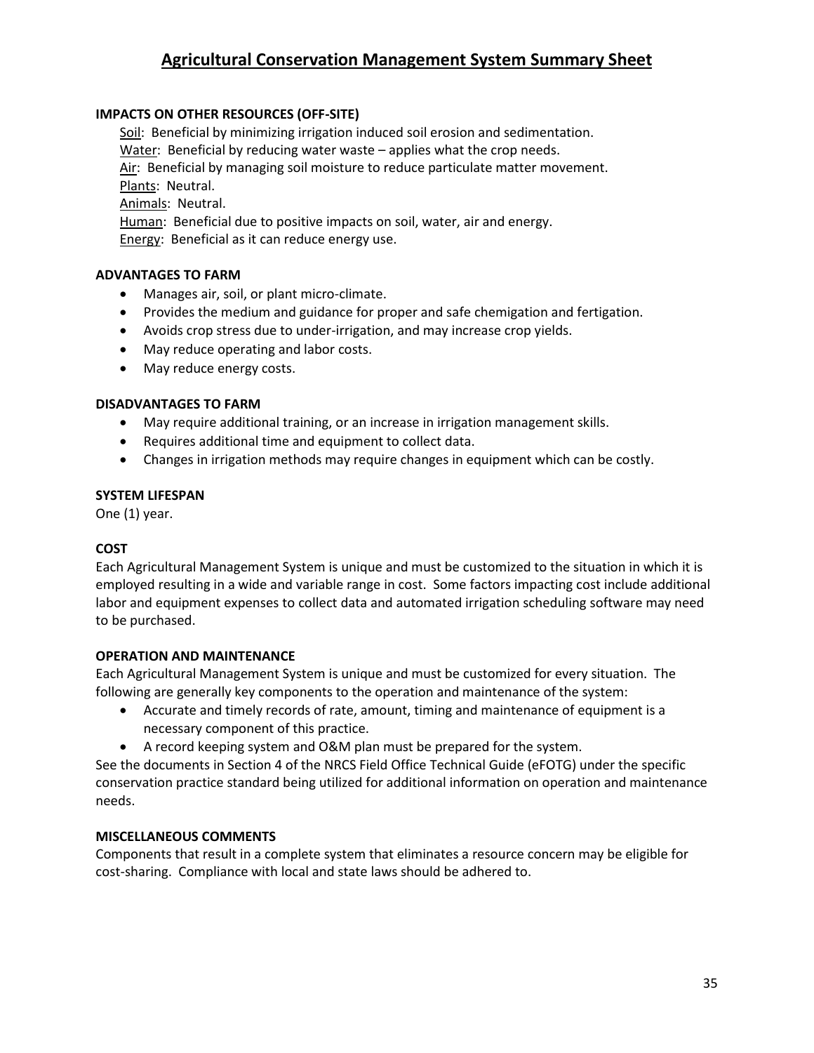# Agricultural Conservation Management System Summary Sheet

### IMPACTS ON OTHER RESOURCES (OFF-SITE)

Soil: Beneficial by minimizing irrigation induced soil erosion and sedimentation.
Water: Beneficial by reducing water waste – applies what the crop needs.
Air: Beneficial by managing soil moisture to reduce particulate matter movement.
Plants: Neutral.
Animals: Neutral.
Human: Beneficial due to positive impacts on soil, water, air and energy.
Energy: Beneficial as it can reduce energy use.

### ADVANTAGES TO FARM

- Manages air, soil, or plant micro-climate.
- Provides the medium and guidance for proper and safe chemigation and fertigation.
- Avoids crop stress due to under-irrigation, and may increase crop yields.
- May reduce operating and labor costs.
- May reduce energy costs.

### DISADVANTAGES TO FARM

- May require additional training, or an increase in irrigation management skills.
- Requires additional time and equipment to collect data.
- Changes in irrigation methods may require changes in equipment which can be costly.

### SYSTEM LIFESPAN

One (1) year.

### COST

Each Agricultural Management System is unique and must be customized to the situation in which it is employed resulting in a wide and variable range in cost. Some factors impacting cost include additional labor and equipment expenses to collect data and automated irrigation scheduling software may need to be purchased.

### OPERATION AND MAINTENANCE

Each Agricultural Management System is unique and must be customized for every situation. The following are generally key components to the operation and maintenance of the system:

- Accurate and timely records of rate, amount, timing and maintenance of equipment is a necessary component of this practice.
- A record keeping system and O&M plan must be prepared for the system.

See the documents in Section 4 of the NRCS Field Office Technical Guide (eFOTG) under the specific conservation practice standard being utilized for additional information on operation and maintenance needs.

### MISCELLANEOUS COMMENTS

Components that result in a complete system that eliminates a resource concern may be eligible for cost-sharing. Compliance with local and state laws should be adhered to.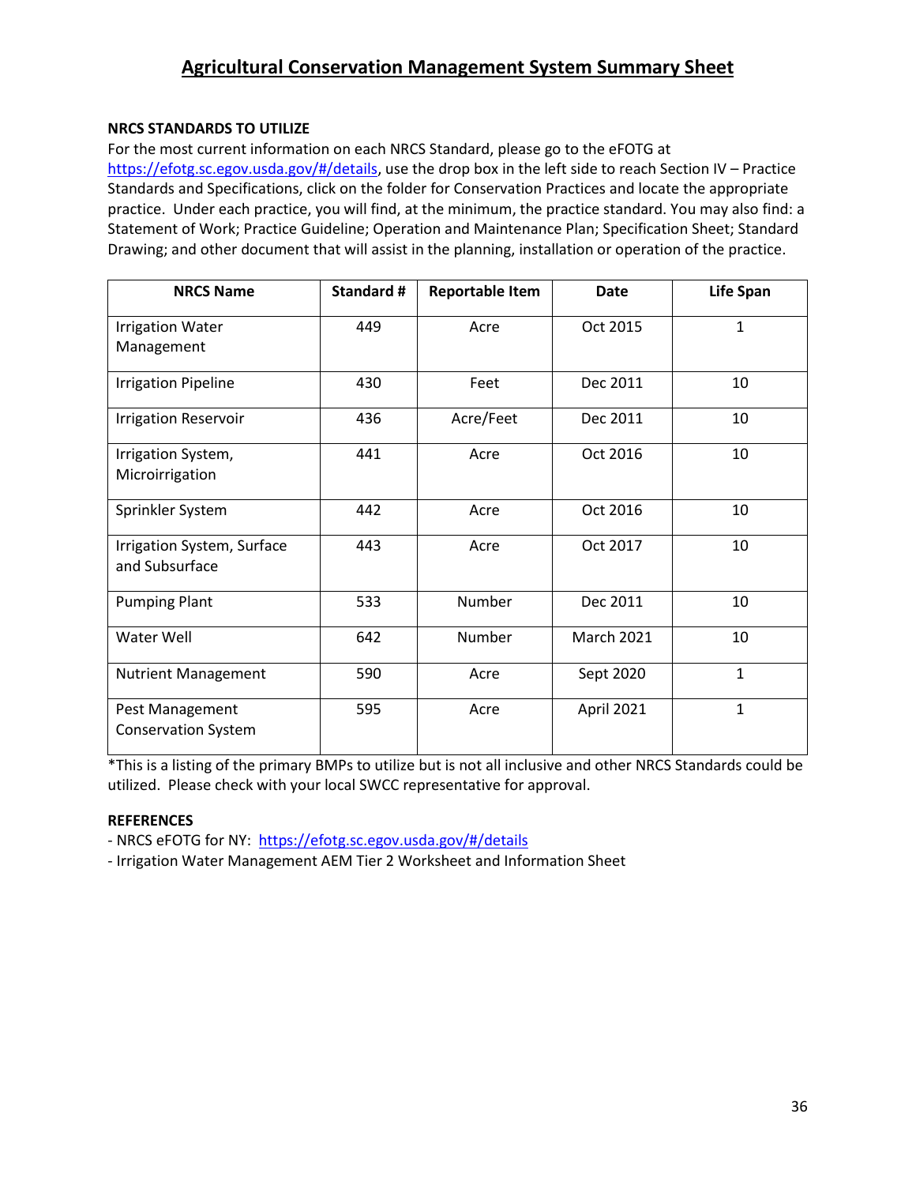# Agricultural Conservation Management System Summary Sheet

**NRCS STANDARDS TO UTILIZE**

For the most current information on each NRCS Standard, please go to the eFOTG at https://efotg.sc.egov.usda.gov/#/details, use the drop box in the left side to reach Section IV – Practice Standards and Specifications, click on the folder for Conservation Practices and locate the appropriate practice. Under each practice, you will find, at the minimum, the practice standard. You may also find: a Statement of Work; Practice Guideline; Operation and Maintenance Plan; Specification Sheet; Standard Drawing; and other document that will assist in the planning, installation or operation of the practice.

| NRCS Name | Standard # | Reportable Item | Date | Life Span |
|---|---|---|---|---|
| Irrigation Water Management | 449 | Acre | Oct 2015 | 1 |
| Irrigation Pipeline | 430 | Feet | Dec 2011 | 10 |
| Irrigation Reservoir | 436 | Acre/Feet | Dec 2011 | 10 |
| Irrigation System, Microirrigation | 441 | Acre | Oct 2016 | 10 |
| Sprinkler System | 442 | Acre | Oct 2016 | 10 |
| Irrigation System, Surface and Subsurface | 443 | Acre | Oct 2017 | 10 |
| Pumping Plant | 533 | Number | Dec 2011 | 10 |
| Water Well | 642 | Number | March 2021 | 10 |
| Nutrient Management | 590 | Acre | Sept 2020 | 1 |
| Pest Management Conservation System | 595 | Acre | April 2021 | 1 |

*This is a listing of the primary BMPs to utilize but is not all inclusive and other NRCS Standards could be utilized. Please check with your local SWCC representative for approval.

**REFERENCES**

- NRCS eFOTG for NY: https://efotg.sc.egov.usda.gov/#/details
- Irrigation Water Management AEM Tier 2 Worksheet and Information Sheet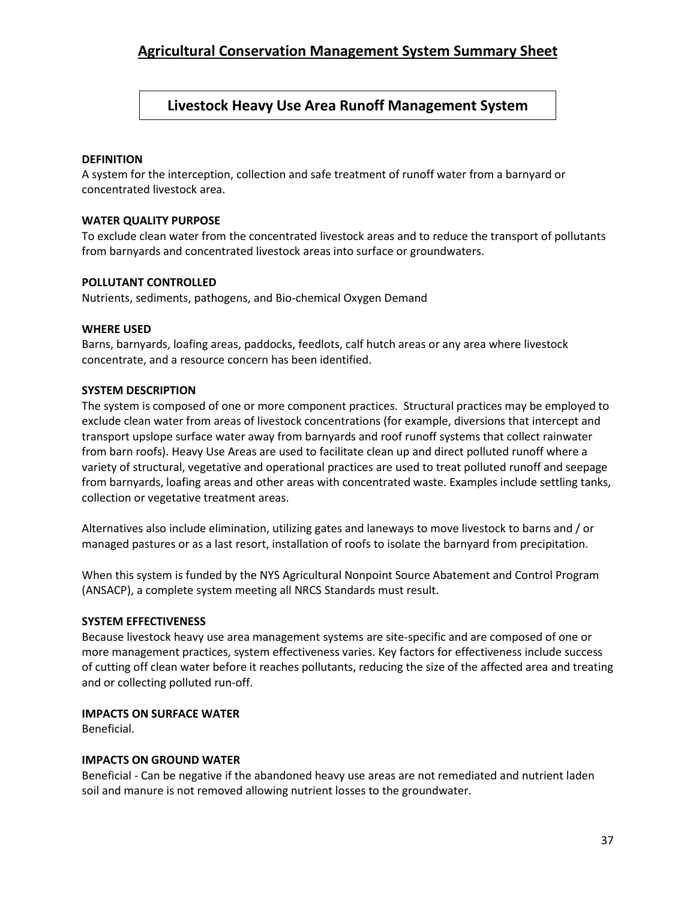# Agricultural Conservation Management System Summary Sheet

## Livestock Heavy Use Area Runoff Management System

**DEFINITION**

A system for the interception, collection and safe treatment of runoff water from a barnyard or concentrated livestock area.

**WATER QUALITY PURPOSE**

To exclude clean water from the concentrated livestock areas and to reduce the transport of pollutants from barnyards and concentrated livestock areas into surface or groundwaters.

**POLLUTANT CONTROLLED**

Nutrients, sediments, pathogens, and Bio-chemical Oxygen Demand

**WHERE USED**

Barns, barnyards, loafing areas, paddocks, feedlots, calf hutch areas or any area where livestock concentrate, and a resource concern has been identified.

**SYSTEM DESCRIPTION**

The system is composed of one or more component practices. Structural practices may be employed to exclude clean water from areas of livestock concentrations (for example, diversions that intercept and transport upslope surface water away from barnyards and roof runoff systems that collect rainwater from barn roofs). Heavy Use Areas are used to facilitate clean up and direct polluted runoff where a variety of structural, vegetative and operational practices are used to treat polluted runoff and seepage from barnyards, loafing areas and other areas with concentrated waste. Examples include settling tanks, collection or vegetative treatment areas.

Alternatives also include elimination, utilizing gates and laneways to move livestock to barns and / or managed pastures or as a last resort, installation of roofs to isolate the barnyard from precipitation.

When this system is funded by the NYS Agricultural Nonpoint Source Abatement and Control Program (ANSACP), a complete system meeting all NRCS Standards must result.

**SYSTEM EFFECTIVENESS**

Because livestock heavy use area management systems are site-specific and are composed of one or more management practices, system effectiveness varies. Key factors for effectiveness include success of cutting off clean water before it reaches pollutants, reducing the size of the affected area and treating and or collecting polluted run-off.

**IMPACTS ON SURFACE WATER**

Beneficial.

**IMPACTS ON GROUND WATER**

Beneficial - Can be negative if the abandoned heavy use areas are not remediated and nutrient laden soil and manure is not removed allowing nutrient losses to the groundwater.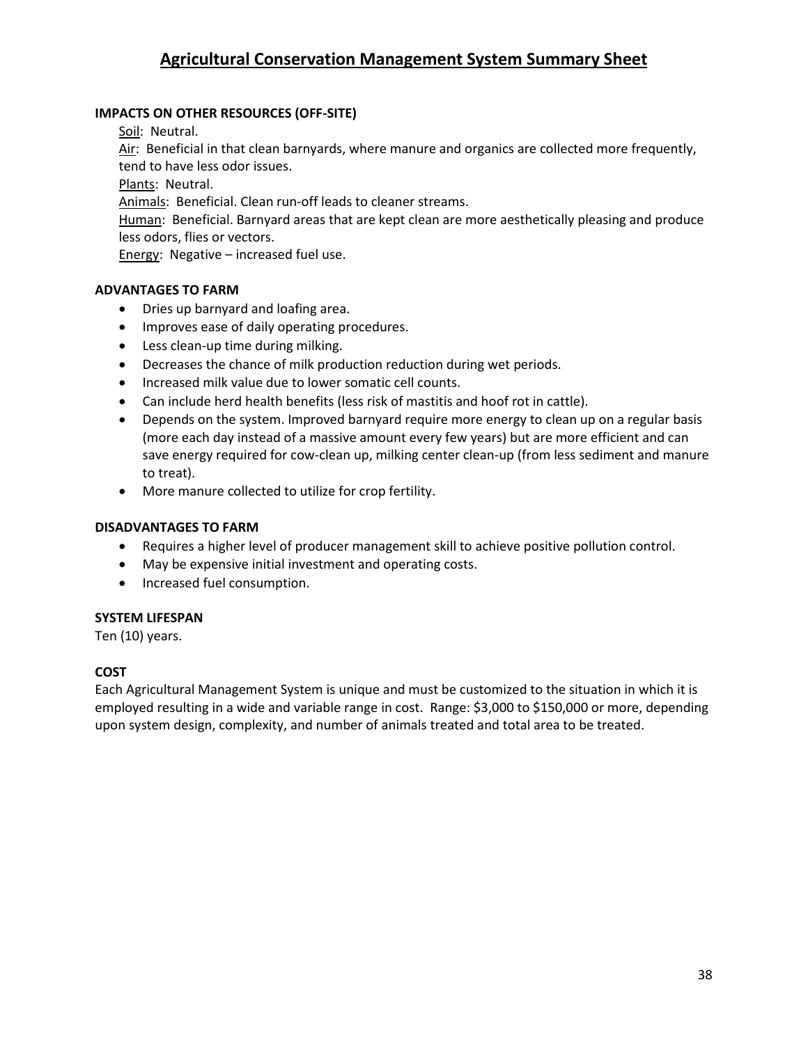# Agricultural Conservation Management System Summary Sheet

**IMPACTS ON OTHER RESOURCES (OFF-SITE)**

Soil: Neutral.
Air: Beneficial in that clean barnyards, where manure and organics are collected more frequently, tend to have less odor issues.
Plants: Neutral.
Animals: Beneficial. Clean run-off leads to cleaner streams.
Human: Beneficial. Barnyard areas that are kept clean are more aesthetically pleasing and produce less odors, flies or vectors.
Energy: Negative – increased fuel use.

**ADVANTAGES TO FARM**

- Dries up barnyard and loafing area.
- Improves ease of daily operating procedures.
- Less clean-up time during milking.
- Decreases the chance of milk production reduction during wet periods.
- Increased milk value due to lower somatic cell counts.
- Can include herd health benefits (less risk of mastitis and hoof rot in cattle).
- Depends on the system. Improved barnyard require more energy to clean up on a regular basis (more each day instead of a massive amount every few years) but are more efficient and can save energy required for cow-clean up, milking center clean-up (from less sediment and manure to treat).
- More manure collected to utilize for crop fertility.

**DISADVANTAGES TO FARM**

- Requires a higher level of producer management skill to achieve positive pollution control.
- May be expensive initial investment and operating costs.
- Increased fuel consumption.

**SYSTEM LIFESPAN**

Ten (10) years.

**COST**

Each Agricultural Management System is unique and must be customized to the situation in which it is employed resulting in a wide and variable range in cost. Range: $3,000 to $150,000 or more, depending upon system design, complexity, and number of animals treated and total area to be treated.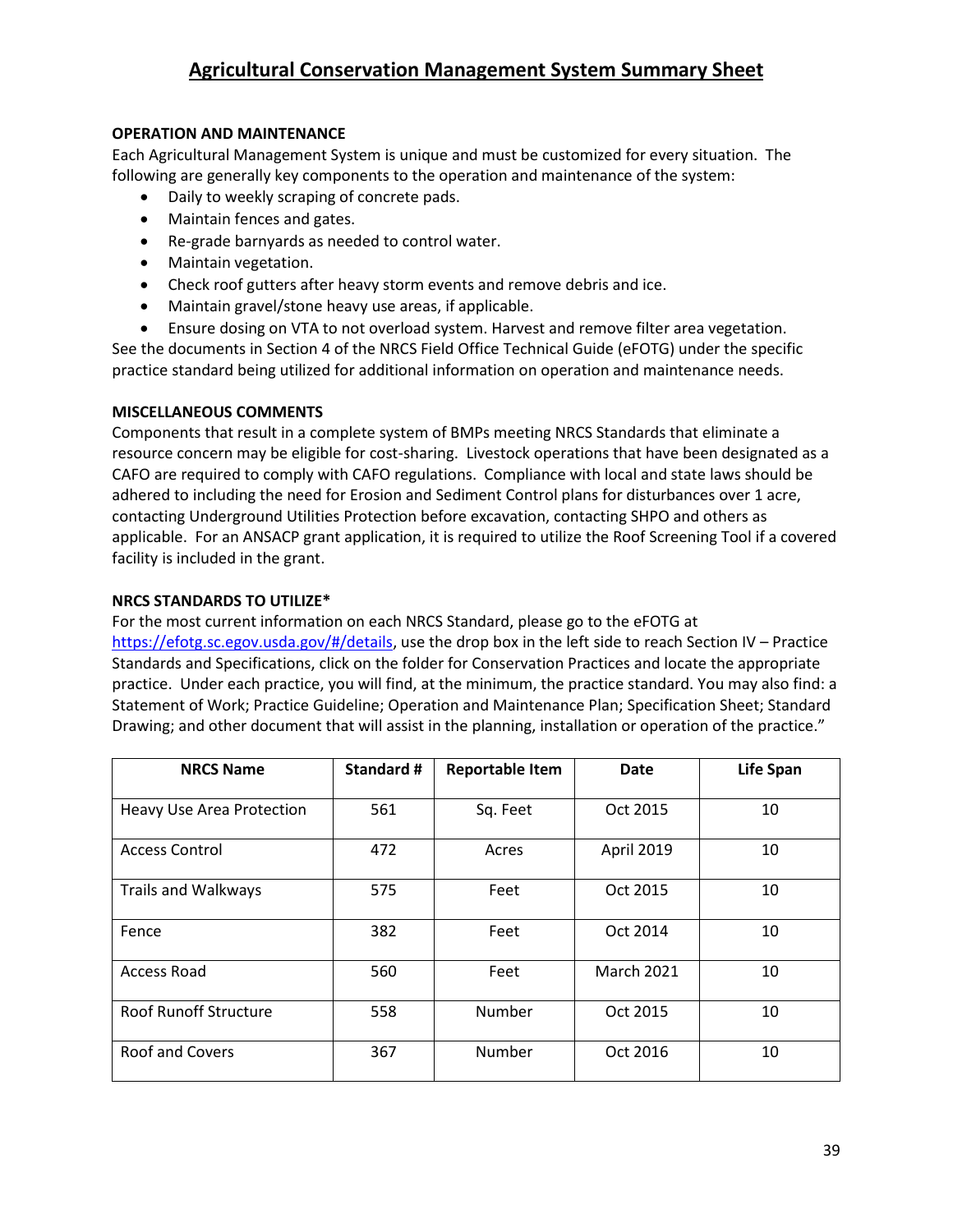# Agricultural Conservation Management System Summary Sheet

**OPERATION AND MAINTENANCE**

Each Agricultural Management System is unique and must be customized for every situation. The following are generally key components to the operation and maintenance of the system:

- Daily to weekly scraping of concrete pads.
- Maintain fences and gates.
- Re-grade barnyards as needed to control water.
- Maintain vegetation.
- Check roof gutters after heavy storm events and remove debris and ice.
- Maintain gravel/stone heavy use areas, if applicable.
- Ensure dosing on VTA to not overload system. Harvest and remove filter area vegetation.

See the documents in Section 4 of the NRCS Field Office Technical Guide (eFOTG) under the specific practice standard being utilized for additional information on operation and maintenance needs.

**MISCELLANEOUS COMMENTS**

Components that result in a complete system of BMPs meeting NRCS Standards that eliminate a resource concern may be eligible for cost-sharing. Livestock operations that have been designated as a CAFO are required to comply with CAFO regulations. Compliance with local and state laws should be adhered to including the need for Erosion and Sediment Control plans for disturbances over 1 acre, contacting Underground Utilities Protection before excavation, contacting SHPO and others as applicable. For an ANSACP grant application, it is required to utilize the Roof Screening Tool if a covered facility is included in the grant.

**NRCS STANDARDS TO UTILIZE***

For the most current information on each NRCS Standard, please go to the eFOTG at https://efotg.sc.egov.usda.gov/#/details, use the drop box in the left side to reach Section IV – Practice Standards and Specifications, click on the folder for Conservation Practices and locate the appropriate practice. Under each practice, you will find, at the minimum, the practice standard. You may also find: a Statement of Work; Practice Guideline; Operation and Maintenance Plan; Specification Sheet; Standard Drawing; and other document that will assist in the planning, installation or operation of the practice."

| NRCS Name | Standard # | Reportable Item | Date | Life Span |
|---|---|---|---|---|
| Heavy Use Area Protection | 561 | Sq. Feet | Oct 2015 | 10 |
| Access Control | 472 | Acres | April 2019 | 10 |
| Trails and Walkways | 575 | Feet | Oct 2015 | 10 |
| Fence | 382 | Feet | Oct 2014 | 10 |
| Access Road | 560 | Feet | March 2021 | 10 |
| Roof Runoff Structure | 558 | Number | Oct 2015 | 10 |
| Roof and Covers | 367 | Number | Oct 2016 | 10 |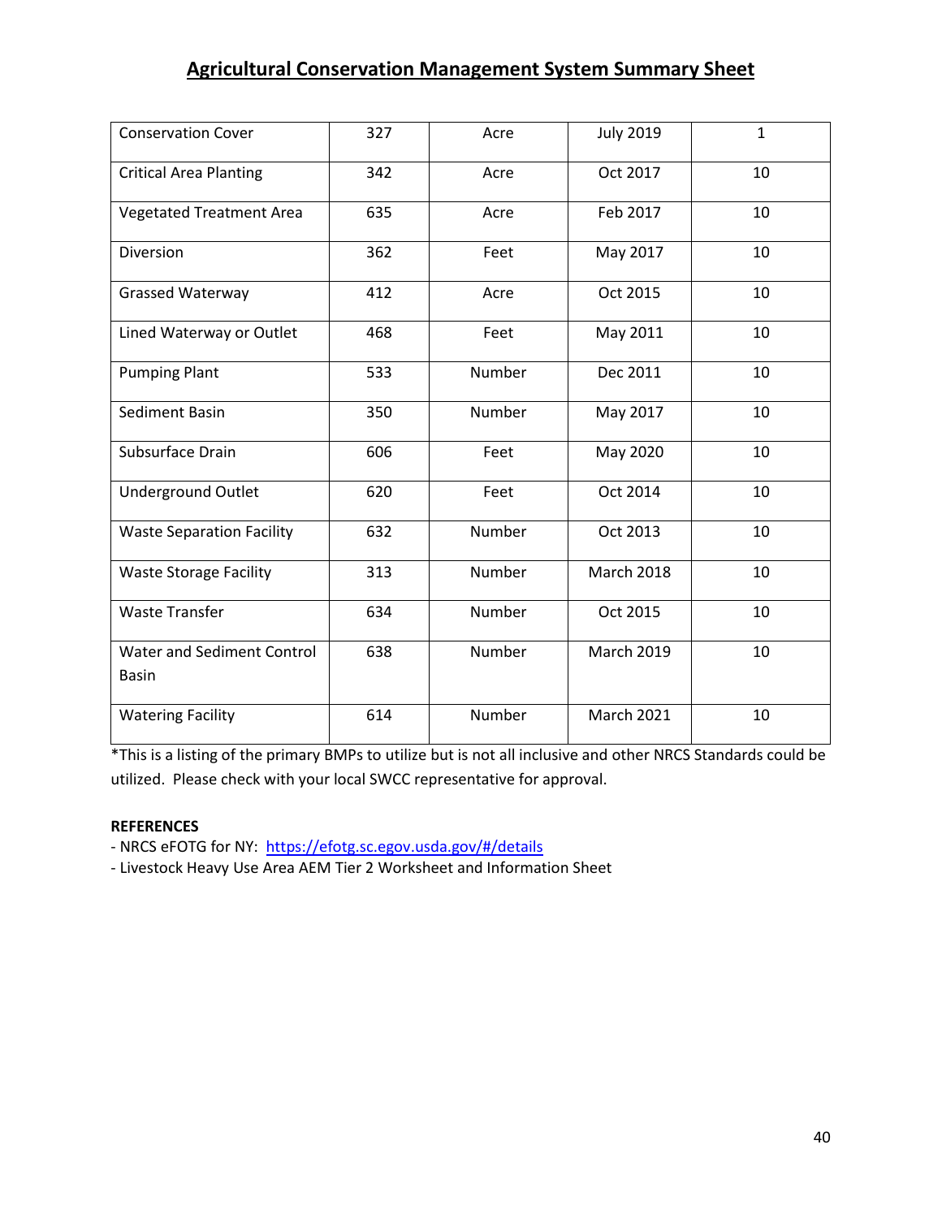## Agricultural Conservation Management System Summary Sheet

| | | | | |
|---|---|---|---|---|
| Conservation Cover | 327 | Acre | July 2019 | 1 |
| Critical Area Planting | 342 | Acre | Oct 2017 | 10 |
| Vegetated Treatment Area | 635 | Acre | Feb 2017 | 10 |
| Diversion | 362 | Feet | May 2017 | 10 |
| Grassed Waterway | 412 | Acre | Oct 2015 | 10 |
| Lined Waterway or Outlet | 468 | Feet | May 2011 | 10 |
| Pumping Plant | 533 | Number | Dec 2011 | 10 |
| Sediment Basin | 350 | Number | May 2017 | 10 |
| Subsurface Drain | 606 | Feet | May 2020 | 10 |
| Underground Outlet | 620 | Feet | Oct 2014 | 10 |
| Waste Separation Facility | 632 | Number | Oct 2013 | 10 |
| Waste Storage Facility | 313 | Number | March 2018 | 10 |
| Waste Transfer | 634 | Number | Oct 2015 | 10 |
| Water and Sediment Control Basin | 638 | Number | March 2019 | 10 |
| Watering Facility | 614 | Number | March 2021 | 10 |

*This is a listing of the primary BMPs to utilize but is not all inclusive and other NRCS Standards could be utilized. Please check with your local SWCC representative for approval.

**REFERENCES**

- NRCS eFOTG for NY: https://efotg.sc.egov.usda.gov/#/details
- Livestock Heavy Use Area AEM Tier 2 Worksheet and Information Sheet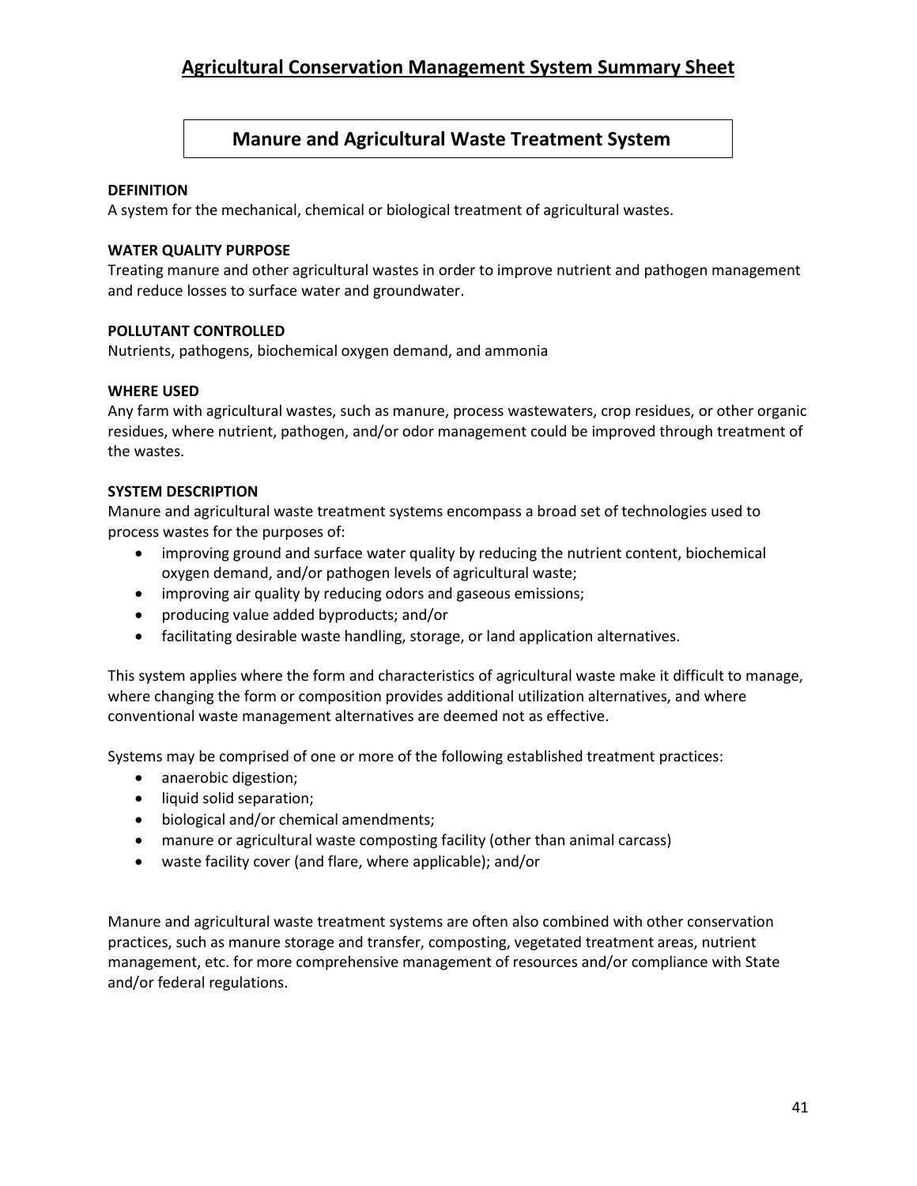## Agricultural Conservation Management System Summary Sheet

### Manure and Agricultural Waste Treatment System

**DEFINITION**
A system for the mechanical, chemical or biological treatment of agricultural wastes.

**WATER QUALITY PURPOSE**
Treating manure and other agricultural wastes in order to improve nutrient and pathogen management and reduce losses to surface water and groundwater.

**POLLUTANT CONTROLLED**
Nutrients, pathogens, biochemical oxygen demand, and ammonia

**WHERE USED**
Any farm with agricultural wastes, such as manure, process wastewaters, crop residues, or other organic residues, where nutrient, pathogen, and/or odor management could be improved through treatment of the wastes.

**SYSTEM DESCRIPTION**
Manure and agricultural waste treatment systems encompass a broad set of technologies used to process wastes for the purposes of:

- improving ground and surface water quality by reducing the nutrient content, biochemical oxygen demand, and/or pathogen levels of agricultural waste;
- improving air quality by reducing odors and gaseous emissions;
- producing value added byproducts; and/or
- facilitating desirable waste handling, storage, or land application alternatives.

This system applies where the form and characteristics of agricultural waste make it difficult to manage, where changing the form or composition provides additional utilization alternatives, and where conventional waste management alternatives are deemed not as effective.

Systems may be comprised of one or more of the following established treatment practices:

- anaerobic digestion;
- liquid solid separation;
- biological and/or chemical amendments;
- manure or agricultural waste composting facility (other than animal carcass)
- waste facility cover (and flare, where applicable); and/or

Manure and agricultural waste treatment systems are often also combined with other conservation practices, such as manure storage and transfer, composting, vegetated treatment areas, nutrient management, etc. for more comprehensive management of resources and/or compliance with State and/or federal regulations.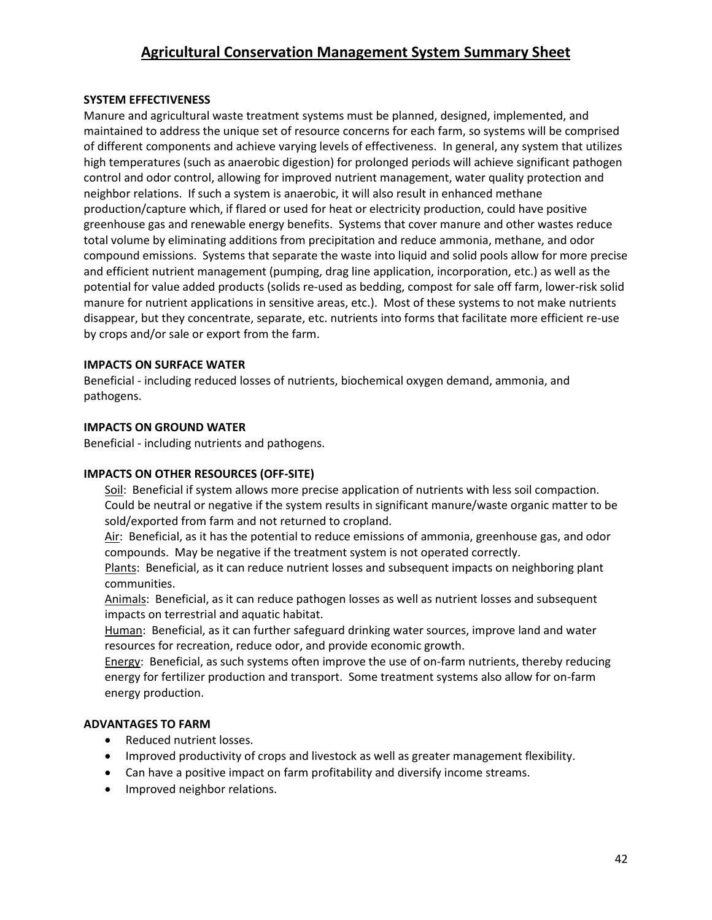# Agricultural Conservation Management System Summary Sheet

### SYSTEM EFFECTIVENESS

Manure and agricultural waste treatment systems must be planned, designed, implemented, and maintained to address the unique set of resource concerns for each farm, so systems will be comprised of different components and achieve varying levels of effectiveness. In general, any system that utilizes high temperatures (such as anaerobic digestion) for prolonged periods will achieve significant pathogen control and odor control, allowing for improved nutrient management, water quality protection and neighbor relations. If such a system is anaerobic, it will also result in enhanced methane production/capture which, if flared or used for heat or electricity production, could have positive greenhouse gas and renewable energy benefits. Systems that cover manure and other wastes reduce total volume by eliminating additions from precipitation and reduce ammonia, methane, and odor compound emissions. Systems that separate the waste into liquid and solid pools allow for more precise and efficient nutrient management (pumping, drag line application, incorporation, etc.) as well as the potential for value added products (solids re-used as bedding, compost for sale off farm, lower-risk solid manure for nutrient applications in sensitive areas, etc.). Most of these systems to not make nutrients disappear, but they concentrate, separate, etc. nutrients into forms that facilitate more efficient re-use by crops and/or sale or export from the farm.

### IMPACTS ON SURFACE WATER

Beneficial - including reduced losses of nutrients, biochemical oxygen demand, ammonia, and pathogens.

### IMPACTS ON GROUND WATER

Beneficial - including nutrients and pathogens.

### IMPACTS ON OTHER RESOURCES (OFF-SITE)

Soil: Beneficial if system allows more precise application of nutrients with less soil compaction. Could be neutral or negative if the system results in significant manure/waste organic matter to be sold/exported from farm and not returned to cropland.

Air: Beneficial, as it has the potential to reduce emissions of ammonia, greenhouse gas, and odor compounds. May be negative if the treatment system is not operated correctly.

Plants: Beneficial, as it can reduce nutrient losses and subsequent impacts on neighboring plant communities.

Animals: Beneficial, as it can reduce pathogen losses as well as nutrient losses and subsequent impacts on terrestrial and aquatic habitat.

Human: Beneficial, as it can further safeguard drinking water sources, improve land and water resources for recreation, reduce odor, and provide economic growth.

Energy: Beneficial, as such systems often improve the use of on-farm nutrients, thereby reducing energy for fertilizer production and transport. Some treatment systems also allow for on-farm energy production.

### ADVANTAGES TO FARM

- Reduced nutrient losses.
- Improved productivity of crops and livestock as well as greater management flexibility.
- Can have a positive impact on farm profitability and diversify income streams.
- Improved neighbor relations.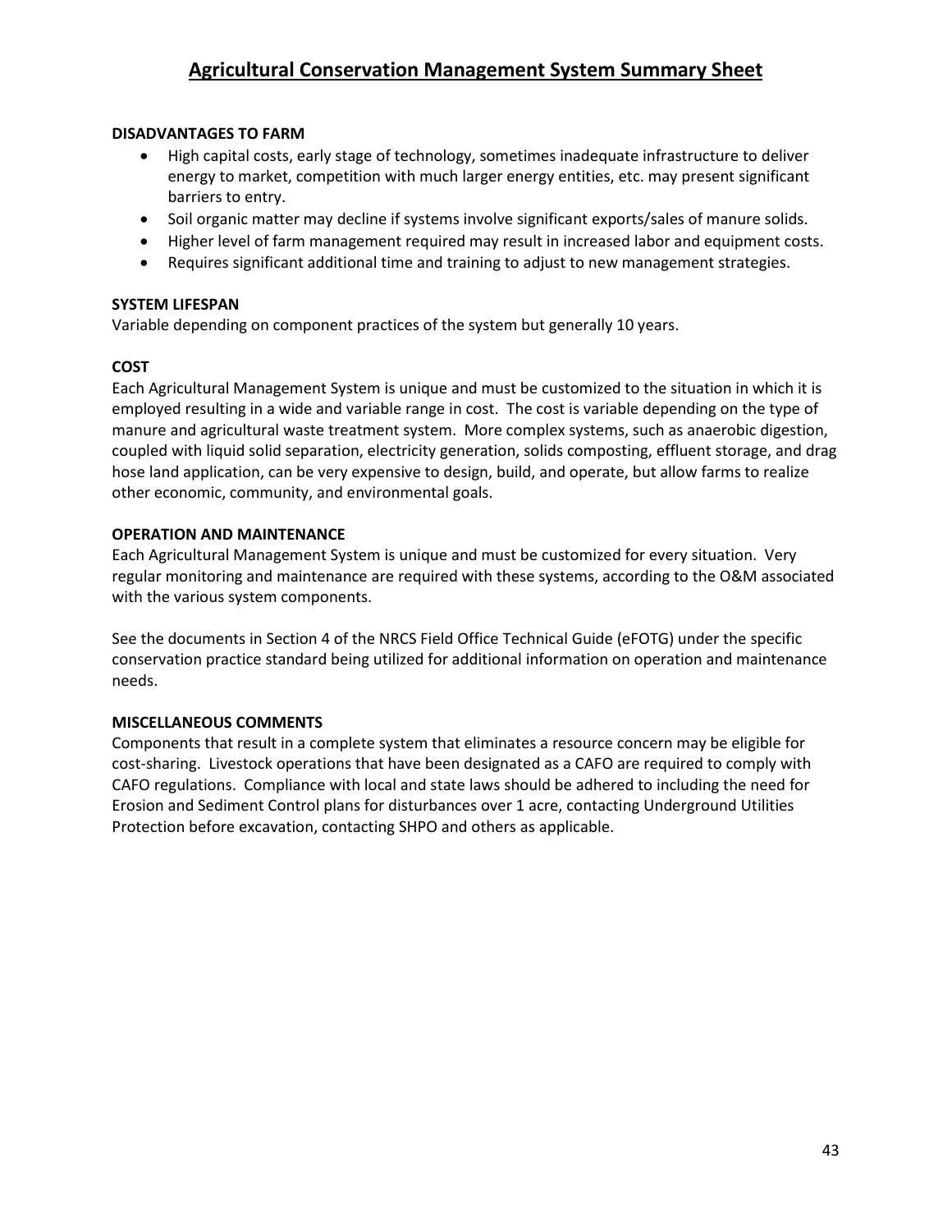## Agricultural Conservation Management System Summary Sheet

**DISADVANTAGES TO FARM**

- High capital costs, early stage of technology, sometimes inadequate infrastructure to deliver energy to market, competition with much larger energy entities, etc. may present significant barriers to entry.
- Soil organic matter may decline if systems involve significant exports/sales of manure solids.
- Higher level of farm management required may result in increased labor and equipment costs.
- Requires significant additional time and training to adjust to new management strategies.

**SYSTEM LIFESPAN**

Variable depending on component practices of the system but generally 10 years.

**COST**

Each Agricultural Management System is unique and must be customized to the situation in which it is employed resulting in a wide and variable range in cost. The cost is variable depending on the type of manure and agricultural waste treatment system. More complex systems, such as anaerobic digestion, coupled with liquid solid separation, electricity generation, solids composting, effluent storage, and drag hose land application, can be very expensive to design, build, and operate, but allow farms to realize other economic, community, and environmental goals.

**OPERATION AND MAINTENANCE**

Each Agricultural Management System is unique and must be customized for every situation. Very regular monitoring and maintenance are required with these systems, according to the O&M associated with the various system components.

See the documents in Section 4 of the NRCS Field Office Technical Guide (eFOTG) under the specific conservation practice standard being utilized for additional information on operation and maintenance needs.

**MISCELLANEOUS COMMENTS**

Components that result in a complete system that eliminates a resource concern may be eligible for cost-sharing. Livestock operations that have been designated as a CAFO are required to comply with CAFO regulations. Compliance with local and state laws should be adhered to including the need for Erosion and Sediment Control plans for disturbances over 1 acre, contacting Underground Utilities Protection before excavation, contacting SHPO and others as applicable.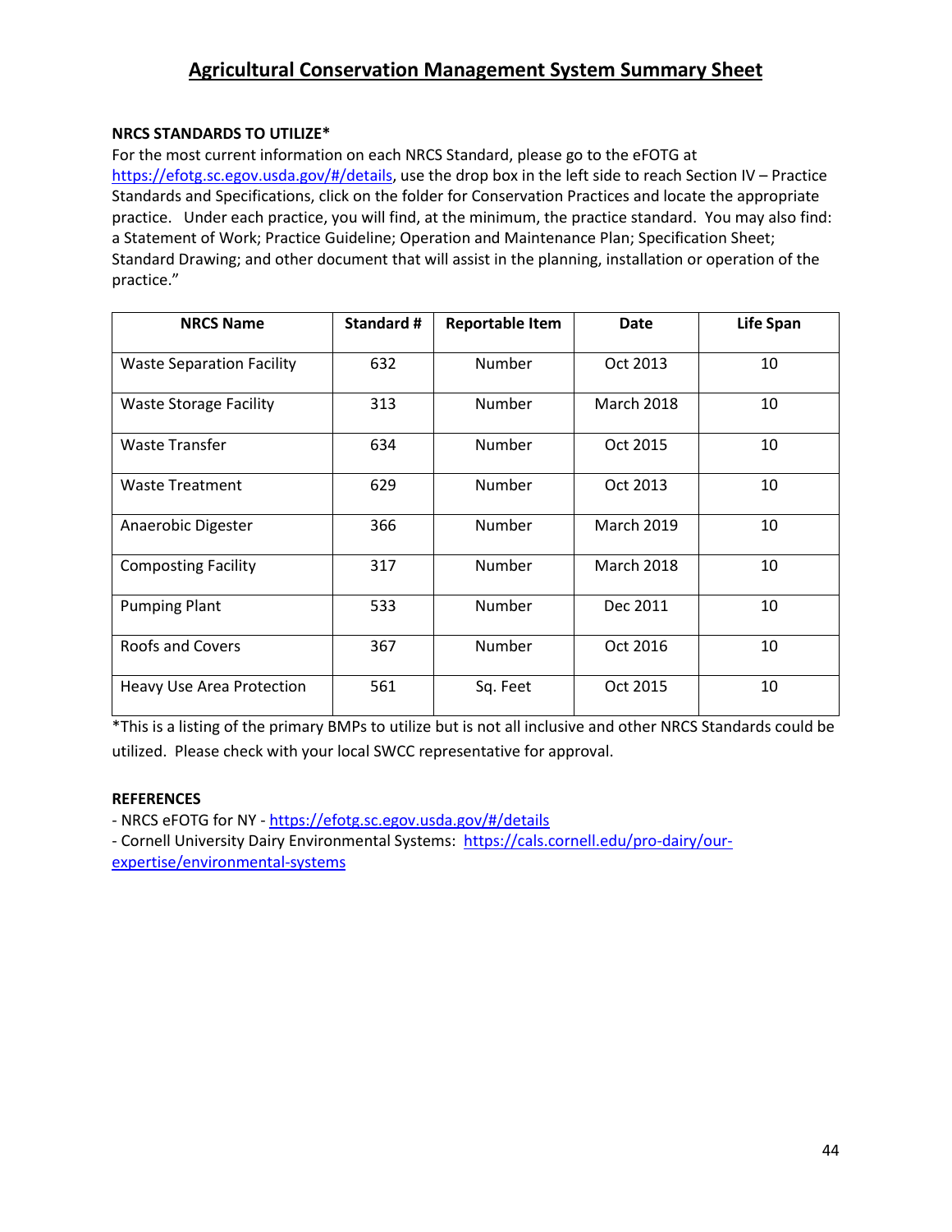# Agricultural Conservation Management System Summary Sheet

**NRCS STANDARDS TO UTILIZE***

For the most current information on each NRCS Standard, please go to the eFOTG at https://efotg.sc.egov.usda.gov/#/details, use the drop box in the left side to reach Section IV – Practice Standards and Specifications, click on the folder for Conservation Practices and locate the appropriate practice. Under each practice, you will find, at the minimum, the practice standard. You may also find: a Statement of Work; Practice Guideline; Operation and Maintenance Plan; Specification Sheet; Standard Drawing; and other document that will assist in the planning, installation or operation of the practice."

| NRCS Name | Standard # | Reportable Item | Date | Life Span |
|---|---|---|---|---|
| Waste Separation Facility | 632 | Number | Oct 2013 | 10 |
| Waste Storage Facility | 313 | Number | March 2018 | 10 |
| Waste Transfer | 634 | Number | Oct 2015 | 10 |
| Waste Treatment | 629 | Number | Oct 2013 | 10 |
| Anaerobic Digester | 366 | Number | March 2019 | 10 |
| Composting Facility | 317 | Number | March 2018 | 10 |
| Pumping Plant | 533 | Number | Dec 2011 | 10 |
| Roofs and Covers | 367 | Number | Oct 2016 | 10 |
| Heavy Use Area Protection | 561 | Sq. Feet | Oct 2015 | 10 |

*This is a listing of the primary BMPs to utilize but is not all inclusive and other NRCS Standards could be utilized. Please check with your local SWCC representative for approval.

**REFERENCES**

- NRCS eFOTG for NY - https://efotg.sc.egov.usda.gov/#/details
- Cornell University Dairy Environmental Systems: https://cals.cornell.edu/pro-dairy/our-expertise/environmental-systems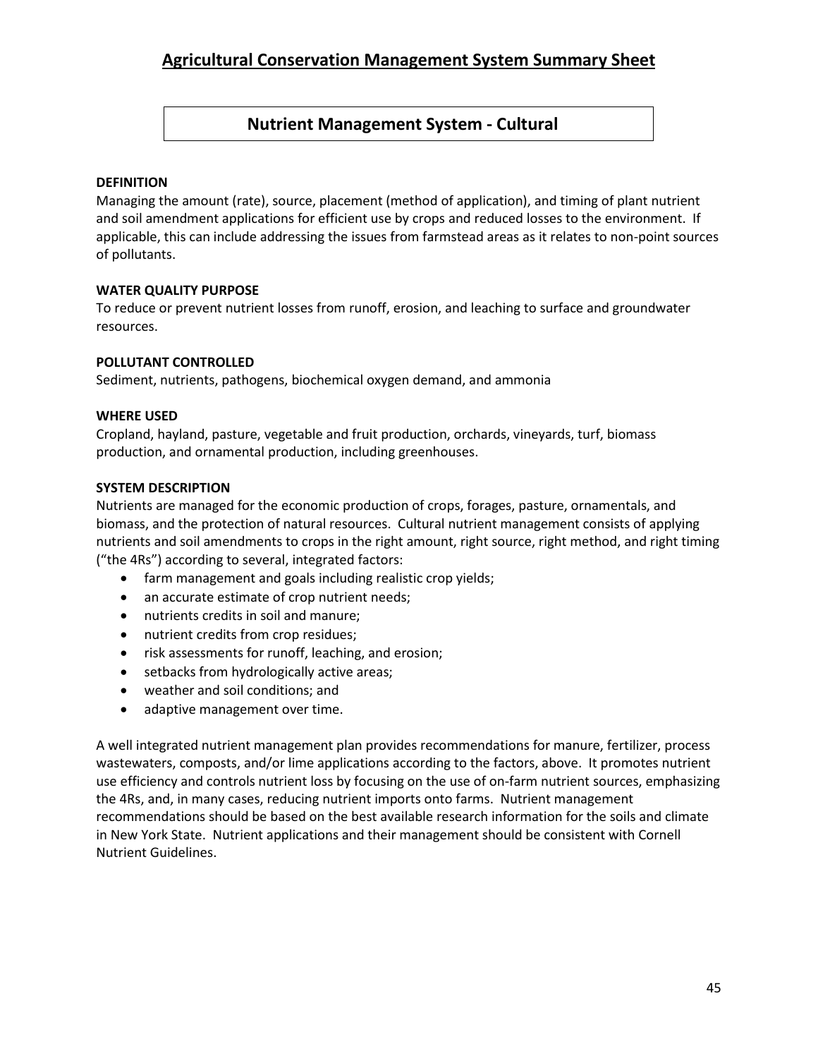## Agricultural Conservation Management System Summary Sheet

### Nutrient Management System - Cultural

**DEFINITION**

Managing the amount (rate), source, placement (method of application), and timing of plant nutrient and soil amendment applications for efficient use by crops and reduced losses to the environment. If applicable, this can include addressing the issues from farmstead areas as it relates to non-point sources of pollutants.

**WATER QUALITY PURPOSE**

To reduce or prevent nutrient losses from runoff, erosion, and leaching to surface and groundwater resources.

**POLLUTANT CONTROLLED**

Sediment, nutrients, pathogens, biochemical oxygen demand, and ammonia

**WHERE USED**

Cropland, hayland, pasture, vegetable and fruit production, orchards, vineyards, turf, biomass production, and ornamental production, including greenhouses.

**SYSTEM DESCRIPTION**

Nutrients are managed for the economic production of crops, forages, pasture, ornamentals, and biomass, and the protection of natural resources. Cultural nutrient management consists of applying nutrients and soil amendments to crops in the right amount, right source, right method, and right timing ("the 4Rs") according to several, integrated factors:

- farm management and goals including realistic crop yields;
- an accurate estimate of crop nutrient needs;
- nutrients credits in soil and manure;
- nutrient credits from crop residues;
- risk assessments for runoff, leaching, and erosion;
- setbacks from hydrologically active areas;
- weather and soil conditions; and
- adaptive management over time.

A well integrated nutrient management plan provides recommendations for manure, fertilizer, process wastewaters, composts, and/or lime applications according to the factors, above. It promotes nutrient use efficiency and controls nutrient loss by focusing on the use of on-farm nutrient sources, emphasizing the 4Rs, and, in many cases, reducing nutrient imports onto farms. Nutrient management recommendations should be based on the best available research information for the soils and climate in New York State. Nutrient applications and their management should be consistent with Cornell Nutrient Guidelines.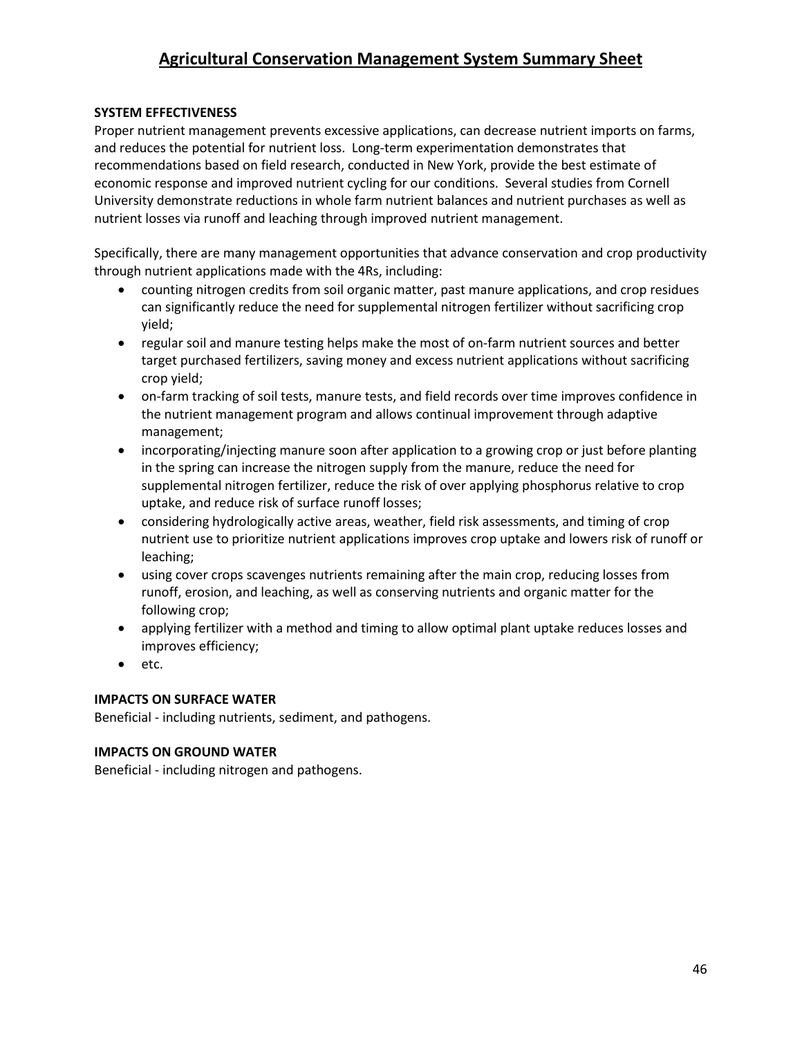# Agricultural Conservation Management System Summary Sheet

**SYSTEM EFFECTIVENESS**

Proper nutrient management prevents excessive applications, can decrease nutrient imports on farms, and reduces the potential for nutrient loss. Long-term experimentation demonstrates that recommendations based on field research, conducted in New York, provide the best estimate of economic response and improved nutrient cycling for our conditions. Several studies from Cornell University demonstrate reductions in whole farm nutrient balances and nutrient purchases as well as nutrient losses via runoff and leaching through improved nutrient management.

Specifically, there are many management opportunities that advance conservation and crop productivity through nutrient applications made with the 4Rs, including:

- counting nitrogen credits from soil organic matter, past manure applications, and crop residues can significantly reduce the need for supplemental nitrogen fertilizer without sacrificing crop yield;
- regular soil and manure testing helps make the most of on-farm nutrient sources and better target purchased fertilizers, saving money and excess nutrient applications without sacrificing crop yield;
- on-farm tracking of soil tests, manure tests, and field records over time improves confidence in the nutrient management program and allows continual improvement through adaptive management;
- incorporating/injecting manure soon after application to a growing crop or just before planting in the spring can increase the nitrogen supply from the manure, reduce the need for supplemental nitrogen fertilizer, reduce the risk of over applying phosphorus relative to crop uptake, and reduce risk of surface runoff losses;
- considering hydrologically active areas, weather, field risk assessments, and timing of crop nutrient use to prioritize nutrient applications improves crop uptake and lowers risk of runoff or leaching;
- using cover crops scavenges nutrients remaining after the main crop, reducing losses from runoff, erosion, and leaching, as well as conserving nutrients and organic matter for the following crop;
- applying fertilizer with a method and timing to allow optimal plant uptake reduces losses and improves efficiency;
- etc.

**IMPACTS ON SURFACE WATER**

Beneficial - including nutrients, sediment, and pathogens.

**IMPACTS ON GROUND WATER**

Beneficial - including nitrogen and pathogens.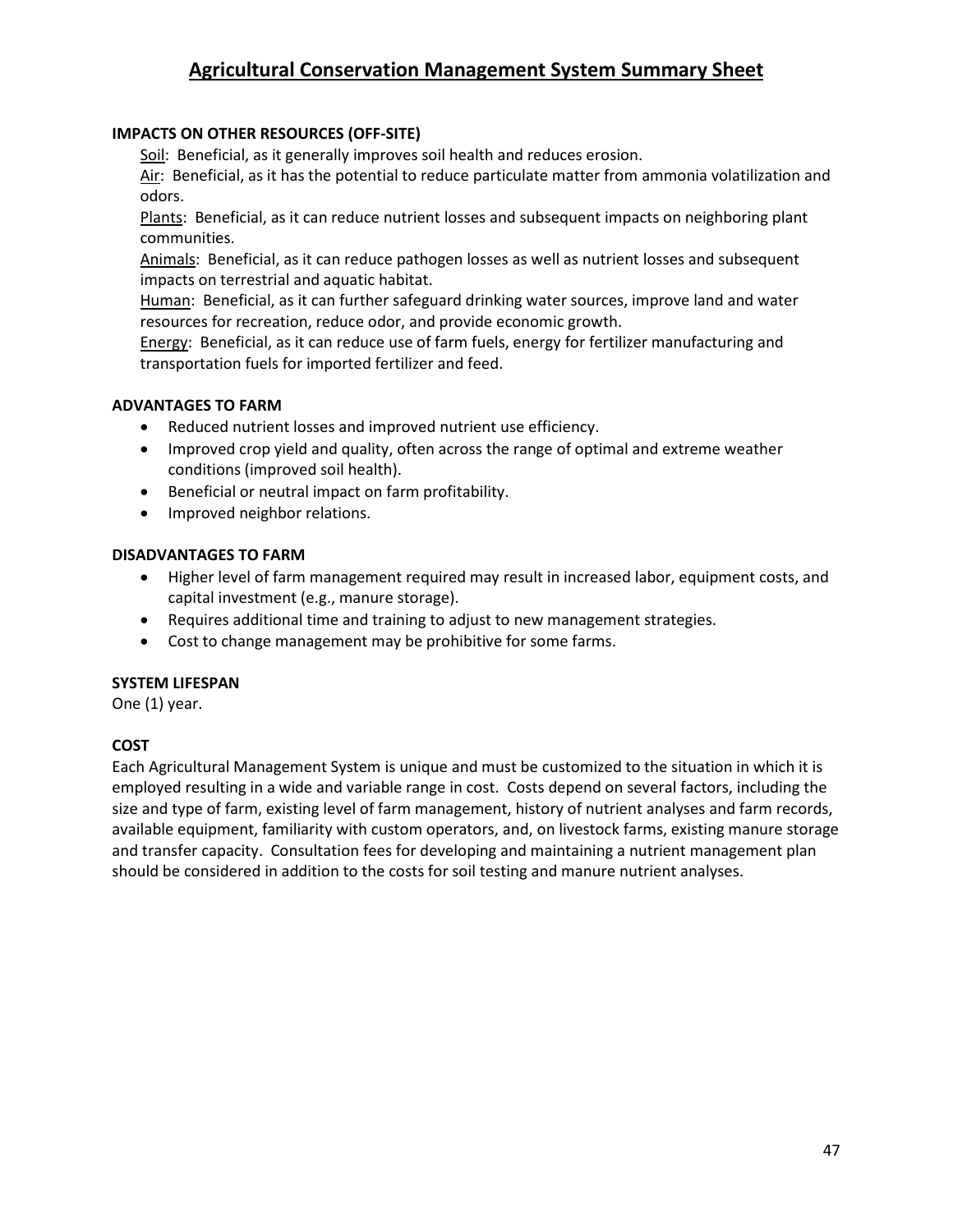# Agricultural Conservation Management System Summary Sheet

**IMPACTS ON OTHER RESOURCES (OFF-SITE)**

Soil: Beneficial, as it generally improves soil health and reduces erosion.
Air: Beneficial, as it has the potential to reduce particulate matter from ammonia volatilization and odors.
Plants: Beneficial, as it can reduce nutrient losses and subsequent impacts on neighboring plant communities.
Animals: Beneficial, as it can reduce pathogen losses as well as nutrient losses and subsequent impacts on terrestrial and aquatic habitat.
Human: Beneficial, as it can further safeguard drinking water sources, improve land and water resources for recreation, reduce odor, and provide economic growth.
Energy: Beneficial, as it can reduce use of farm fuels, energy for fertilizer manufacturing and transportation fuels for imported fertilizer and feed.

**ADVANTAGES TO FARM**

- Reduced nutrient losses and improved nutrient use efficiency.
- Improved crop yield and quality, often across the range of optimal and extreme weather conditions (improved soil health).
- Beneficial or neutral impact on farm profitability.
- Improved neighbor relations.

**DISADVANTAGES TO FARM**

- Higher level of farm management required may result in increased labor, equipment costs, and capital investment (e.g., manure storage).
- Requires additional time and training to adjust to new management strategies.
- Cost to change management may be prohibitive for some farms.

**SYSTEM LIFESPAN**

One (1) year.

**COST**

Each Agricultural Management System is unique and must be customized to the situation in which it is employed resulting in a wide and variable range in cost. Costs depend on several factors, including the size and type of farm, existing level of farm management, history of nutrient analyses and farm records, available equipment, familiarity with custom operators, and, on livestock farms, existing manure storage and transfer capacity. Consultation fees for developing and maintaining a nutrient management plan should be considered in addition to the costs for soil testing and manure nutrient analyses.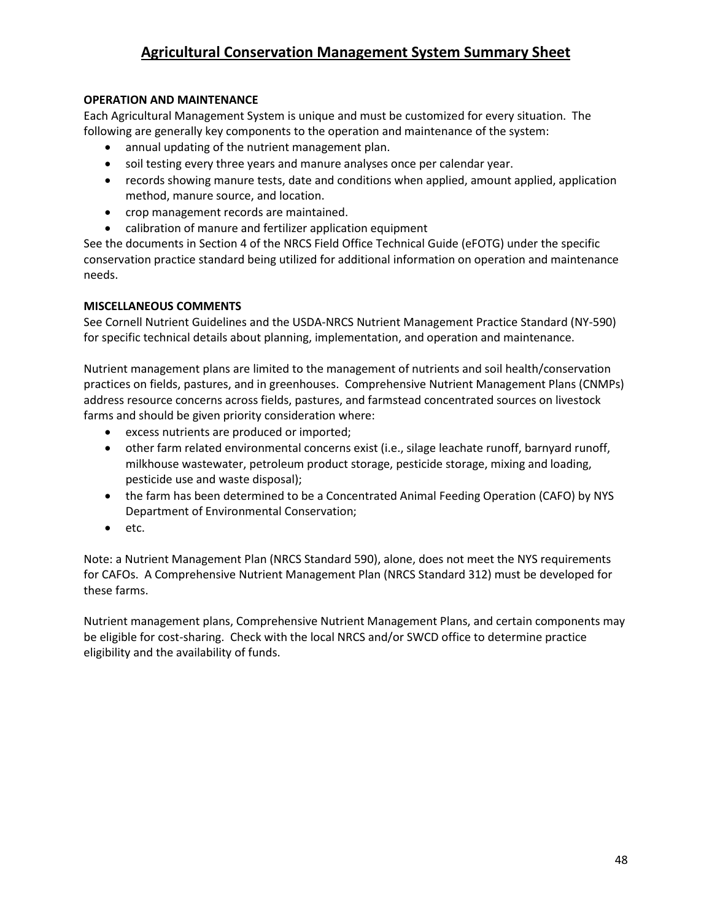# Agricultural Conservation Management System Summary Sheet

**OPERATION AND MAINTENANCE**

Each Agricultural Management System is unique and must be customized for every situation. The following are generally key components to the operation and maintenance of the system:

- annual updating of the nutrient management plan.
- soil testing every three years and manure analyses once per calendar year.
- records showing manure tests, date and conditions when applied, amount applied, application method, manure source, and location.
- crop management records are maintained.
- calibration of manure and fertilizer application equipment

See the documents in Section 4 of the NRCS Field Office Technical Guide (eFOTG) under the specific conservation practice standard being utilized for additional information on operation and maintenance needs.

**MISCELLANEOUS COMMENTS**

See Cornell Nutrient Guidelines and the USDA-NRCS Nutrient Management Practice Standard (NY-590) for specific technical details about planning, implementation, and operation and maintenance.

Nutrient management plans are limited to the management of nutrients and soil health/conservation practices on fields, pastures, and in greenhouses. Comprehensive Nutrient Management Plans (CNMPs) address resource concerns across fields, pastures, and farmstead concentrated sources on livestock farms and should be given priority consideration where:

- excess nutrients are produced or imported;
- other farm related environmental concerns exist (i.e., silage leachate runoff, barnyard runoff, milkhouse wastewater, petroleum product storage, pesticide storage, mixing and loading, pesticide use and waste disposal);
- the farm has been determined to be a Concentrated Animal Feeding Operation (CAFO) by NYS Department of Environmental Conservation;
- etc.

Note: a Nutrient Management Plan (NRCS Standard 590), alone, does not meet the NYS requirements for CAFOs. A Comprehensive Nutrient Management Plan (NRCS Standard 312) must be developed for these farms.

Nutrient management plans, Comprehensive Nutrient Management Plans, and certain components may be eligible for cost-sharing. Check with the local NRCS and/or SWCD office to determine practice eligibility and the availability of funds.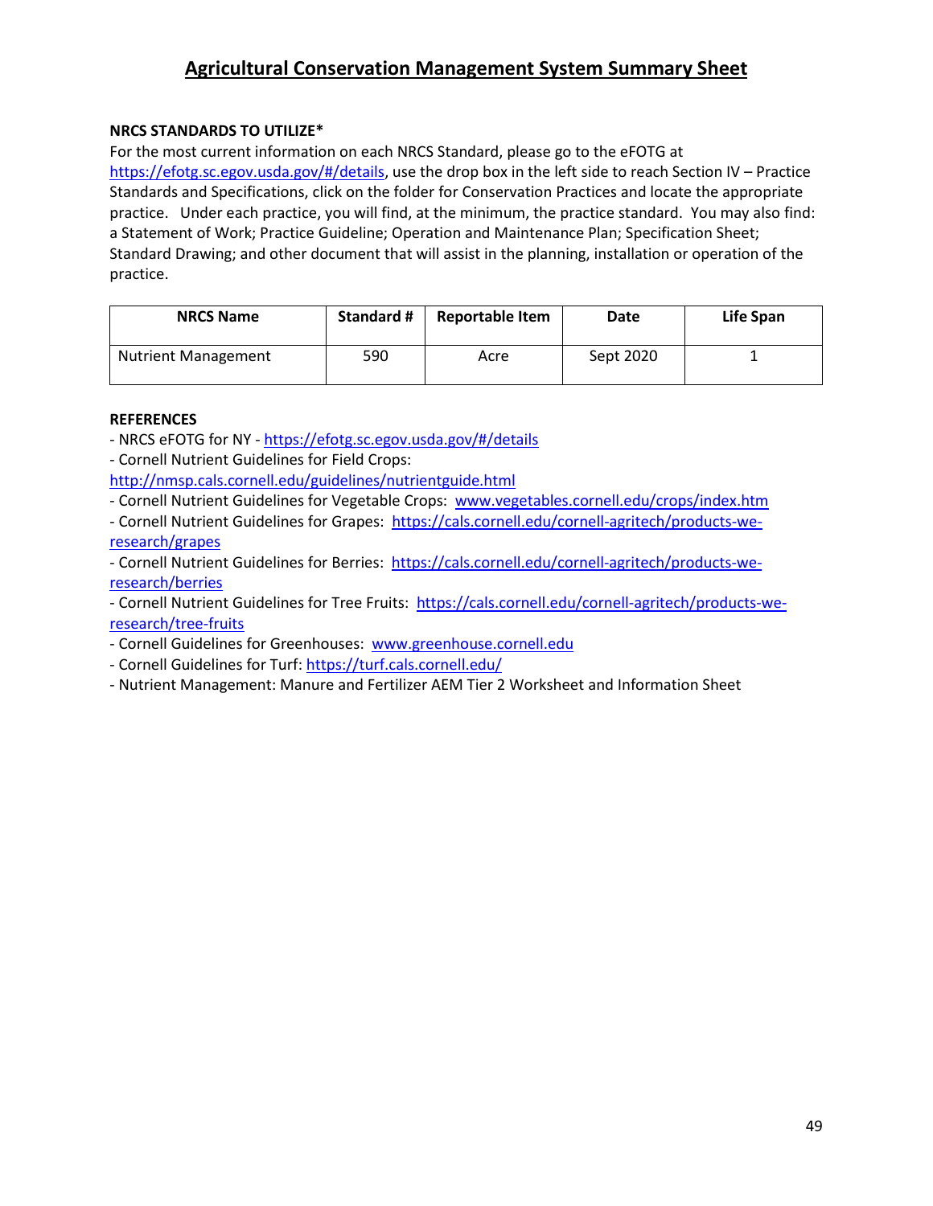# Agricultural Conservation Management System Summary Sheet

**NRCS STANDARDS TO UTILIZE***

For the most current information on each NRCS Standard, please go to the eFOTG at https://efotg.sc.egov.usda.gov/#/details, use the drop box in the left side to reach Section IV – Practice Standards and Specifications, click on the folder for Conservation Practices and locate the appropriate practice. Under each practice, you will find, at the minimum, the practice standard. You may also find: a Statement of Work; Practice Guideline; Operation and Maintenance Plan; Specification Sheet; Standard Drawing; and other document that will assist in the planning, installation or operation of the practice.

| NRCS Name | Standard # | Reportable Item | Date | Life Span |
|---|---|---|---|---|
| Nutrient Management | 590 | Acre | Sept 2020 | 1 |

**REFERENCES**

- NRCS eFOTG for NY - https://efotg.sc.egov.usda.gov/#/details
- Cornell Nutrient Guidelines for Field Crops: http://nmsp.cals.cornell.edu/guidelines/nutrientguide.html
- Cornell Nutrient Guidelines for Vegetable Crops: www.vegetables.cornell.edu/crops/index.htm
- Cornell Nutrient Guidelines for Grapes: https://cals.cornell.edu/cornell-agritech/products-we-research/grapes
- Cornell Nutrient Guidelines for Berries: https://cals.cornell.edu/cornell-agritech/products-we-research/berries
- Cornell Nutrient Guidelines for Tree Fruits: https://cals.cornell.edu/cornell-agritech/products-we-research/tree-fruits
- Cornell Guidelines for Greenhouses: www.greenhouse.cornell.edu
- Cornell Guidelines for Turf: https://turf.cals.cornell.edu/
- Nutrient Management: Manure and Fertilizer AEM Tier 2 Worksheet and Information Sheet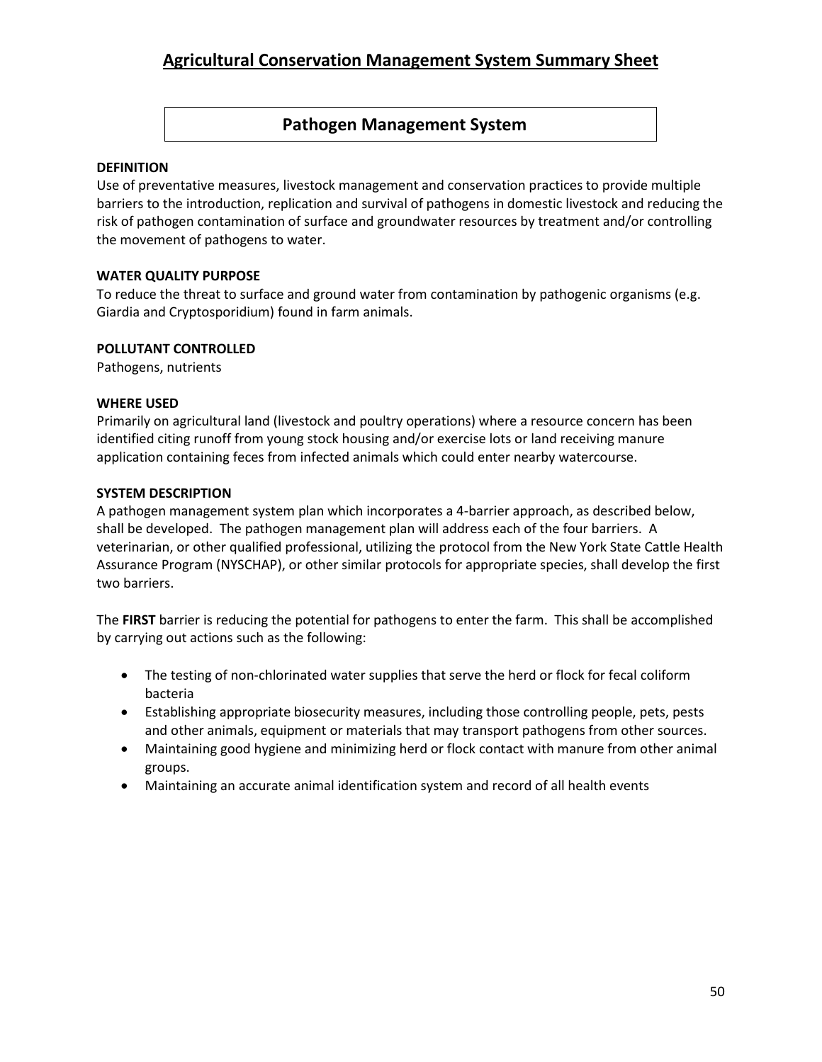# Agricultural Conservation Management System Summary Sheet

## Pathogen Management System

**DEFINITION**

Use of preventative measures, livestock management and conservation practices to provide multiple barriers to the introduction, replication and survival of pathogens in domestic livestock and reducing the risk of pathogen contamination of surface and groundwater resources by treatment and/or controlling the movement of pathogens to water.

**WATER QUALITY PURPOSE**

To reduce the threat to surface and ground water from contamination by pathogenic organisms (e.g. Giardia and Cryptosporidium) found in farm animals.

**POLLUTANT CONTROLLED**

Pathogens, nutrients

**WHERE USED**

Primarily on agricultural land (livestock and poultry operations) where a resource concern has been identified citing runoff from young stock housing and/or exercise lots or land receiving manure application containing feces from infected animals which could enter nearby watercourse.

**SYSTEM DESCRIPTION**

A pathogen management system plan which incorporates a 4-barrier approach, as described below, shall be developed. The pathogen management plan will address each of the four barriers. A veterinarian, or other qualified professional, utilizing the protocol from the New York State Cattle Health Assurance Program (NYSCHAP), or other similar protocols for appropriate species, shall develop the first two barriers.

The **FIRST** barrier is reducing the potential for pathogens to enter the farm. This shall be accomplished by carrying out actions such as the following:

- The testing of non-chlorinated water supplies that serve the herd or flock for fecal coliform bacteria
- Establishing appropriate biosecurity measures, including those controlling people, pets, pests and other animals, equipment or materials that may transport pathogens from other sources.
- Maintaining good hygiene and minimizing herd or flock contact with manure from other animal groups.
- Maintaining an accurate animal identification system and record of all health events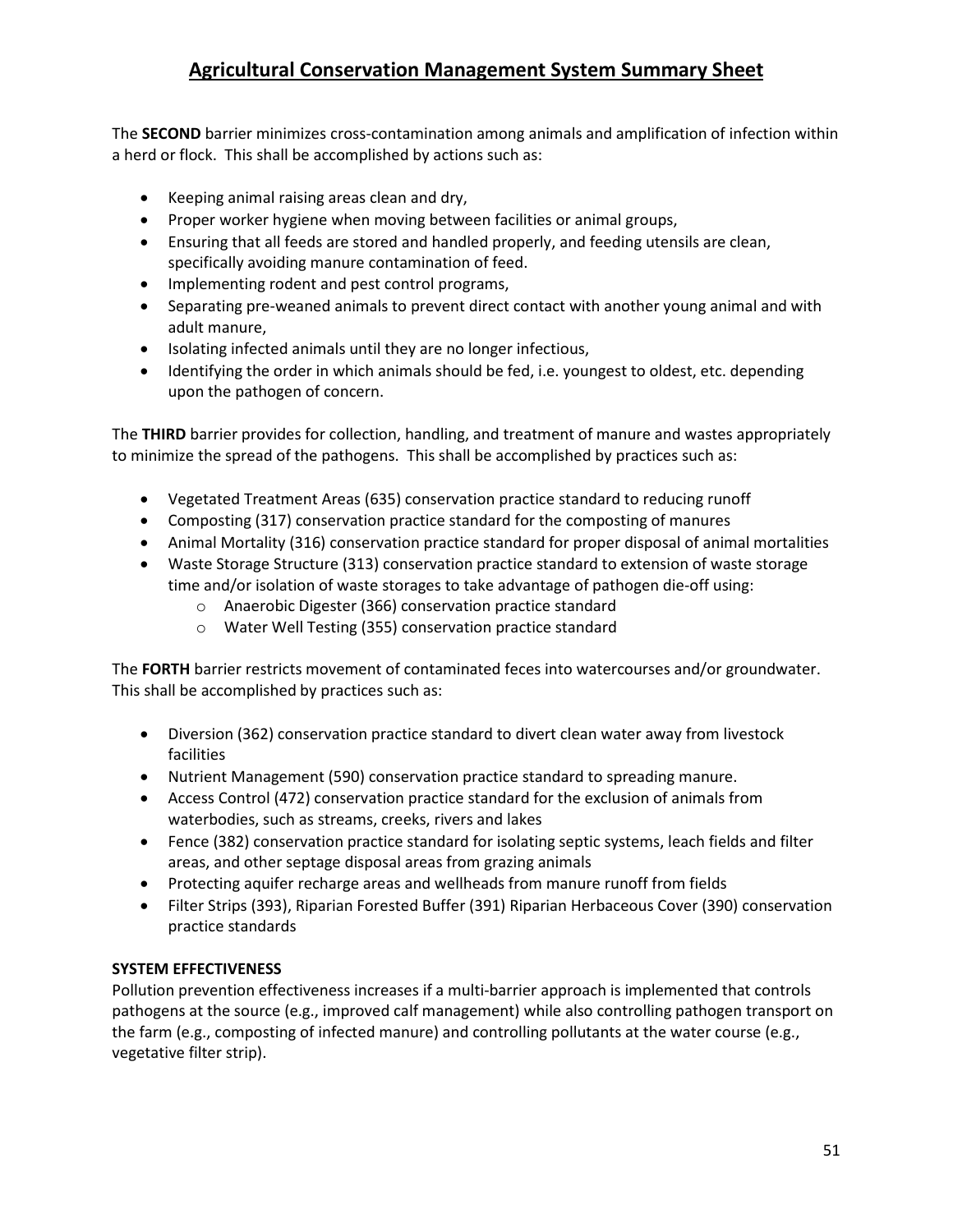# Agricultural Conservation Management System Summary Sheet

The **SECOND** barrier minimizes cross-contamination among animals and amplification of infection within a herd or flock. This shall be accomplished by actions such as:

- Keeping animal raising areas clean and dry,
- Proper worker hygiene when moving between facilities or animal groups,
- Ensuring that all feeds are stored and handled properly, and feeding utensils are clean, specifically avoiding manure contamination of feed.
- Implementing rodent and pest control programs,
- Separating pre-weaned animals to prevent direct contact with another young animal and with adult manure,
- Isolating infected animals until they are no longer infectious,
- Identifying the order in which animals should be fed, i.e. youngest to oldest, etc. depending upon the pathogen of concern.

The **THIRD** barrier provides for collection, handling, and treatment of manure and wastes appropriately to minimize the spread of the pathogens. This shall be accomplished by practices such as:

- Vegetated Treatment Areas (635) conservation practice standard to reducing runoff
- Composting (317) conservation practice standard for the composting of manures
- Animal Mortality (316) conservation practice standard for proper disposal of animal mortalities
- Waste Storage Structure (313) conservation practice standard to extension of waste storage time and/or isolation of waste storages to take advantage of pathogen die-off using:
  - Anaerobic Digester (366) conservation practice standard
  - Water Well Testing (355) conservation practice standard

The **FORTH** barrier restricts movement of contaminated feces into watercourses and/or groundwater. This shall be accomplished by practices such as:

- Diversion (362) conservation practice standard to divert clean water away from livestock facilities
- Nutrient Management (590) conservation practice standard to spreading manure.
- Access Control (472) conservation practice standard for the exclusion of animals from waterbodies, such as streams, creeks, rivers and lakes
- Fence (382) conservation practice standard for isolating septic systems, leach fields and filter areas, and other septage disposal areas from grazing animals
- Protecting aquifer recharge areas and wellheads from manure runoff from fields
- Filter Strips (393), Riparian Forested Buffer (391) Riparian Herbaceous Cover (390) conservation practice standards

**SYSTEM EFFECTIVENESS**

Pollution prevention effectiveness increases if a multi-barrier approach is implemented that controls pathogens at the source (e.g., improved calf management) while also controlling pathogen transport on the farm (e.g., composting of infected manure) and controlling pollutants at the water course (e.g., vegetative filter strip).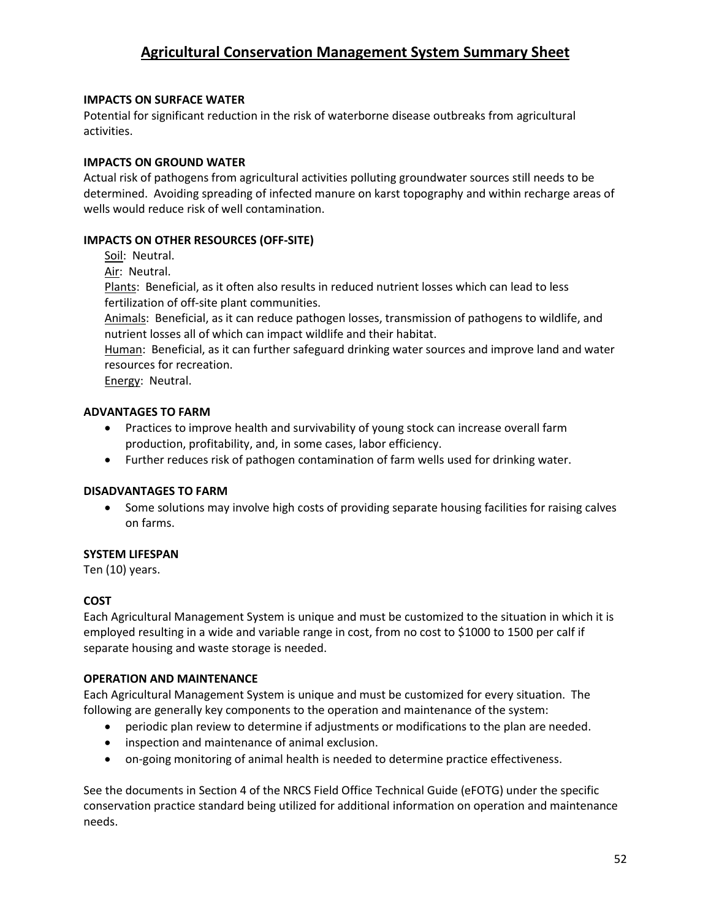# Agricultural Conservation Management System Summary Sheet

**IMPACTS ON SURFACE WATER**

Potential for significant reduction in the risk of waterborne disease outbreaks from agricultural activities.

**IMPACTS ON GROUND WATER**

Actual risk of pathogens from agricultural activities polluting groundwater sources still needs to be determined. Avoiding spreading of infected manure on karst topography and within recharge areas of wells would reduce risk of well contamination.

**IMPACTS ON OTHER RESOURCES (OFF-SITE)**

Soil: Neutral.

Air: Neutral.

Plants: Beneficial, as it often also results in reduced nutrient losses which can lead to less fertilization of off-site plant communities.

Animals: Beneficial, as it can reduce pathogen losses, transmission of pathogens to wildlife, and nutrient losses all of which can impact wildlife and their habitat.

Human: Beneficial, as it can further safeguard drinking water sources and improve land and water resources for recreation.

Energy: Neutral.

**ADVANTAGES TO FARM**

- Practices to improve health and survivability of young stock can increase overall farm production, profitability, and, in some cases, labor efficiency.
- Further reduces risk of pathogen contamination of farm wells used for drinking water.

**DISADVANTAGES TO FARM**

- Some solutions may involve high costs of providing separate housing facilities for raising calves on farms.

**SYSTEM LIFESPAN**

Ten (10) years.

**COST**

Each Agricultural Management System is unique and must be customized to the situation in which it is employed resulting in a wide and variable range in cost, from no cost to $1000 to 1500 per calf if separate housing and waste storage is needed.

**OPERATION AND MAINTENANCE**

Each Agricultural Management System is unique and must be customized for every situation. The following are generally key components to the operation and maintenance of the system:

- periodic plan review to determine if adjustments or modifications to the plan are needed.
- inspection and maintenance of animal exclusion.
- on-going monitoring of animal health is needed to determine practice effectiveness.

See the documents in Section 4 of the NRCS Field Office Technical Guide (eFOTG) under the specific conservation practice standard being utilized for additional information on operation and maintenance needs.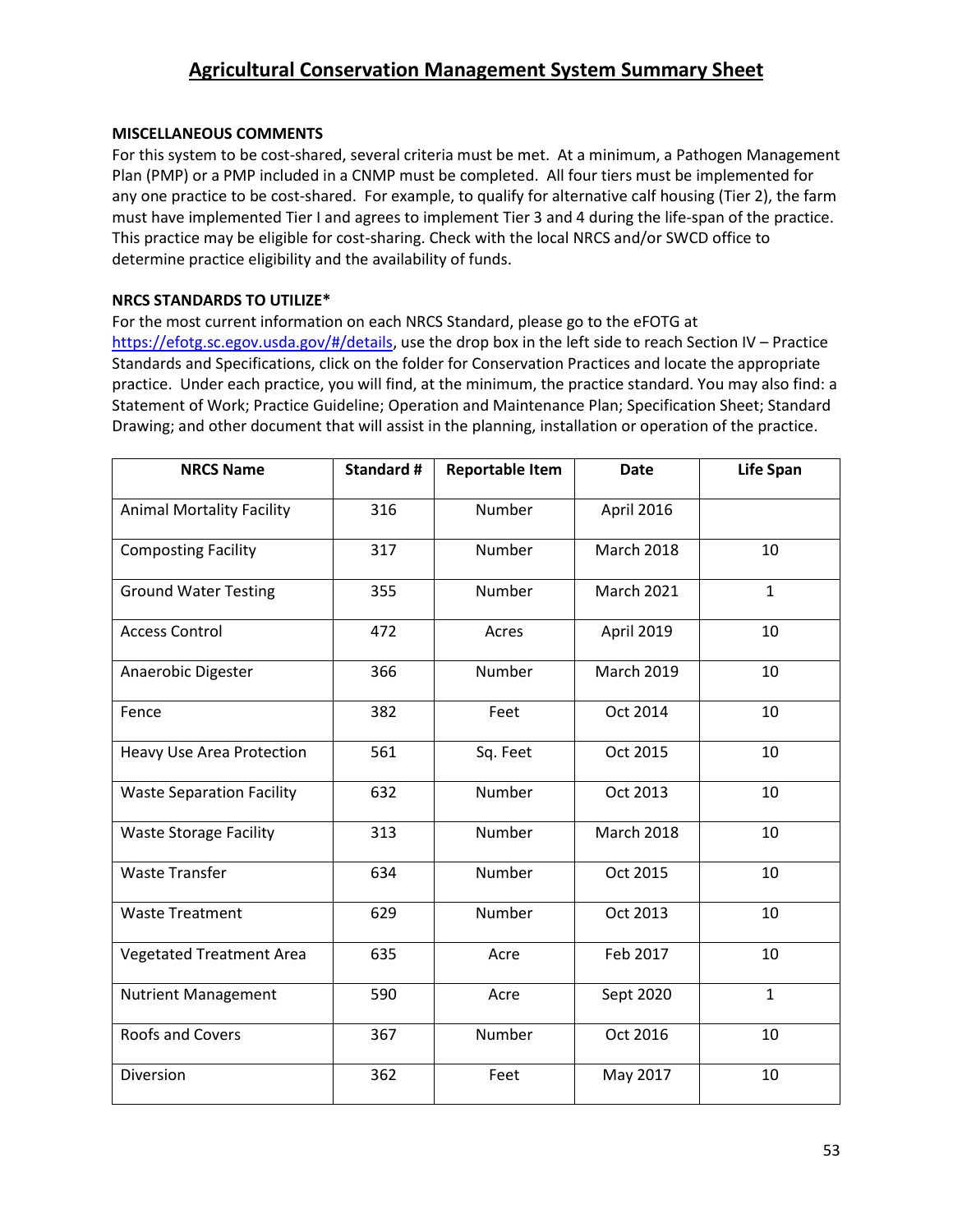## Agricultural Conservation Management System Summary Sheet

**MISCELLANEOUS COMMENTS**

For this system to be cost-shared, several criteria must be met. At a minimum, a Pathogen Management Plan (PMP) or a PMP included in a CNMP must be completed. All four tiers must be implemented for any one practice to be cost-shared. For example, to qualify for alternative calf housing (Tier 2), the farm must have implemented Tier I and agrees to implement Tier 3 and 4 during the life-span of the practice. This practice may be eligible for cost-sharing. Check with the local NRCS and/or SWCD office to determine practice eligibility and the availability of funds.

**NRCS STANDARDS TO UTILIZE***

For the most current information on each NRCS Standard, please go to the eFOTG at https://efotg.sc.egov.usda.gov/#/details, use the drop box in the left side to reach Section IV – Practice Standards and Specifications, click on the folder for Conservation Practices and locate the appropriate practice. Under each practice, you will find, at the minimum, the practice standard. You may also find: a Statement of Work; Practice Guideline; Operation and Maintenance Plan; Specification Sheet; Standard Drawing; and other document that will assist in the planning, installation or operation of the practice.

| NRCS Name | Standard # | Reportable Item | Date | Life Span |
|---|---|---|---|---|
| Animal Mortality Facility | 316 | Number | April 2016 | |
| Composting Facility | 317 | Number | March 2018 | 10 |
| Ground Water Testing | 355 | Number | March 2021 | 1 |
| Access Control | 472 | Acres | April 2019 | 10 |
| Anaerobic Digester | 366 | Number | March 2019 | 10 |
| Fence | 382 | Feet | Oct 2014 | 10 |
| Heavy Use Area Protection | 561 | Sq. Feet | Oct 2015 | 10 |
| Waste Separation Facility | 632 | Number | Oct 2013 | 10 |
| Waste Storage Facility | 313 | Number | March 2018 | 10 |
| Waste Transfer | 634 | Number | Oct 2015 | 10 |
| Waste Treatment | 629 | Number | Oct 2013 | 10 |
| Vegetated Treatment Area | 635 | Acre | Feb 2017 | 10 |
| Nutrient Management | 590 | Acre | Sept 2020 | 1 |
| Roofs and Covers | 367 | Number | Oct 2016 | 10 |
| Diversion | 362 | Feet | May 2017 | 10 |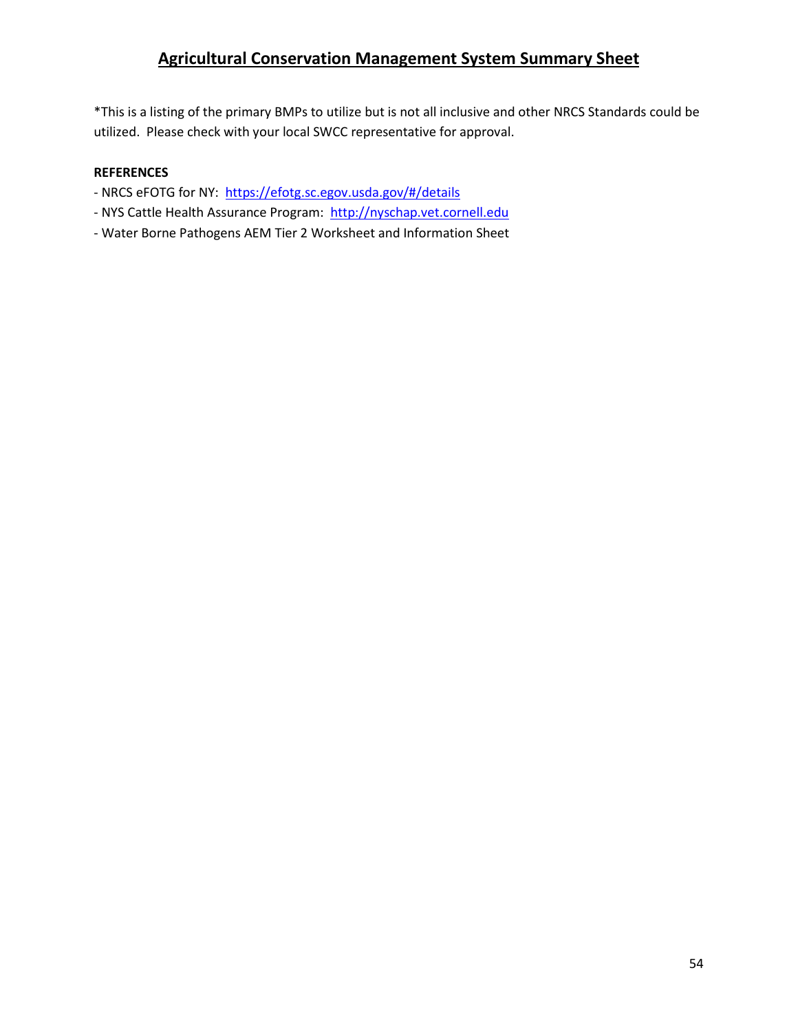## Agricultural Conservation Management System Summary Sheet

*This is a listing of the primary BMPs to utilize but is not all inclusive and other NRCS Standards could be utilized. Please check with your local SWCC representative for approval.

**REFERENCES**

- NRCS eFOTG for NY: https://efotg.sc.egov.usda.gov/#/details
- NYS Cattle Health Assurance Program: http://nyschap.vet.cornell.edu
- Water Borne Pathogens AEM Tier 2 Worksheet and Information Sheet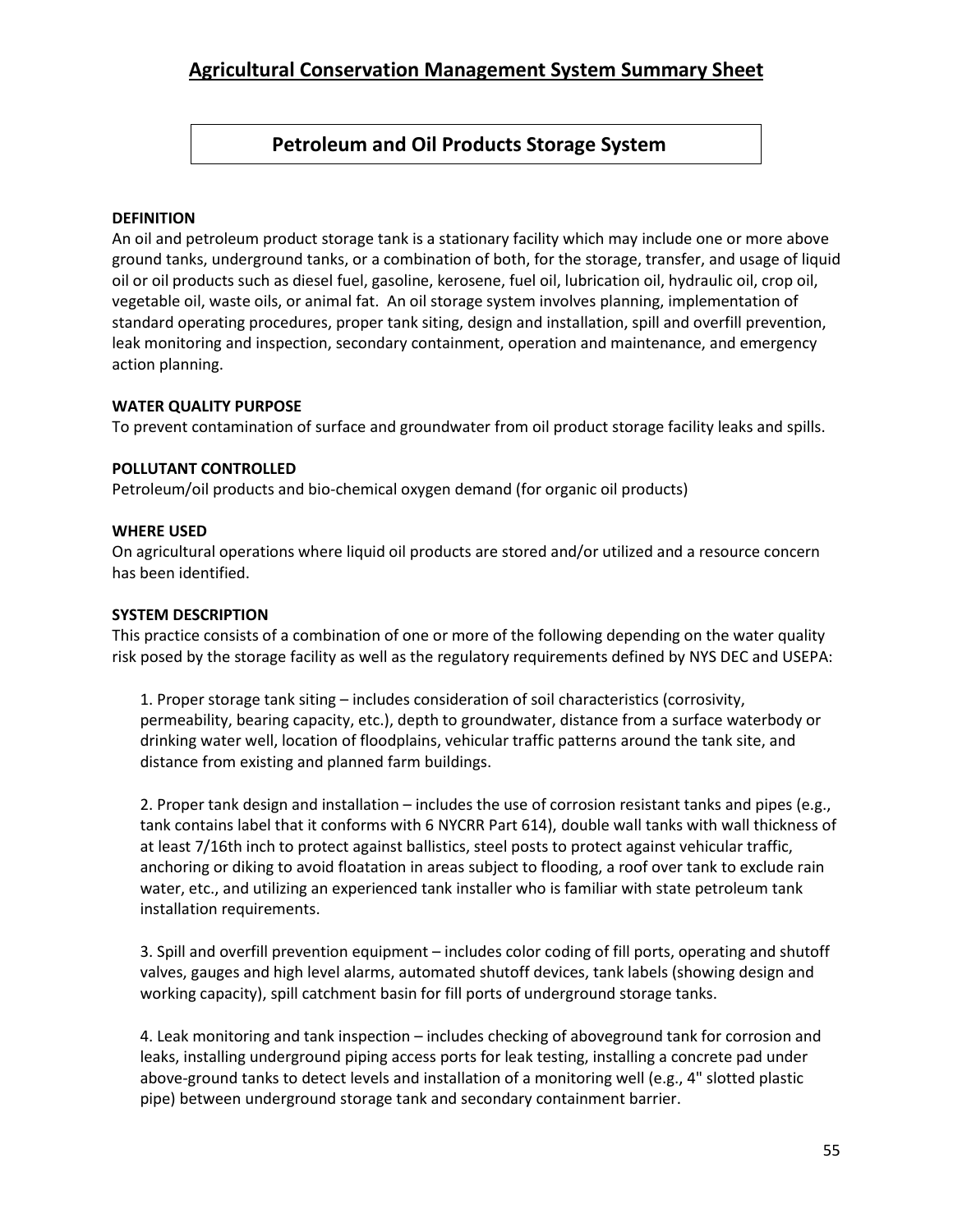# Agricultural Conservation Management System Summary Sheet

## Petroleum and Oil Products Storage System

**DEFINITION**

An oil and petroleum product storage tank is a stationary facility which may include one or more above ground tanks, underground tanks, or a combination of both, for the storage, transfer, and usage of liquid oil or oil products such as diesel fuel, gasoline, kerosene, fuel oil, lubrication oil, hydraulic oil, crop oil, vegetable oil, waste oils, or animal fat. An oil storage system involves planning, implementation of standard operating procedures, proper tank siting, design and installation, spill and overfill prevention, leak monitoring and inspection, secondary containment, operation and maintenance, and emergency action planning.

**WATER QUALITY PURPOSE**

To prevent contamination of surface and groundwater from oil product storage facility leaks and spills.

**POLLUTANT CONTROLLED**

Petroleum/oil products and bio-chemical oxygen demand (for organic oil products)

**WHERE USED**

On agricultural operations where liquid oil products are stored and/or utilized and a resource concern has been identified.

**SYSTEM DESCRIPTION**

This practice consists of a combination of one or more of the following depending on the water quality risk posed by the storage facility as well as the regulatory requirements defined by NYS DEC and USEPA:

1. Proper storage tank siting – includes consideration of soil characteristics (corrosivity, permeability, bearing capacity, etc.), depth to groundwater, distance from a surface waterbody or drinking water well, location of floodplains, vehicular traffic patterns around the tank site, and distance from existing and planned farm buildings.

2. Proper tank design and installation – includes the use of corrosion resistant tanks and pipes (e.g., tank contains label that it conforms with 6 NYCRR Part 614), double wall tanks with wall thickness of at least 7/16th inch to protect against ballistics, steel posts to protect against vehicular traffic, anchoring or diking to avoid floatation in areas subject to flooding, a roof over tank to exclude rain water, etc., and utilizing an experienced tank installer who is familiar with state petroleum tank installation requirements.

3. Spill and overfill prevention equipment – includes color coding of fill ports, operating and shutoff valves, gauges and high level alarms, automated shutoff devices, tank labels (showing design and working capacity), spill catchment basin for fill ports of underground storage tanks.

4. Leak monitoring and tank inspection – includes checking of aboveground tank for corrosion and leaks, installing underground piping access ports for leak testing, installing a concrete pad under above-ground tanks to detect levels and installation of a monitoring well (e.g., 4" slotted plastic pipe) between underground storage tank and secondary containment barrier.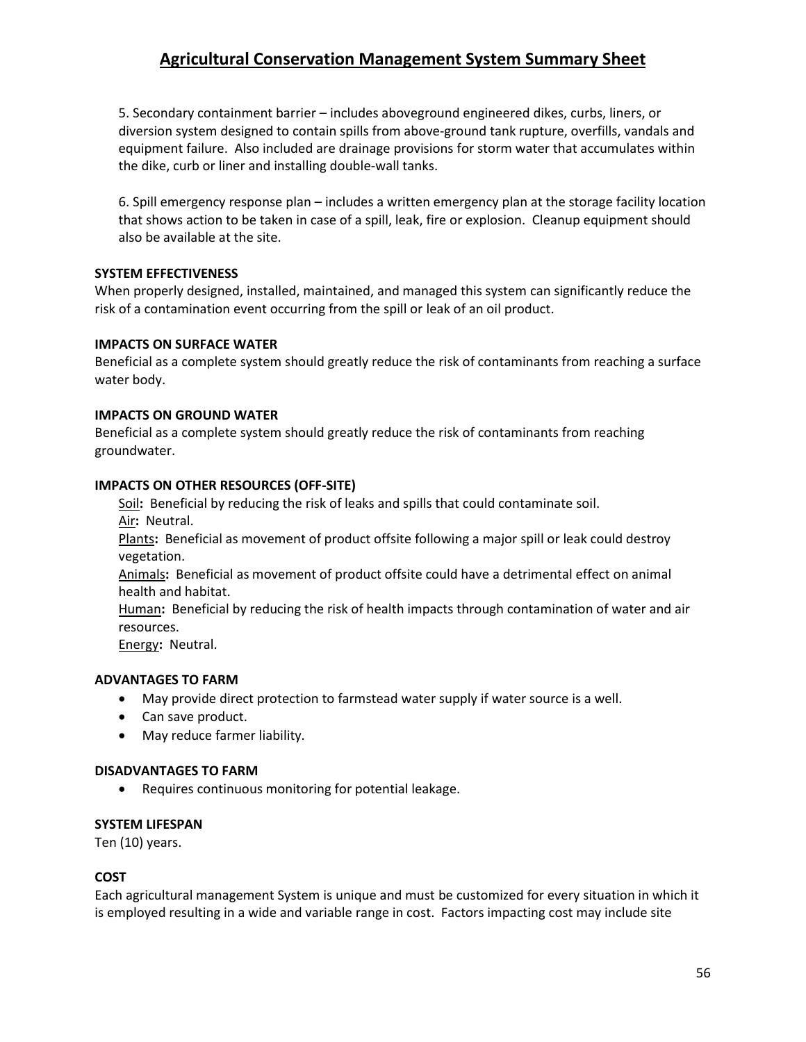# Agricultural Conservation Management System Summary Sheet

5. Secondary containment barrier – includes aboveground engineered dikes, curbs, liners, or diversion system designed to contain spills from above-ground tank rupture, overfills, vandals and equipment failure. Also included are drainage provisions for storm water that accumulates within the dike, curb or liner and installing double-wall tanks.

6. Spill emergency response plan – includes a written emergency plan at the storage facility location that shows action to be taken in case of a spill, leak, fire or explosion. Cleanup equipment should also be available at the site.

**SYSTEM EFFECTIVENESS**

When properly designed, installed, maintained, and managed this system can significantly reduce the risk of a contamination event occurring from the spill or leak of an oil product.

**IMPACTS ON SURFACE WATER**

Beneficial as a complete system should greatly reduce the risk of contaminants from reaching a surface water body.

**IMPACTS ON GROUND WATER**

Beneficial as a complete system should greatly reduce the risk of contaminants from reaching groundwater.

**IMPACTS ON OTHER RESOURCES (OFF-SITE)**

Soil**:** Beneficial by reducing the risk of leaks and spills that could contaminate soil.
Air**:** Neutral.
Plants**:** Beneficial as movement of product offsite following a major spill or leak could destroy vegetation.
Animals**:** Beneficial as movement of product offsite could have a detrimental effect on animal health and habitat.
Human**:** Beneficial by reducing the risk of health impacts through contamination of water and air resources.
Energy**:** Neutral.

**ADVANTAGES TO FARM**

- May provide direct protection to farmstead water supply if water source is a well.
- Can save product.
- May reduce farmer liability.

**DISADVANTAGES TO FARM**

- Requires continuous monitoring for potential leakage.

**SYSTEM LIFESPAN**

Ten (10) years.

**COST**

Each agricultural management System is unique and must be customized for every situation in which it is employed resulting in a wide and variable range in cost. Factors impacting cost may include site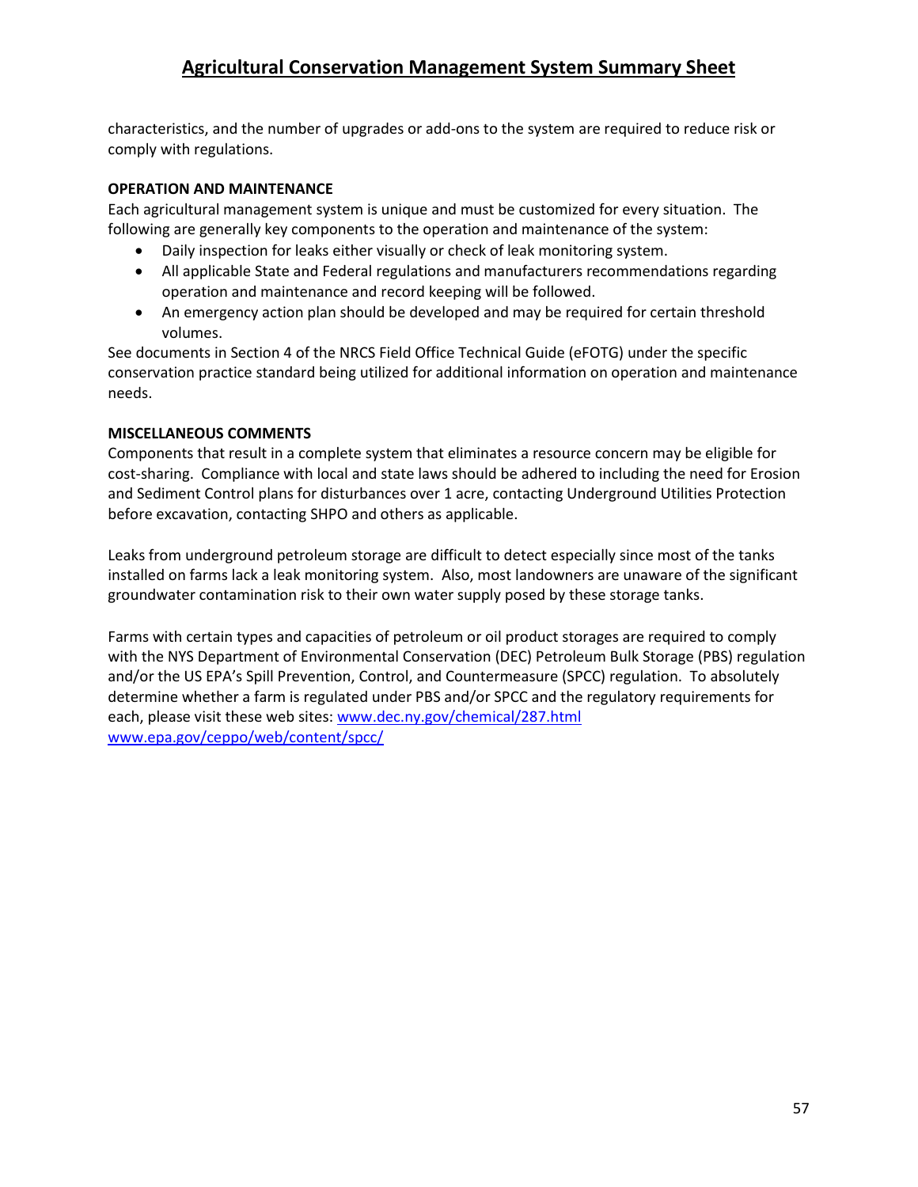characteristics, and the number of upgrades or add-ons to the system are required to reduce risk or comply with regulations.

**OPERATION AND MAINTENANCE**

Each agricultural management system is unique and must be customized for every situation. The following are generally key components to the operation and maintenance of the system:

- Daily inspection for leaks either visually or check of leak monitoring system.
- All applicable State and Federal regulations and manufacturers recommendations regarding operation and maintenance and record keeping will be followed.
- An emergency action plan should be developed and may be required for certain threshold volumes.

See documents in Section 4 of the NRCS Field Office Technical Guide (eFOTG) under the specific conservation practice standard being utilized for additional information on operation and maintenance needs.

**MISCELLANEOUS COMMENTS**

Components that result in a complete system that eliminates a resource concern may be eligible for cost-sharing. Compliance with local and state laws should be adhered to including the need for Erosion and Sediment Control plans for disturbances over 1 acre, contacting Underground Utilities Protection before excavation, contacting SHPO and others as applicable.

Leaks from underground petroleum storage are difficult to detect especially since most of the tanks installed on farms lack a leak monitoring system. Also, most landowners are unaware of the significant groundwater contamination risk to their own water supply posed by these storage tanks.

Farms with certain types and capacities of petroleum or oil product storages are required to comply with the NYS Department of Environmental Conservation (DEC) Petroleum Bulk Storage (PBS) regulation and/or the US EPA's Spill Prevention, Control, and Countermeasure (SPCC) regulation. To absolutely determine whether a farm is regulated under PBS and/or SPCC and the regulatory requirements for each, please visit these web sites: www.dec.ny.gov/chemical/287.html
www.epa.gov/ceppo/web/content/spcc/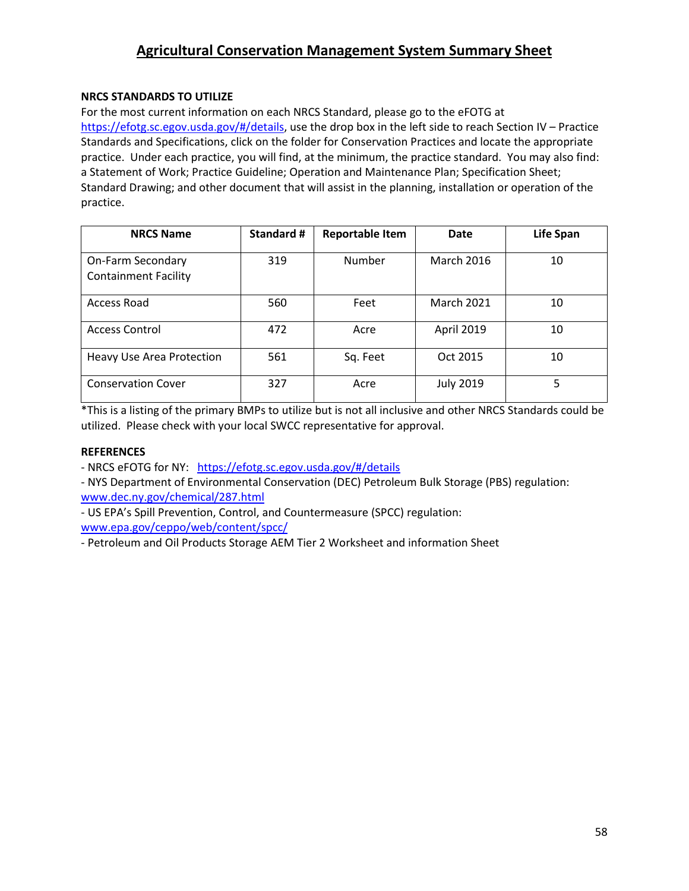# Agricultural Conservation Management System Summary Sheet

**NRCS STANDARDS TO UTILIZE**

For the most current information on each NRCS Standard, please go to the eFOTG at https://efotg.sc.egov.usda.gov/#/details, use the drop box in the left side to reach Section IV – Practice Standards and Specifications, click on the folder for Conservation Practices and locate the appropriate practice. Under each practice, you will find, at the minimum, the practice standard. You may also find: a Statement of Work; Practice Guideline; Operation and Maintenance Plan; Specification Sheet; Standard Drawing; and other document that will assist in the planning, installation or operation of the practice.

| NRCS Name | Standard # | Reportable Item | Date | Life Span |
|---|---|---|---|---|
| On-Farm Secondary Containment Facility | 319 | Number | March 2016 | 10 |
| Access Road | 560 | Feet | March 2021 | 10 |
| Access Control | 472 | Acre | April 2019 | 10 |
| Heavy Use Area Protection | 561 | Sq. Feet | Oct 2015 | 10 |
| Conservation Cover | 327 | Acre | July 2019 | 5 |

*This is a listing of the primary BMPs to utilize but is not all inclusive and other NRCS Standards could be utilized. Please check with your local SWCC representative for approval.

**REFERENCES**

- NRCS eFOTG for NY: https://efotg.sc.egov.usda.gov/#/details
- NYS Department of Environmental Conservation (DEC) Petroleum Bulk Storage (PBS) regulation: www.dec.ny.gov/chemical/287.html
- US EPA's Spill Prevention, Control, and Countermeasure (SPCC) regulation: www.epa.gov/ceppo/web/content/spcc/
- Petroleum and Oil Products Storage AEM Tier 2 Worksheet and information Sheet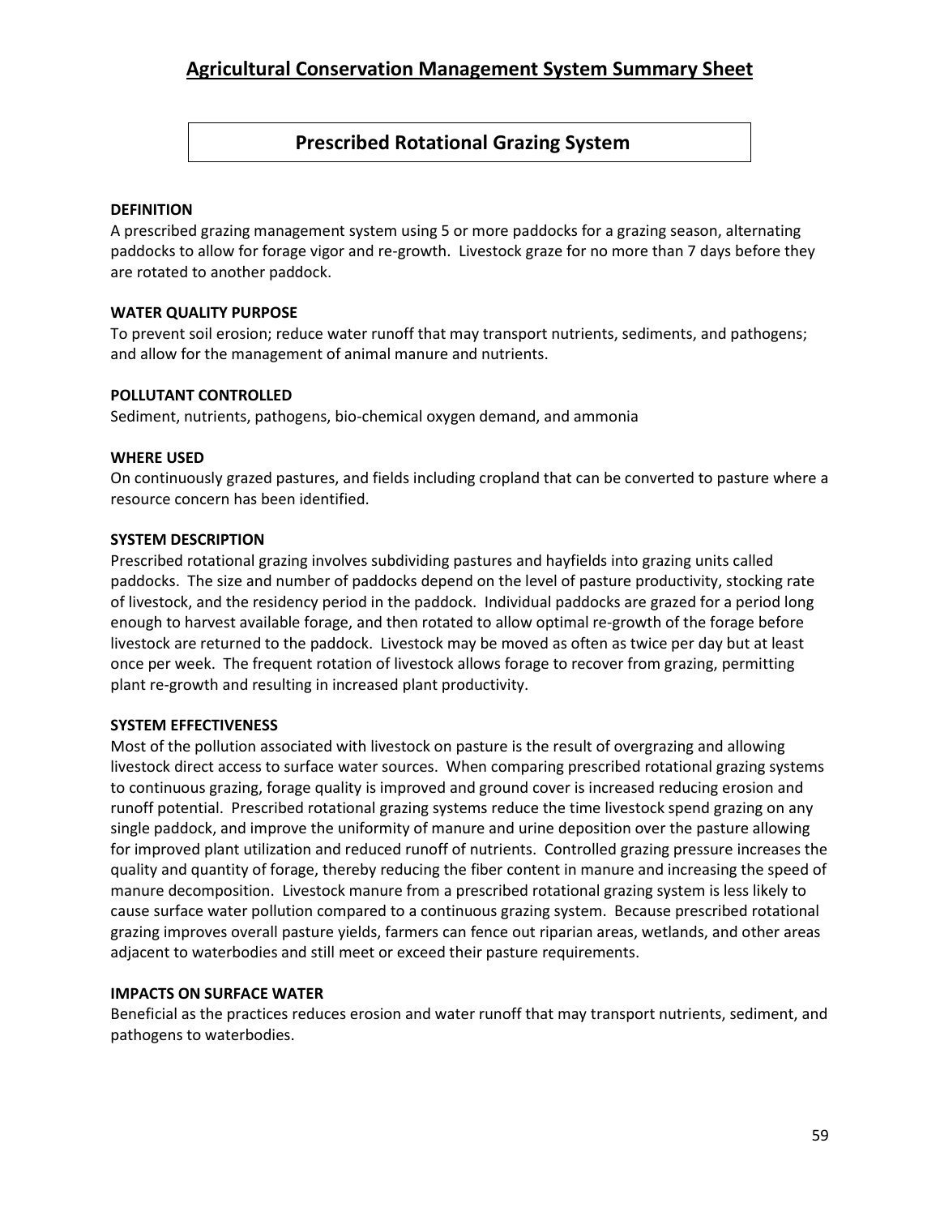## Agricultural Conservation Management System Summary Sheet

### Prescribed Rotational Grazing System

**DEFINITION**

A prescribed grazing management system using 5 or more paddocks for a grazing season, alternating paddocks to allow for forage vigor and re-growth. Livestock graze for no more than 7 days before they are rotated to another paddock.

**WATER QUALITY PURPOSE**

To prevent soil erosion; reduce water runoff that may transport nutrients, sediments, and pathogens; and allow for the management of animal manure and nutrients.

**POLLUTANT CONTROLLED**

Sediment, nutrients, pathogens, bio-chemical oxygen demand, and ammonia

**WHERE USED**

On continuously grazed pastures, and fields including cropland that can be converted to pasture where a resource concern has been identified.

**SYSTEM DESCRIPTION**

Prescribed rotational grazing involves subdividing pastures and hayfields into grazing units called paddocks. The size and number of paddocks depend on the level of pasture productivity, stocking rate of livestock, and the residency period in the paddock. Individual paddocks are grazed for a period long enough to harvest available forage, and then rotated to allow optimal re-growth of the forage before livestock are returned to the paddock. Livestock may be moved as often as twice per day but at least once per week. The frequent rotation of livestock allows forage to recover from grazing, permitting plant re-growth and resulting in increased plant productivity.

**SYSTEM EFFECTIVENESS**

Most of the pollution associated with livestock on pasture is the result of overgrazing and allowing livestock direct access to surface water sources. When comparing prescribed rotational grazing systems to continuous grazing, forage quality is improved and ground cover is increased reducing erosion and runoff potential. Prescribed rotational grazing systems reduce the time livestock spend grazing on any single paddock, and improve the uniformity of manure and urine deposition over the pasture allowing for improved plant utilization and reduced runoff of nutrients. Controlled grazing pressure increases the quality and quantity of forage, thereby reducing the fiber content in manure and increasing the speed of manure decomposition. Livestock manure from a prescribed rotational grazing system is less likely to cause surface water pollution compared to a continuous grazing system. Because prescribed rotational grazing improves overall pasture yields, farmers can fence out riparian areas, wetlands, and other areas adjacent to waterbodies and still meet or exceed their pasture requirements.

**IMPACTS ON SURFACE WATER**

Beneficial as the practices reduces erosion and water runoff that may transport nutrients, sediment, and pathogens to waterbodies.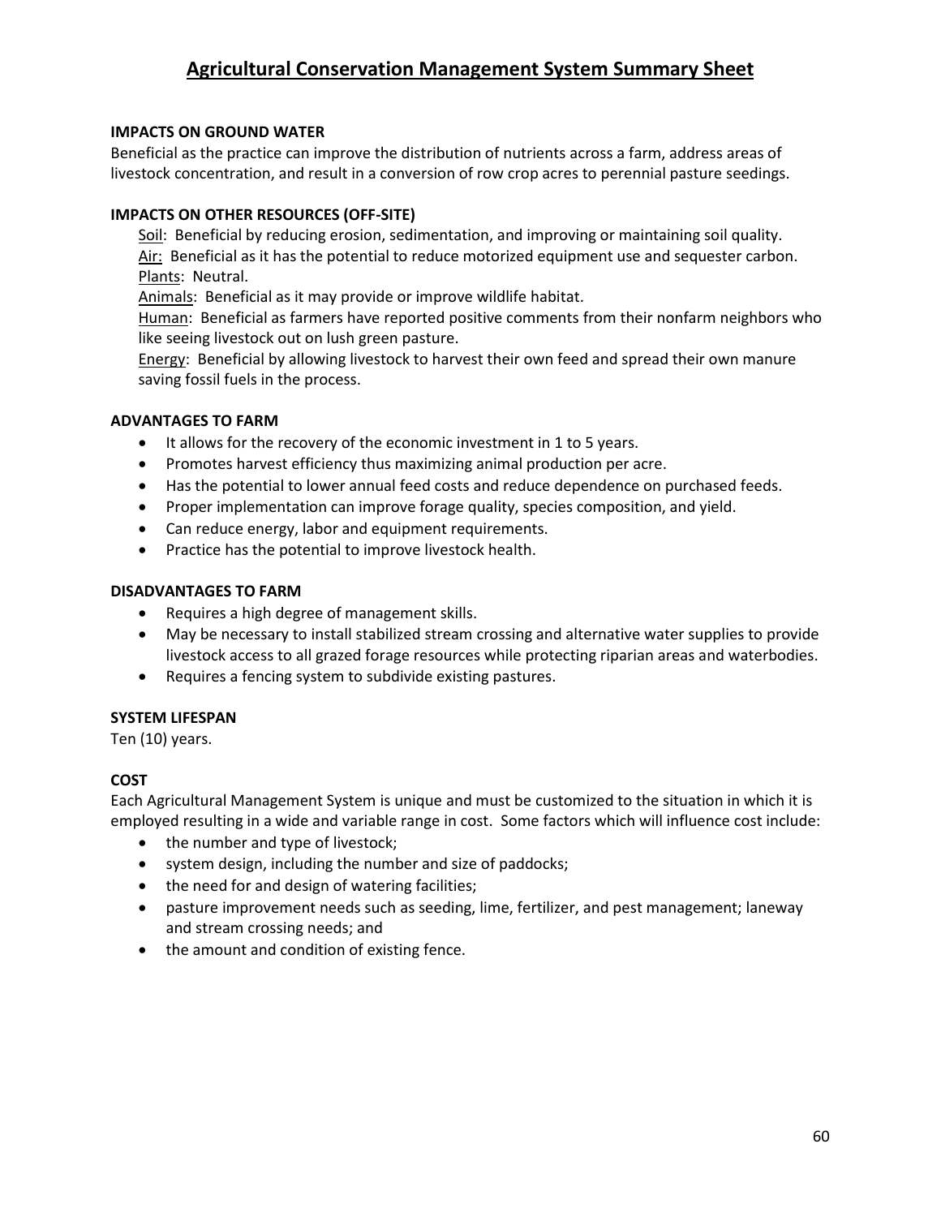# Agricultural Conservation Management System Summary Sheet

**IMPACTS ON GROUND WATER**

Beneficial as the practice can improve the distribution of nutrients across a farm, address areas of livestock concentration, and result in a conversion of row crop acres to perennial pasture seedings.

**IMPACTS ON OTHER RESOURCES (OFF-SITE)**

<u>Soil</u>: Beneficial by reducing erosion, sedimentation, and improving or maintaining soil quality.
<u>Air:</u> Beneficial as it has the potential to reduce motorized equipment use and sequester carbon.
<u>Plants</u>: Neutral.
<u>Animals</u>: Beneficial as it may provide or improve wildlife habitat.
<u>Human</u>: Beneficial as farmers have reported positive comments from their nonfarm neighbors who like seeing livestock out on lush green pasture.
<u>Energy</u>: Beneficial by allowing livestock to harvest their own feed and spread their own manure saving fossil fuels in the process.

**ADVANTAGES TO FARM**

- It allows for the recovery of the economic investment in 1 to 5 years.
- Promotes harvest efficiency thus maximizing animal production per acre.
- Has the potential to lower annual feed costs and reduce dependence on purchased feeds.
- Proper implementation can improve forage quality, species composition, and yield.
- Can reduce energy, labor and equipment requirements.
- Practice has the potential to improve livestock health.

**DISADVANTAGES TO FARM**

- Requires a high degree of management skills.
- May be necessary to install stabilized stream crossing and alternative water supplies to provide livestock access to all grazed forage resources while protecting riparian areas and waterbodies.
- Requires a fencing system to subdivide existing pastures.

**SYSTEM LIFESPAN**

Ten (10) years.

**COST**

Each Agricultural Management System is unique and must be customized to the situation in which it is employed resulting in a wide and variable range in cost. Some factors which will influence cost include:

- the number and type of livestock;
- system design, including the number and size of paddocks;
- the need for and design of watering facilities;
- pasture improvement needs such as seeding, lime, fertilizer, and pest management; laneway and stream crossing needs; and
- the amount and condition of existing fence.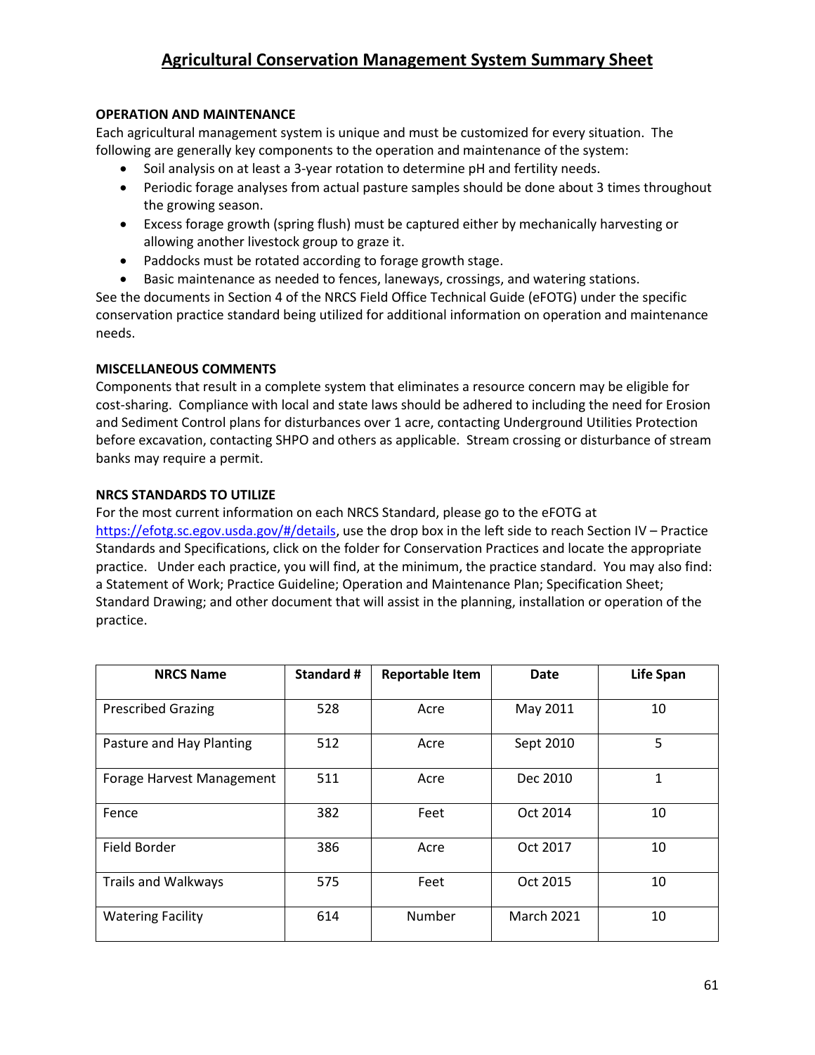# Agricultural Conservation Management System Summary Sheet

**OPERATION AND MAINTENANCE**

Each agricultural management system is unique and must be customized for every situation. The following are generally key components to the operation and maintenance of the system:

- Soil analysis on at least a 3-year rotation to determine pH and fertility needs.
- Periodic forage analyses from actual pasture samples should be done about 3 times throughout the growing season.
- Excess forage growth (spring flush) must be captured either by mechanically harvesting or allowing another livestock group to graze it.
- Paddocks must be rotated according to forage growth stage.
- Basic maintenance as needed to fences, laneways, crossings, and watering stations.

See the documents in Section 4 of the NRCS Field Office Technical Guide (eFOTG) under the specific conservation practice standard being utilized for additional information on operation and maintenance needs.

**MISCELLANEOUS COMMENTS**

Components that result in a complete system that eliminates a resource concern may be eligible for cost-sharing. Compliance with local and state laws should be adhered to including the need for Erosion and Sediment Control plans for disturbances over 1 acre, contacting Underground Utilities Protection before excavation, contacting SHPO and others as applicable. Stream crossing or disturbance of stream banks may require a permit.

**NRCS STANDARDS TO UTILIZE**

For the most current information on each NRCS Standard, please go to the eFOTG at [https://efotg.sc.egov.usda.gov/#/details](https://efotg.sc.egov.usda.gov/#/details), use the drop box in the left side to reach Section IV – Practice Standards and Specifications, click on the folder for Conservation Practices and locate the appropriate practice. Under each practice, you will find, at the minimum, the practice standard. You may also find: a Statement of Work; Practice Guideline; Operation and Maintenance Plan; Specification Sheet; Standard Drawing; and other document that will assist in the planning, installation or operation of the practice.

| NRCS Name | Standard # | Reportable Item | Date | Life Span |
|---|---|---|---|---|
| Prescribed Grazing | 528 | Acre | May 2011 | 10 |
| Pasture and Hay Planting | 512 | Acre | Sept 2010 | 5 |
| Forage Harvest Management | 511 | Acre | Dec 2010 | 1 |
| Fence | 382 | Feet | Oct 2014 | 10 |
| Field Border | 386 | Acre | Oct 2017 | 10 |
| Trails and Walkways | 575 | Feet | Oct 2015 | 10 |
| Watering Facility | 614 | Number | March 2021 | 10 |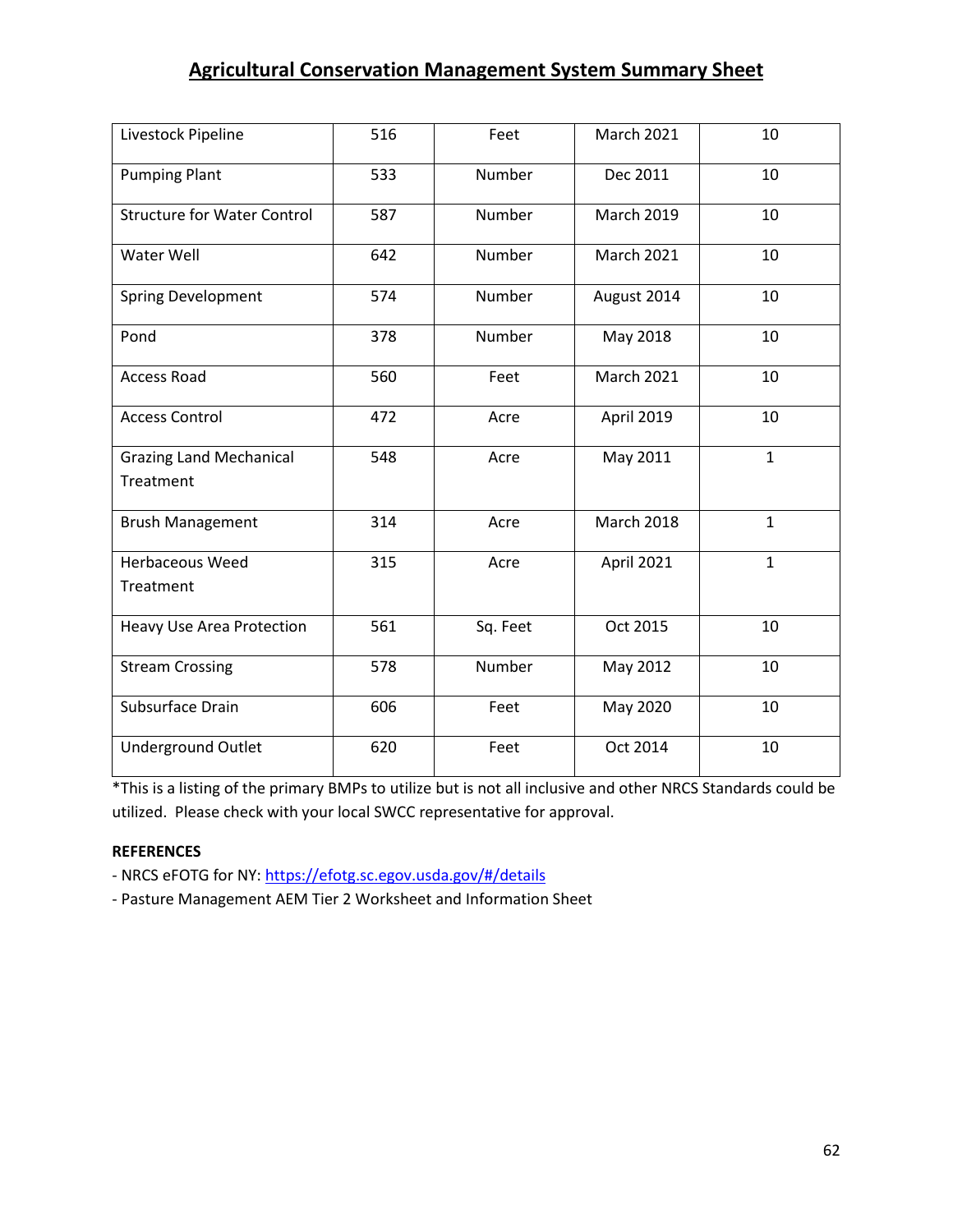# Agricultural Conservation Management System Summary Sheet

| Livestock Pipeline | 516 | Feet | March 2021 | 10 |
|---|---|---|---|---|
| Pumping Plant | 533 | Number | Dec 2011 | 10 |
| Structure for Water Control | 587 | Number | March 2019 | 10 |
| Water Well | 642 | Number | March 2021 | 10 |
| Spring Development | 574 | Number | August 2014 | 10 |
| Pond | 378 | Number | May 2018 | 10 |
| Access Road | 560 | Feet | March 2021 | 10 |
| Access Control | 472 | Acre | April 2019 | 10 |
| Grazing Land Mechanical Treatment | 548 | Acre | May 2011 | 1 |
| Brush Management | 314 | Acre | March 2018 | 1 |
| Herbaceous Weed Treatment | 315 | Acre | April 2021 | 1 |
| Heavy Use Area Protection | 561 | Sq. Feet | Oct 2015 | 10 |
| Stream Crossing | 578 | Number | May 2012 | 10 |
| Subsurface Drain | 606 | Feet | May 2020 | 10 |
| Underground Outlet | 620 | Feet | Oct 2014 | 10 |

*This is a listing of the primary BMPs to utilize but is not all inclusive and other NRCS Standards could be utilized. Please check with your local SWCC representative for approval.

**REFERENCES**

- NRCS eFOTG for NY: https://efotg.sc.egov.usda.gov/#/details
- Pasture Management AEM Tier 2 Worksheet and Information Sheet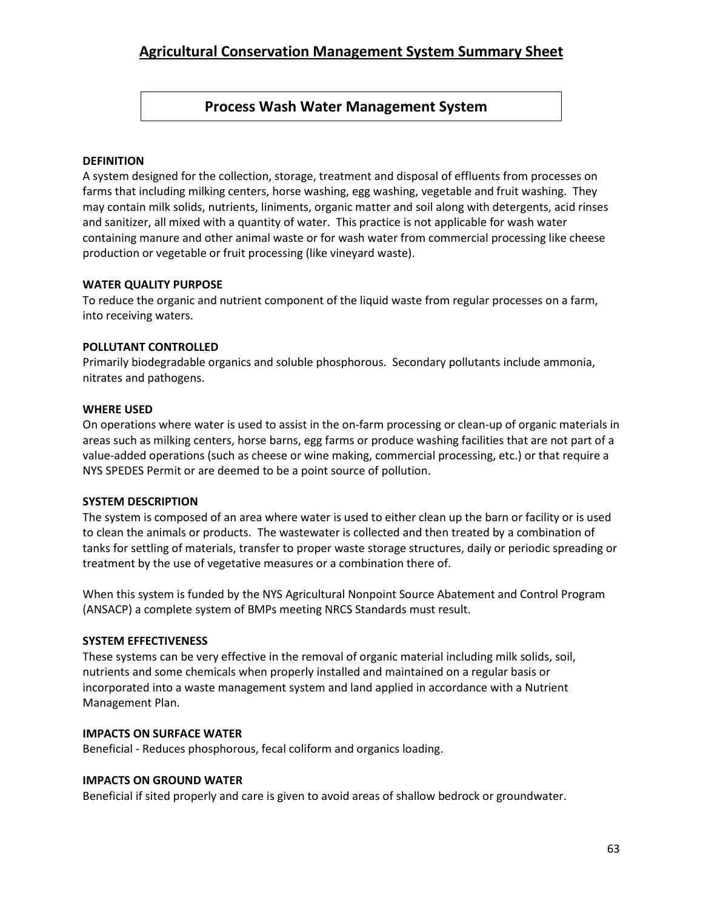# Agricultural Conservation Management System Summary Sheet

## Process Wash Water Management System

**DEFINITION**

A system designed for the collection, storage, treatment and disposal of effluents from processes on farms that including milking centers, horse washing, egg washing, vegetable and fruit washing. They may contain milk solids, nutrients, liniments, organic matter and soil along with detergents, acid rinses and sanitizer, all mixed with a quantity of water. This practice is not applicable for wash water containing manure and other animal waste or for wash water from commercial processing like cheese production or vegetable or fruit processing (like vineyard waste).

**WATER QUALITY PURPOSE**

To reduce the organic and nutrient component of the liquid waste from regular processes on a farm, into receiving waters.

**POLLUTANT CONTROLLED**

Primarily biodegradable organics and soluble phosphorous. Secondary pollutants include ammonia, nitrates and pathogens.

**WHERE USED**

On operations where water is used to assist in the on-farm processing or clean-up of organic materials in areas such as milking centers, horse barns, egg farms or produce washing facilities that are not part of a value-added operations (such as cheese or wine making, commercial processing, etc.) or that require a NYS SPEDES Permit or are deemed to be a point source of pollution.

**SYSTEM DESCRIPTION**

The system is composed of an area where water is used to either clean up the barn or facility or is used to clean the animals or products. The wastewater is collected and then treated by a combination of tanks for settling of materials, transfer to proper waste storage structures, daily or periodic spreading or treatment by the use of vegetative measures or a combination there of.

When this system is funded by the NYS Agricultural Nonpoint Source Abatement and Control Program (ANSACP) a complete system of BMPs meeting NRCS Standards must result.

**SYSTEM EFFECTIVENESS**

These systems can be very effective in the removal of organic material including milk solids, soil, nutrients and some chemicals when properly installed and maintained on a regular basis or incorporated into a waste management system and land applied in accordance with a Nutrient Management Plan.

**IMPACTS ON SURFACE WATER**

Beneficial - Reduces phosphorous, fecal coliform and organics loading.

**IMPACTS ON GROUND WATER**

Beneficial if sited properly and care is given to avoid areas of shallow bedrock or groundwater.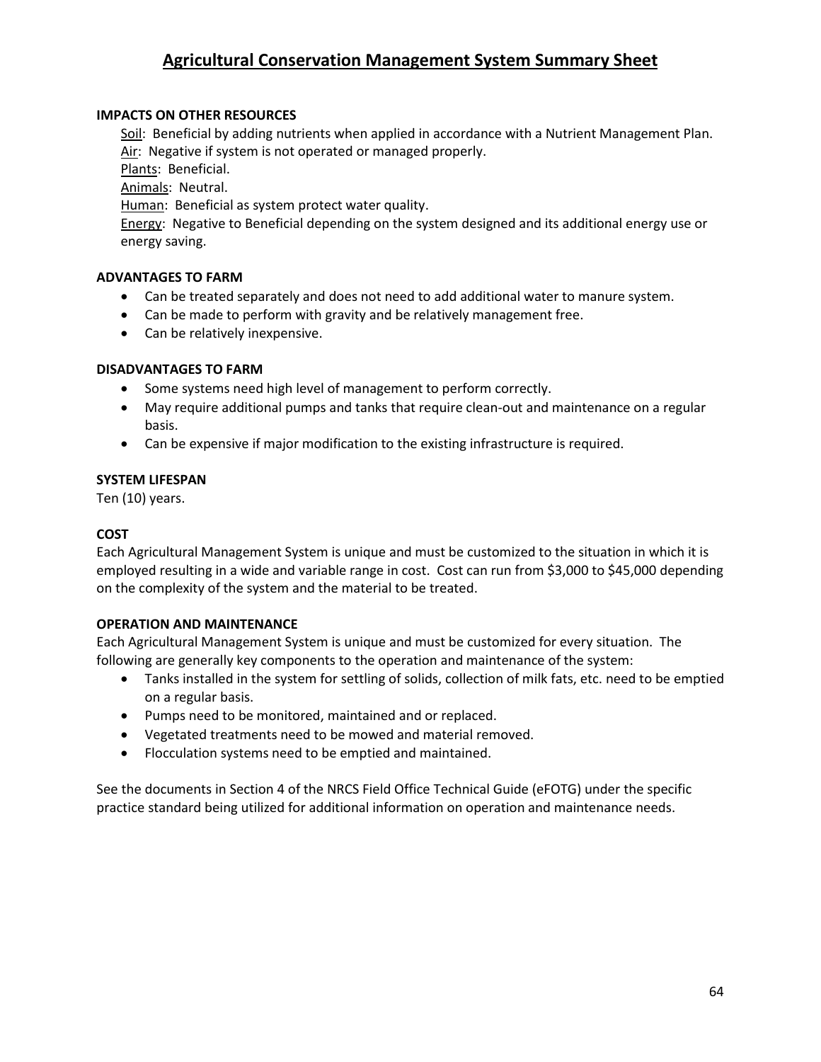# Agricultural Conservation Management System Summary Sheet

**IMPACTS ON OTHER RESOURCES**

Soil: Beneficial by adding nutrients when applied in accordance with a Nutrient Management Plan.
Air: Negative if system is not operated or managed properly.
Plants: Beneficial.
Animals: Neutral.
Human: Beneficial as system protect water quality.
Energy: Negative to Beneficial depending on the system designed and its additional energy use or energy saving.

**ADVANTAGES TO FARM**

- Can be treated separately and does not need to add additional water to manure system.
- Can be made to perform with gravity and be relatively management free.
- Can be relatively inexpensive.

**DISADVANTAGES TO FARM**

- Some systems need high level of management to perform correctly.
- May require additional pumps and tanks that require clean-out and maintenance on a regular basis.
- Can be expensive if major modification to the existing infrastructure is required.

**SYSTEM LIFESPAN**

Ten (10) years.

**COST**

Each Agricultural Management System is unique and must be customized to the situation in which it is employed resulting in a wide and variable range in cost. Cost can run from $3,000 to $45,000 depending on the complexity of the system and the material to be treated.

**OPERATION AND MAINTENANCE**

Each Agricultural Management System is unique and must be customized for every situation. The following are generally key components to the operation and maintenance of the system:

- Tanks installed in the system for settling of solids, collection of milk fats, etc. need to be emptied on a regular basis.
- Pumps need to be monitored, maintained and or replaced.
- Vegetated treatments need to be mowed and material removed.
- Flocculation systems need to be emptied and maintained.

See the documents in Section 4 of the NRCS Field Office Technical Guide (eFOTG) under the specific practice standard being utilized for additional information on operation and maintenance needs.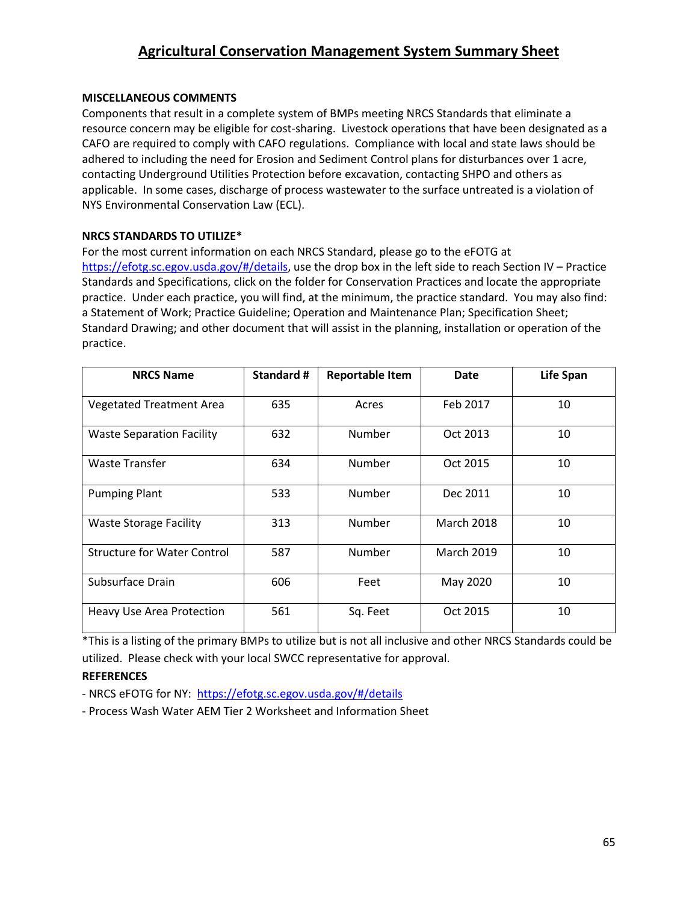# Agricultural Conservation Management System Summary Sheet

**MISCELLANEOUS COMMENTS**

Components that result in a complete system of BMPs meeting NRCS Standards that eliminate a resource concern may be eligible for cost-sharing. Livestock operations that have been designated as a CAFO are required to comply with CAFO regulations. Compliance with local and state laws should be adhered to including the need for Erosion and Sediment Control plans for disturbances over 1 acre, contacting Underground Utilities Protection before excavation, contacting SHPO and others as applicable. In some cases, discharge of process wastewater to the surface untreated is a violation of NYS Environmental Conservation Law (ECL).

**NRCS STANDARDS TO UTILIZE***

For the most current information on each NRCS Standard, please go to the eFOTG at https://efotg.sc.egov.usda.gov/#/details, use the drop box in the left side to reach Section IV – Practice Standards and Specifications, click on the folder for Conservation Practices and locate the appropriate practice. Under each practice, you will find, at the minimum, the practice standard. You may also find: a Statement of Work; Practice Guideline; Operation and Maintenance Plan; Specification Sheet; Standard Drawing; and other document that will assist in the planning, installation or operation of the practice.

| NRCS Name | Standard # | Reportable Item | Date | Life Span |
|---|---|---|---|---|
| Vegetated Treatment Area | 635 | Acres | Feb 2017 | 10 |
| Waste Separation Facility | 632 | Number | Oct 2013 | 10 |
| Waste Transfer | 634 | Number | Oct 2015 | 10 |
| Pumping Plant | 533 | Number | Dec 2011 | 10 |
| Waste Storage Facility | 313 | Number | March 2018 | 10 |
| Structure for Water Control | 587 | Number | March 2019 | 10 |
| Subsurface Drain | 606 | Feet | May 2020 | 10 |
| Heavy Use Area Protection | 561 | Sq. Feet | Oct 2015 | 10 |

*This is a listing of the primary BMPs to utilize but is not all inclusive and other NRCS Standards could be utilized. Please check with your local SWCC representative for approval.

**REFERENCES**

- NRCS eFOTG for NY: https://efotg.sc.egov.usda.gov/#/details
- Process Wash Water AEM Tier 2 Worksheet and Information Sheet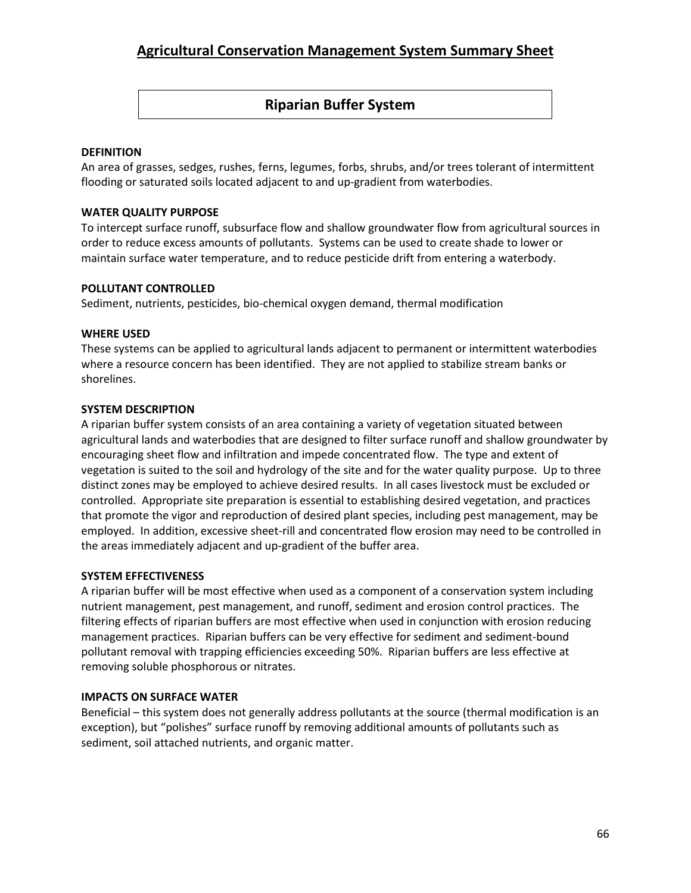# Agricultural Conservation Management System Summary Sheet

## Riparian Buffer System

**DEFINITION**

An area of grasses, sedges, rushes, ferns, legumes, forbs, shrubs, and/or trees tolerant of intermittent flooding or saturated soils located adjacent to and up-gradient from waterbodies.

**WATER QUALITY PURPOSE**

To intercept surface runoff, subsurface flow and shallow groundwater flow from agricultural sources in order to reduce excess amounts of pollutants. Systems can be used to create shade to lower or maintain surface water temperature, and to reduce pesticide drift from entering a waterbody.

**POLLUTANT CONTROLLED**

Sediment, nutrients, pesticides, bio-chemical oxygen demand, thermal modification

**WHERE USED**

These systems can be applied to agricultural lands adjacent to permanent or intermittent waterbodies where a resource concern has been identified. They are not applied to stabilize stream banks or shorelines.

**SYSTEM DESCRIPTION**

A riparian buffer system consists of an area containing a variety of vegetation situated between agricultural lands and waterbodies that are designed to filter surface runoff and shallow groundwater by encouraging sheet flow and infiltration and impede concentrated flow. The type and extent of vegetation is suited to the soil and hydrology of the site and for the water quality purpose. Up to three distinct zones may be employed to achieve desired results. In all cases livestock must be excluded or controlled. Appropriate site preparation is essential to establishing desired vegetation, and practices that promote the vigor and reproduction of desired plant species, including pest management, may be employed. In addition, excessive sheet-rill and concentrated flow erosion may need to be controlled in the areas immediately adjacent and up-gradient of the buffer area.

**SYSTEM EFFECTIVENESS**

A riparian buffer will be most effective when used as a component of a conservation system including nutrient management, pest management, and runoff, sediment and erosion control practices. The filtering effects of riparian buffers are most effective when used in conjunction with erosion reducing management practices. Riparian buffers can be very effective for sediment and sediment-bound pollutant removal with trapping efficiencies exceeding 50%. Riparian buffers are less effective at removing soluble phosphorous or nitrates.

**IMPACTS ON SURFACE WATER**

Beneficial – this system does not generally address pollutants at the source (thermal modification is an exception), but "polishes" surface runoff by removing additional amounts of pollutants such as sediment, soil attached nutrients, and organic matter.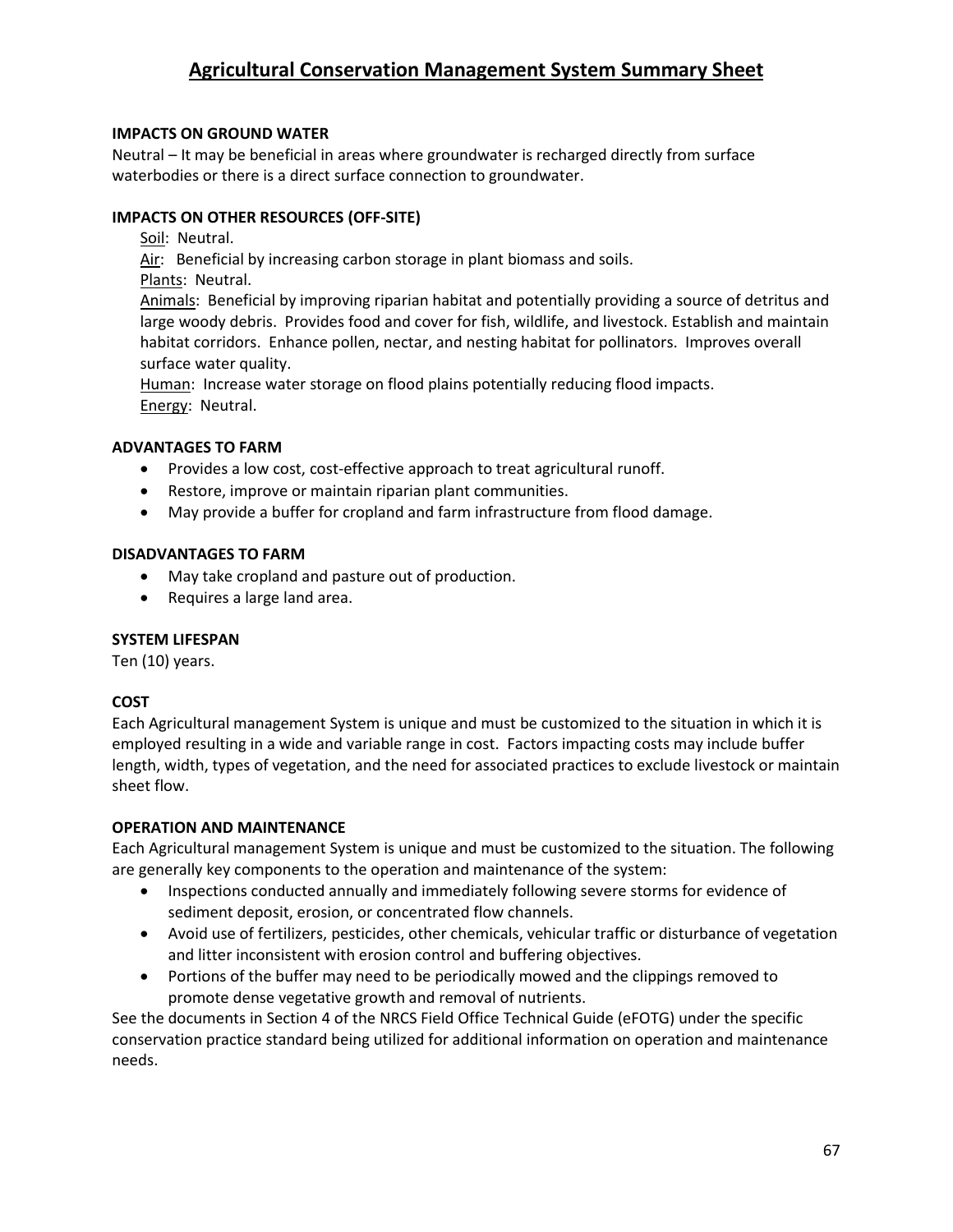# Agricultural Conservation Management System Summary Sheet

**IMPACTS ON GROUND WATER**

Neutral – It may be beneficial in areas where groundwater is recharged directly from surface waterbodies or there is a direct surface connection to groundwater.

**IMPACTS ON OTHER RESOURCES (OFF-SITE)**

Soil: Neutral.
Air: Beneficial by increasing carbon storage in plant biomass and soils.
Plants: Neutral.
Animals: Beneficial by improving riparian habitat and potentially providing a source of detritus and large woody debris. Provides food and cover for fish, wildlife, and livestock. Establish and maintain habitat corridors. Enhance pollen, nectar, and nesting habitat for pollinators. Improves overall surface water quality.
Human: Increase water storage on flood plains potentially reducing flood impacts.
Energy: Neutral.

**ADVANTAGES TO FARM**

- Provides a low cost, cost-effective approach to treat agricultural runoff.
- Restore, improve or maintain riparian plant communities.
- May provide a buffer for cropland and farm infrastructure from flood damage.

**DISADVANTAGES TO FARM**

- May take cropland and pasture out of production.
- Requires a large land area.

**SYSTEM LIFESPAN**

Ten (10) years.

**COST**

Each Agricultural management System is unique and must be customized to the situation in which it is employed resulting in a wide and variable range in cost. Factors impacting costs may include buffer length, width, types of vegetation, and the need for associated practices to exclude livestock or maintain sheet flow.

**OPERATION AND MAINTENANCE**

Each Agricultural management System is unique and must be customized to the situation. The following are generally key components to the operation and maintenance of the system:

- Inspections conducted annually and immediately following severe storms for evidence of sediment deposit, erosion, or concentrated flow channels.
- Avoid use of fertilizers, pesticides, other chemicals, vehicular traffic or disturbance of vegetation and litter inconsistent with erosion control and buffering objectives.
- Portions of the buffer may need to be periodically mowed and the clippings removed to promote dense vegetative growth and removal of nutrients.

See the documents in Section 4 of the NRCS Field Office Technical Guide (eFOTG) under the specific conservation practice standard being utilized for additional information on operation and maintenance needs.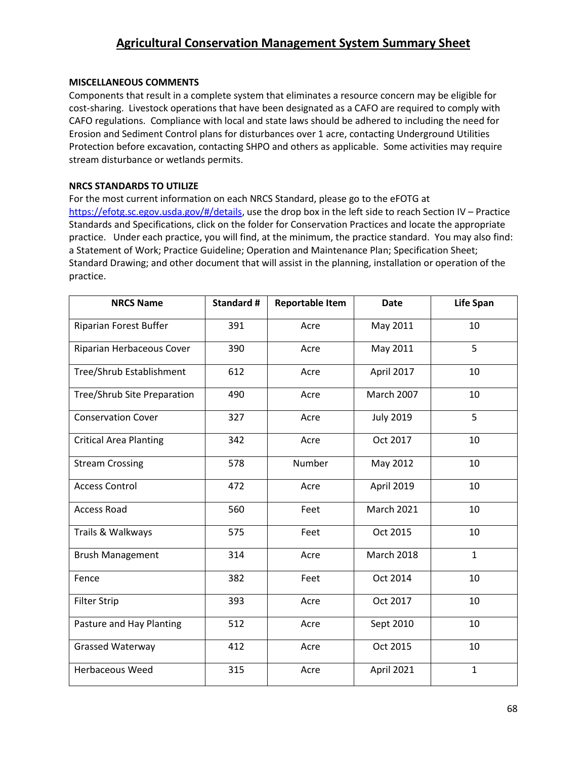# Agricultural Conservation Management System Summary Sheet

**MISCELLANEOUS COMMENTS**

Components that result in a complete system that eliminates a resource concern may be eligible for cost-sharing. Livestock operations that have been designated as a CAFO are required to comply with CAFO regulations. Compliance with local and state laws should be adhered to including the need for Erosion and Sediment Control plans for disturbances over 1 acre, contacting Underground Utilities Protection before excavation, contacting SHPO and others as applicable. Some activities may require stream disturbance or wetlands permits.

**NRCS STANDARDS TO UTILIZE**

For the most current information on each NRCS Standard, please go to the eFOTG at [https://efotg.sc.egov.usda.gov/#/details](https://efotg.sc.egov.usda.gov/#/details), use the drop box in the left side to reach Section IV – Practice Standards and Specifications, click on the folder for Conservation Practices and locate the appropriate practice. Under each practice, you will find, at the minimum, the practice standard. You may also find: a Statement of Work; Practice Guideline; Operation and Maintenance Plan; Specification Sheet; Standard Drawing; and other document that will assist in the planning, installation or operation of the practice.

| NRCS Name | Standard # | Reportable Item | Date | Life Span |
|---|---|---|---|---|
| Riparian Forest Buffer | 391 | Acre | May 2011 | 10 |
| Riparian Herbaceous Cover | 390 | Acre | May 2011 | 5 |
| Tree/Shrub Establishment | 612 | Acre | April 2017 | 10 |
| Tree/Shrub Site Preparation | 490 | Acre | March 2007 | 10 |
| Conservation Cover | 327 | Acre | July 2019 | 5 |
| Critical Area Planting | 342 | Acre | Oct 2017 | 10 |
| Stream Crossing | 578 | Number | May 2012 | 10 |
| Access Control | 472 | Acre | April 2019 | 10 |
| Access Road | 560 | Feet | March 2021 | 10 |
| Trails & Walkways | 575 | Feet | Oct 2015 | 10 |
| Brush Management | 314 | Acre | March 2018 | 1 |
| Fence | 382 | Feet | Oct 2014 | 10 |
| Filter Strip | 393 | Acre | Oct 2017 | 10 |
| Pasture and Hay Planting | 512 | Acre | Sept 2010 | 10 |
| Grassed Waterway | 412 | Acre | Oct 2015 | 10 |
| Herbaceous Weed | 315 | Acre | April 2021 | 1 |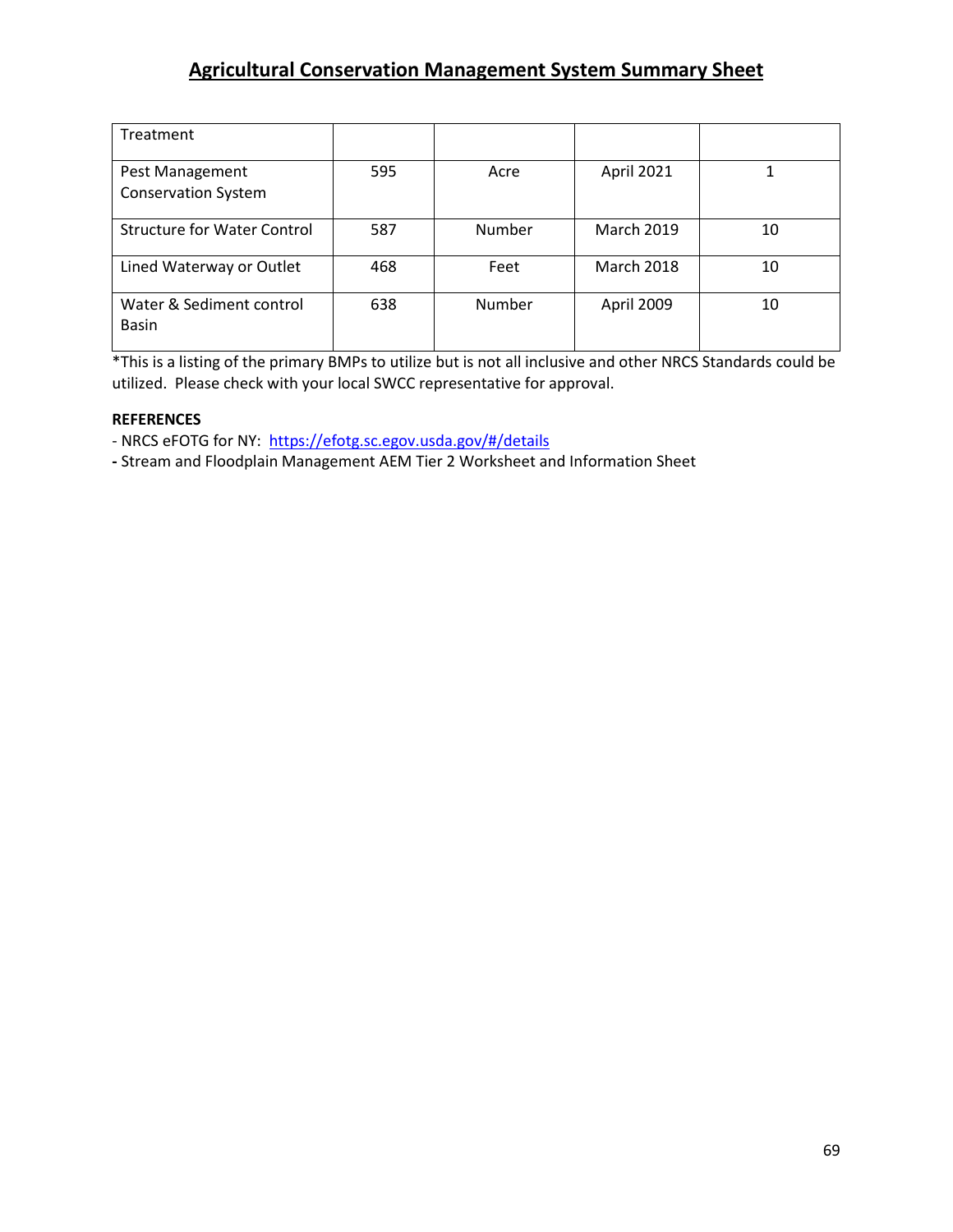## Agricultural Conservation Management System Summary Sheet

| Treatment | | | | |
|---|---|---|---|---|
| Pest Management Conservation System | 595 | Acre | April 2021 | 1 |
| Structure for Water Control | 587 | Number | March 2019 | 10 |
| Lined Waterway or Outlet | 468 | Feet | March 2018 | 10 |
| Water & Sediment control Basin | 638 | Number | April 2009 | 10 |

*This is a listing of the primary BMPs to utilize but is not all inclusive and other NRCS Standards could be utilized. Please check with your local SWCC representative for approval.

**REFERENCES**

- NRCS eFOTG for NY: https://efotg.sc.egov.usda.gov/#/details
- Stream and Floodplain Management AEM Tier 2 Worksheet and Information Sheet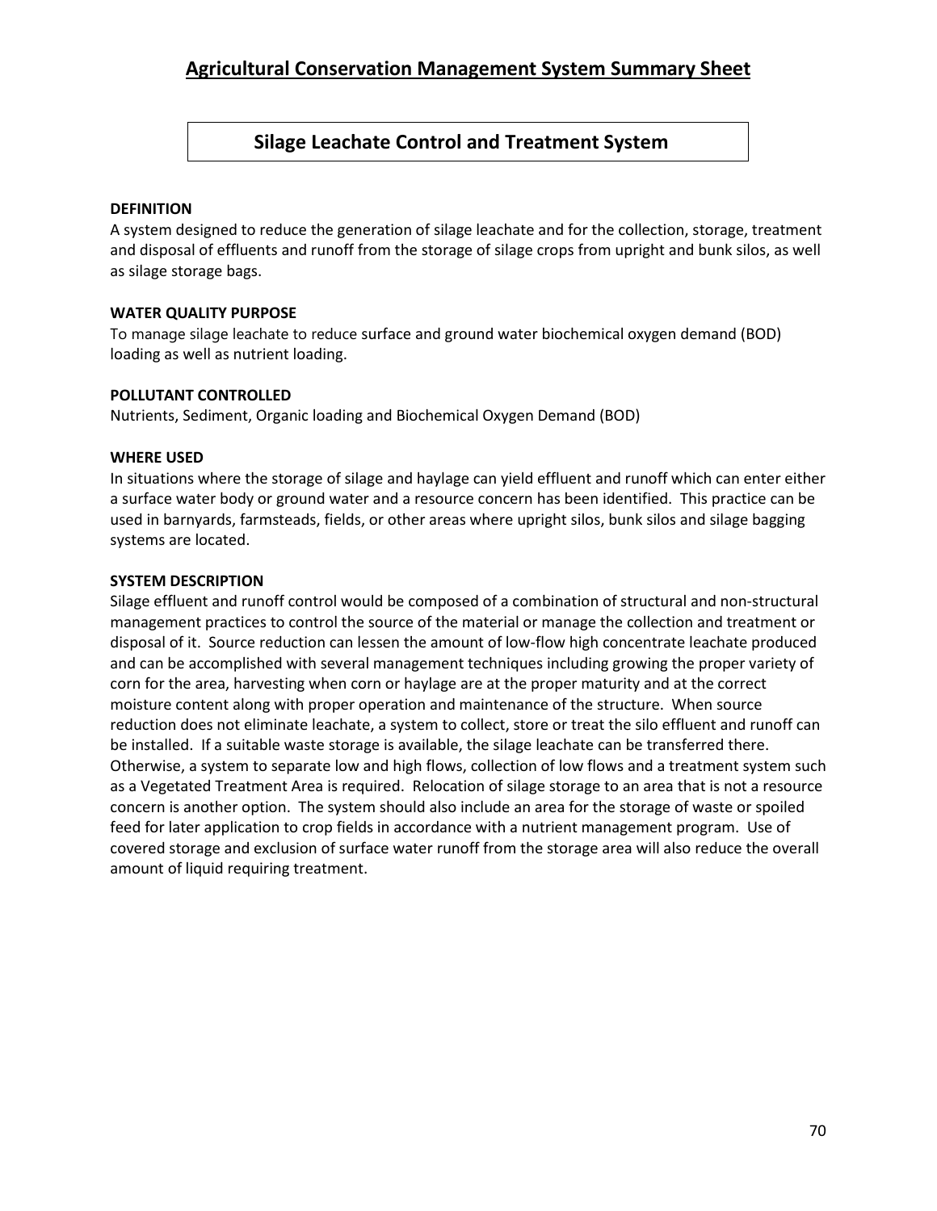# Agricultural Conservation Management System Summary Sheet

## Silage Leachate Control and Treatment System

**DEFINITION**

A system designed to reduce the generation of silage leachate and for the collection, storage, treatment and disposal of effluents and runoff from the storage of silage crops from upright and bunk silos, as well as silage storage bags.

**WATER QUALITY PURPOSE**

To manage silage leachate to reduce surface and ground water biochemical oxygen demand (BOD) loading as well as nutrient loading.

**POLLUTANT CONTROLLED**

Nutrients, Sediment, Organic loading and Biochemical Oxygen Demand (BOD)

**WHERE USED**

In situations where the storage of silage and haylage can yield effluent and runoff which can enter either a surface water body or ground water and a resource concern has been identified. This practice can be used in barnyards, farmsteads, fields, or other areas where upright silos, bunk silos and silage bagging systems are located.

**SYSTEM DESCRIPTION**

Silage effluent and runoff control would be composed of a combination of structural and non-structural management practices to control the source of the material or manage the collection and treatment or disposal of it. Source reduction can lessen the amount of low-flow high concentrate leachate produced and can be accomplished with several management techniques including growing the proper variety of corn for the area, harvesting when corn or haylage are at the proper maturity and at the correct moisture content along with proper operation and maintenance of the structure. When source reduction does not eliminate leachate, a system to collect, store or treat the silo effluent and runoff can be installed. If a suitable waste storage is available, the silage leachate can be transferred there. Otherwise, a system to separate low and high flows, collection of low flows and a treatment system such as a Vegetated Treatment Area is required. Relocation of silage storage to an area that is not a resource concern is another option. The system should also include an area for the storage of waste or spoiled feed for later application to crop fields in accordance with a nutrient management program. Use of covered storage and exclusion of surface water runoff from the storage area will also reduce the overall amount of liquid requiring treatment.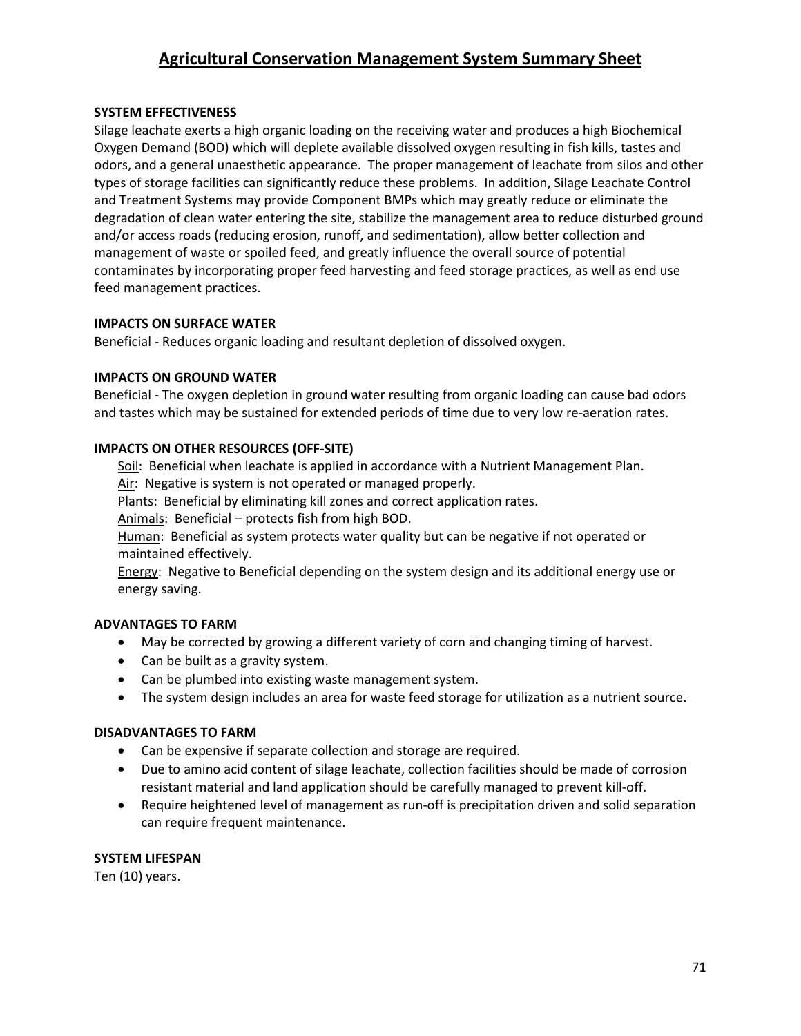# Agricultural Conservation Management System Summary Sheet

**SYSTEM EFFECTIVENESS**

Silage leachate exerts a high organic loading on the receiving water and produces a high Biochemical Oxygen Demand (BOD) which will deplete available dissolved oxygen resulting in fish kills, tastes and odors, and a general unaesthetic appearance. The proper management of leachate from silos and other types of storage facilities can significantly reduce these problems. In addition, Silage Leachate Control and Treatment Systems may provide Component BMPs which may greatly reduce or eliminate the degradation of clean water entering the site, stabilize the management area to reduce disturbed ground and/or access roads (reducing erosion, runoff, and sedimentation), allow better collection and management of waste or spoiled feed, and greatly influence the overall source of potential contaminates by incorporating proper feed harvesting and feed storage practices, as well as end use feed management practices.

**IMPACTS ON SURFACE WATER**

Beneficial - Reduces organic loading and resultant depletion of dissolved oxygen.

**IMPACTS ON GROUND WATER**

Beneficial - The oxygen depletion in ground water resulting from organic loading can cause bad odors and tastes which may be sustained for extended periods of time due to very low re-aeration rates.

**IMPACTS ON OTHER RESOURCES (OFF-SITE)**

Soil: Beneficial when leachate is applied in accordance with a Nutrient Management Plan.
Air: Negative is system is not operated or managed properly.
Plants: Beneficial by eliminating kill zones and correct application rates.
Animals: Beneficial – protects fish from high BOD.
Human: Beneficial as system protects water quality but can be negative if not operated or maintained effectively.
Energy: Negative to Beneficial depending on the system design and its additional energy use or energy saving.

**ADVANTAGES TO FARM**

- May be corrected by growing a different variety of corn and changing timing of harvest.
- Can be built as a gravity system.
- Can be plumbed into existing waste management system.
- The system design includes an area for waste feed storage for utilization as a nutrient source.

**DISADVANTAGES TO FARM**

- Can be expensive if separate collection and storage are required.
- Due to amino acid content of silage leachate, collection facilities should be made of corrosion resistant material and land application should be carefully managed to prevent kill-off.
- Require heightened level of management as run-off is precipitation driven and solid separation can require frequent maintenance.

**SYSTEM LIFESPAN**

Ten (10) years.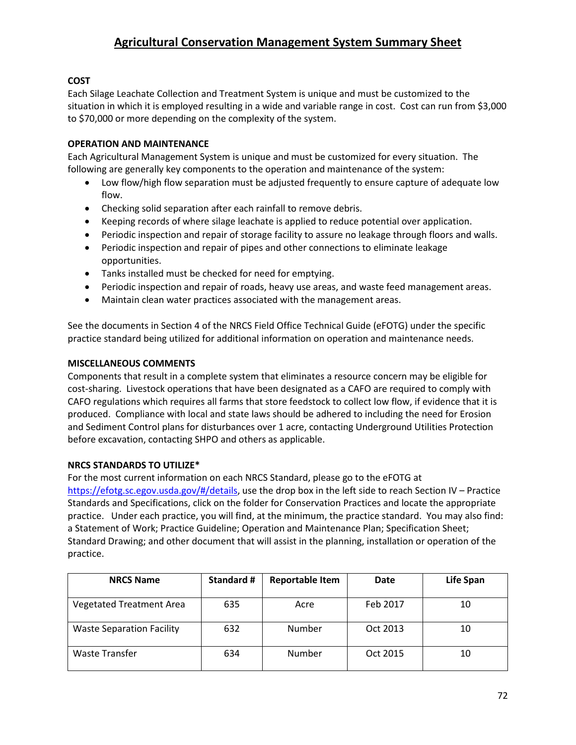# Agricultural Conservation Management System Summary Sheet

**COST**

Each Silage Leachate Collection and Treatment System is unique and must be customized to the situation in which it is employed resulting in a wide and variable range in cost. Cost can run from $3,000 to $70,000 or more depending on the complexity of the system.

**OPERATION AND MAINTENANCE**

Each Agricultural Management System is unique and must be customized for every situation. The following are generally key components to the operation and maintenance of the system:

- Low flow/high flow separation must be adjusted frequently to ensure capture of adequate low flow.
- Checking solid separation after each rainfall to remove debris.
- Keeping records of where silage leachate is applied to reduce potential over application.
- Periodic inspection and repair of storage facility to assure no leakage through floors and walls.
- Periodic inspection and repair of pipes and other connections to eliminate leakage opportunities.
- Tanks installed must be checked for need for emptying.
- Periodic inspection and repair of roads, heavy use areas, and waste feed management areas.
- Maintain clean water practices associated with the management areas.

See the documents in Section 4 of the NRCS Field Office Technical Guide (eFOTG) under the specific practice standard being utilized for additional information on operation and maintenance needs.

**MISCELLANEOUS COMMENTS**

Components that result in a complete system that eliminates a resource concern may be eligible for cost-sharing. Livestock operations that have been designated as a CAFO are required to comply with CAFO regulations which requires all farms that store feedstock to collect low flow, if evidence that it is produced. Compliance with local and state laws should be adhered to including the need for Erosion and Sediment Control plans for disturbances over 1 acre, contacting Underground Utilities Protection before excavation, contacting SHPO and others as applicable.

**NRCS STANDARDS TO UTILIZE***

For the most current information on each NRCS Standard, please go to the eFOTG at https://efotg.sc.egov.usda.gov/#/details, use the drop box in the left side to reach Section IV – Practice Standards and Specifications, click on the folder for Conservation Practices and locate the appropriate practice. Under each practice, you will find, at the minimum, the practice standard. You may also find: a Statement of Work; Practice Guideline; Operation and Maintenance Plan; Specification Sheet; Standard Drawing; and other document that will assist in the planning, installation or operation of the practice.

| NRCS Name | Standard # | Reportable Item | Date | Life Span |
|---|---|---|---|---|
| Vegetated Treatment Area | 635 | Acre | Feb 2017 | 10 |
| Waste Separation Facility | 632 | Number | Oct 2013 | 10 |
| Waste Transfer | 634 | Number | Oct 2015 | 10 |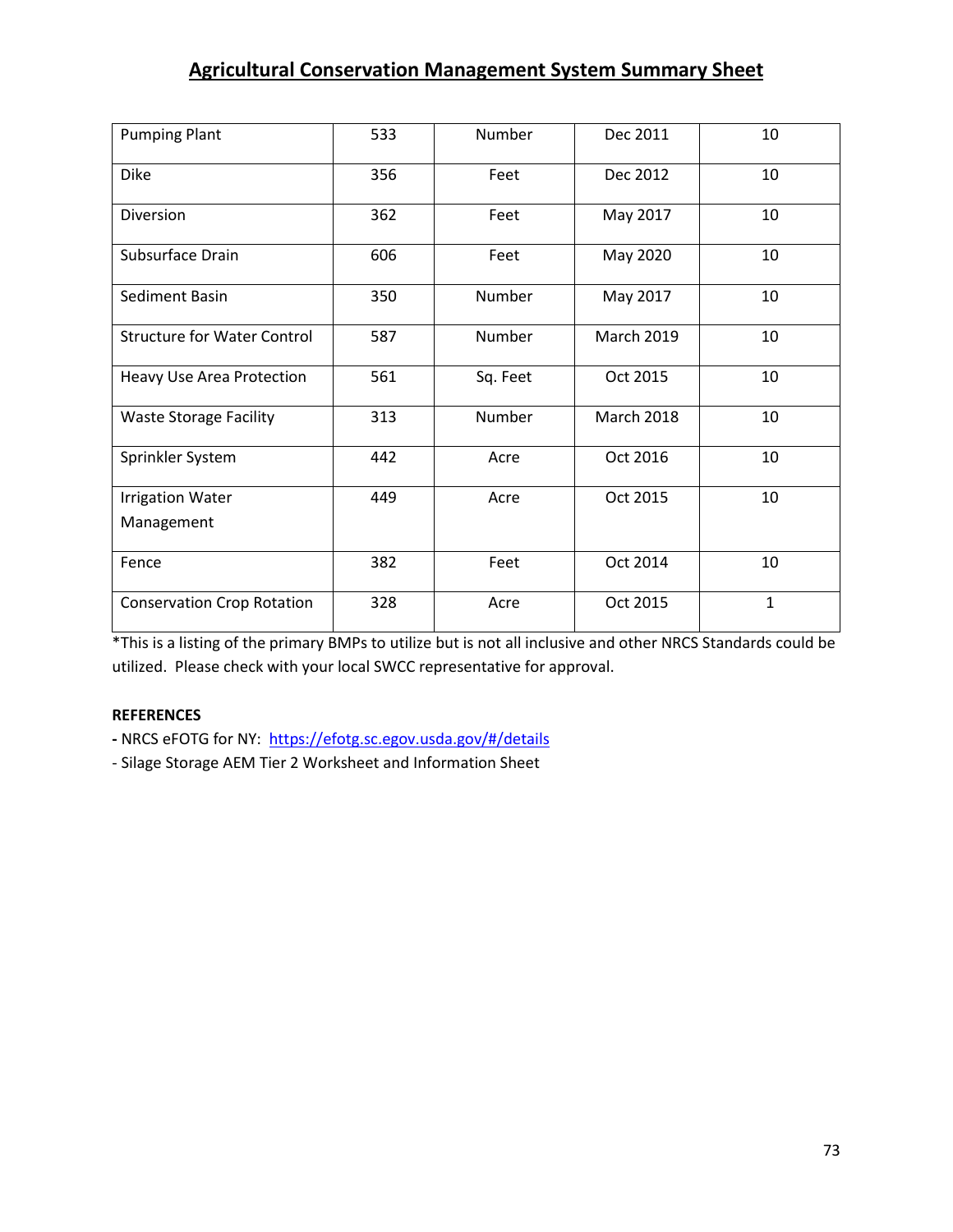## Agricultural Conservation Management System Summary Sheet

| | | | | |
|---|---|---|---|---|
| Pumping Plant | 533 | Number | Dec 2011 | 10 |
| Dike | 356 | Feet | Dec 2012 | 10 |
| Diversion | 362 | Feet | May 2017 | 10 |
| Subsurface Drain | 606 | Feet | May 2020 | 10 |
| Sediment Basin | 350 | Number | May 2017 | 10 |
| Structure for Water Control | 587 | Number | March 2019 | 10 |
| Heavy Use Area Protection | 561 | Sq. Feet | Oct 2015 | 10 |
| Waste Storage Facility | 313 | Number | March 2018 | 10 |
| Sprinkler System | 442 | Acre | Oct 2016 | 10 |
| Irrigation Water Management | 449 | Acre | Oct 2015 | 10 |
| Fence | 382 | Feet | Oct 2014 | 10 |
| Conservation Crop Rotation | 328 | Acre | Oct 2015 | 1 |

*This is a listing of the primary BMPs to utilize but is not all inclusive and other NRCS Standards could be utilized. Please check with your local SWCC representative for approval.

**REFERENCES**

- NRCS eFOTG for NY: https://efotg.sc.egov.usda.gov/#/details
- Silage Storage AEM Tier 2 Worksheet and Information Sheet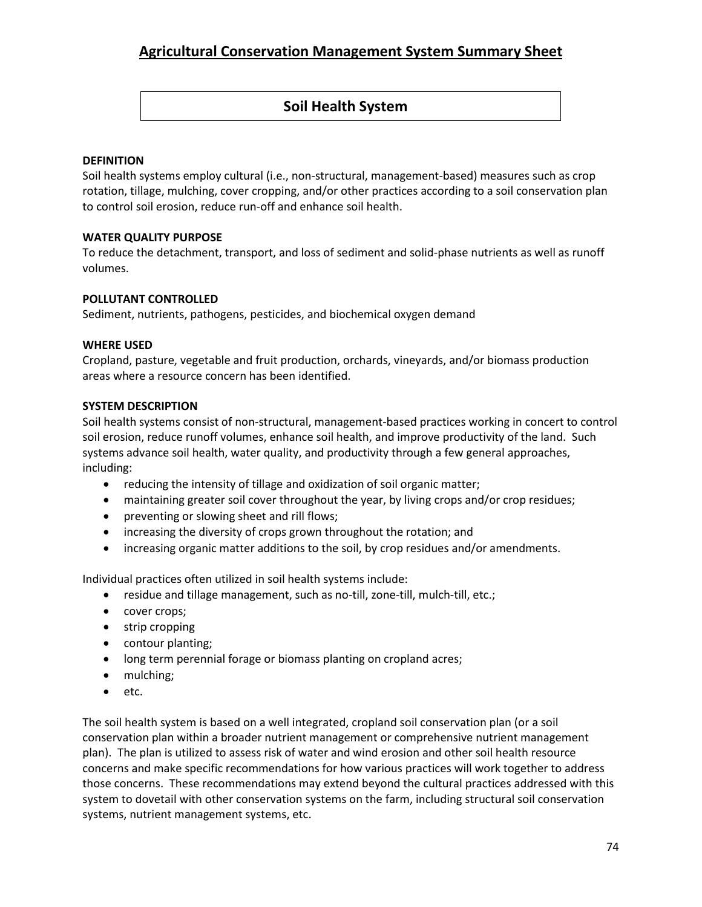# Agricultural Conservation Management System Summary Sheet

## Soil Health System

**DEFINITION**
Soil health systems employ cultural (i.e., non-structural, management-based) measures such as crop rotation, tillage, mulching, cover cropping, and/or other practices according to a soil conservation plan to control soil erosion, reduce run-off and enhance soil health.

**WATER QUALITY PURPOSE**
To reduce the detachment, transport, and loss of sediment and solid-phase nutrients as well as runoff volumes.

**POLLUTANT CONTROLLED**
Sediment, nutrients, pathogens, pesticides, and biochemical oxygen demand

**WHERE USED**
Cropland, pasture, vegetable and fruit production, orchards, vineyards, and/or biomass production areas where a resource concern has been identified.

**SYSTEM DESCRIPTION**
Soil health systems consist of non-structural, management-based practices working in concert to control soil erosion, reduce runoff volumes, enhance soil health, and improve productivity of the land. Such systems advance soil health, water quality, and productivity through a few general approaches, including:

- reducing the intensity of tillage and oxidization of soil organic matter;
- maintaining greater soil cover throughout the year, by living crops and/or crop residues;
- preventing or slowing sheet and rill flows;
- increasing the diversity of crops grown throughout the rotation; and
- increasing organic matter additions to the soil, by crop residues and/or amendments.

Individual practices often utilized in soil health systems include:

- residue and tillage management, such as no-till, zone-till, mulch-till, etc.;
- cover crops;
- strip cropping
- contour planting;
- long term perennial forage or biomass planting on cropland acres;
- mulching;
- etc.

The soil health system is based on a well integrated, cropland soil conservation plan (or a soil conservation plan within a broader nutrient management or comprehensive nutrient management plan). The plan is utilized to assess risk of water and wind erosion and other soil health resource concerns and make specific recommendations for how various practices will work together to address those concerns. These recommendations may extend beyond the cultural practices addressed with this system to dovetail with other conservation systems on the farm, including structural soil conservation systems, nutrient management systems, etc.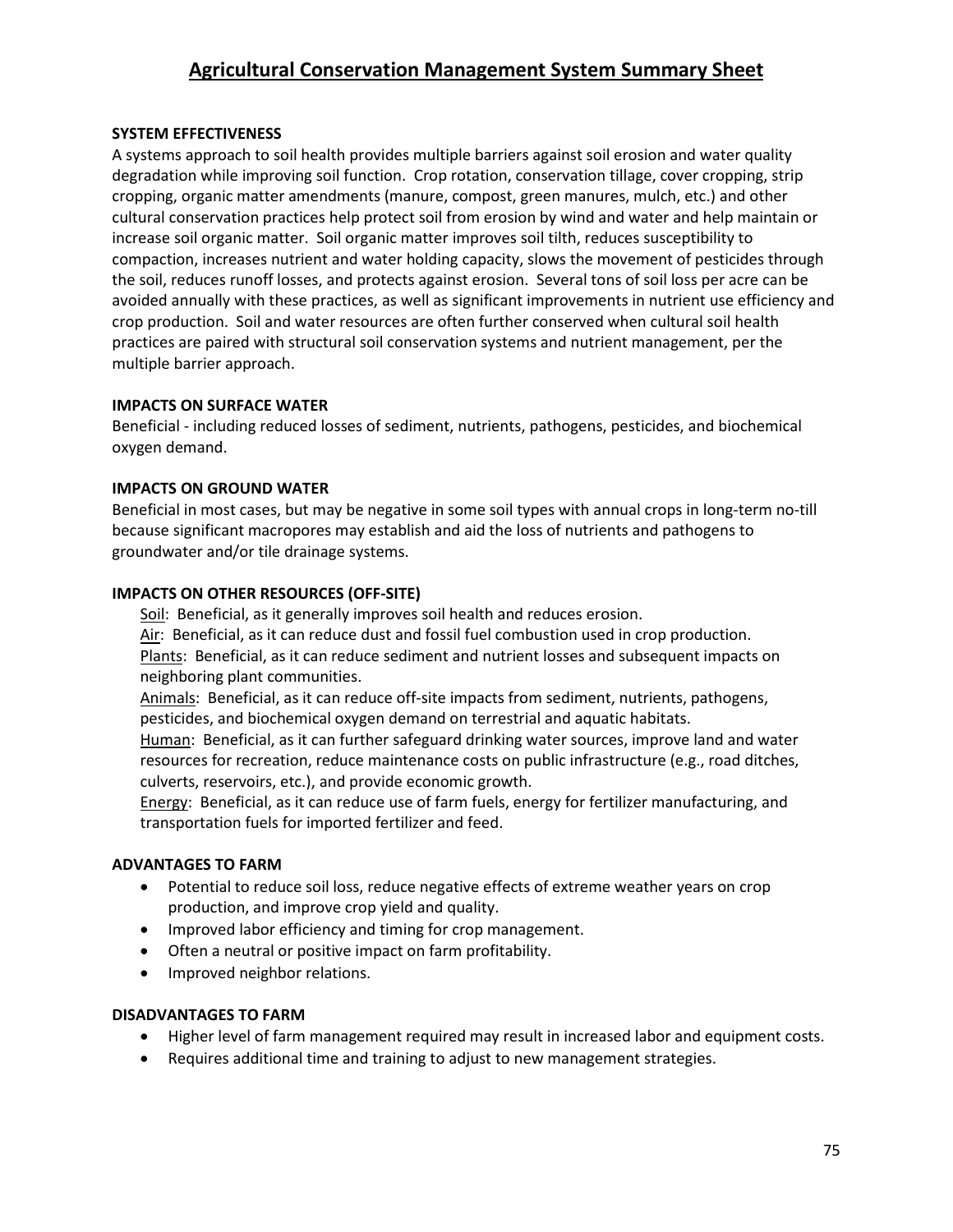# Agricultural Conservation Management System Summary Sheet

**SYSTEM EFFECTIVENESS**

A systems approach to soil health provides multiple barriers against soil erosion and water quality degradation while improving soil function. Crop rotation, conservation tillage, cover cropping, strip cropping, organic matter amendments (manure, compost, green manures, mulch, etc.) and other cultural conservation practices help protect soil from erosion by wind and water and help maintain or increase soil organic matter. Soil organic matter improves soil tilth, reduces susceptibility to compaction, increases nutrient and water holding capacity, slows the movement of pesticides through the soil, reduces runoff losses, and protects against erosion. Several tons of soil loss per acre can be avoided annually with these practices, as well as significant improvements in nutrient use efficiency and crop production. Soil and water resources are often further conserved when cultural soil health practices are paired with structural soil conservation systems and nutrient management, per the multiple barrier approach.

**IMPACTS ON SURFACE WATER**

Beneficial - including reduced losses of sediment, nutrients, pathogens, pesticides, and biochemical oxygen demand.

**IMPACTS ON GROUND WATER**

Beneficial in most cases, but may be negative in some soil types with annual crops in long-term no-till because significant macropores may establish and aid the loss of nutrients and pathogens to groundwater and/or tile drainage systems.

**IMPACTS ON OTHER RESOURCES (OFF-SITE)**

Soil: Beneficial, as it generally improves soil health and reduces erosion.
Air: Beneficial, as it can reduce dust and fossil fuel combustion used in crop production.
Plants: Beneficial, as it can reduce sediment and nutrient losses and subsequent impacts on neighboring plant communities.
Animals: Beneficial, as it can reduce off-site impacts from sediment, nutrients, pathogens, pesticides, and biochemical oxygen demand on terrestrial and aquatic habitats.
Human: Beneficial, as it can further safeguard drinking water sources, improve land and water resources for recreation, reduce maintenance costs on public infrastructure (e.g., road ditches, culverts, reservoirs, etc.), and provide economic growth.
Energy: Beneficial, as it can reduce use of farm fuels, energy for fertilizer manufacturing, and transportation fuels for imported fertilizer and feed.

**ADVANTAGES TO FARM**

- Potential to reduce soil loss, reduce negative effects of extreme weather years on crop production, and improve crop yield and quality.
- Improved labor efficiency and timing for crop management.
- Often a neutral or positive impact on farm profitability.
- Improved neighbor relations.

**DISADVANTAGES TO FARM**

- Higher level of farm management required may result in increased labor and equipment costs.
- Requires additional time and training to adjust to new management strategies.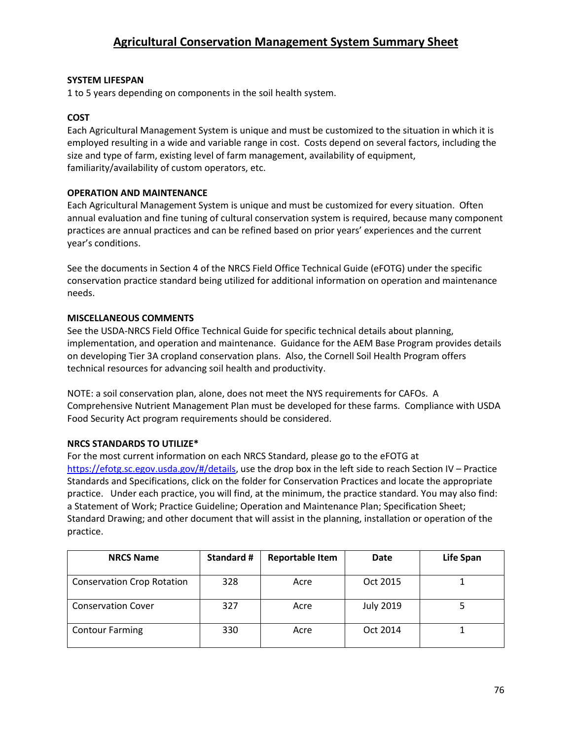# Agricultural Conservation Management System Summary Sheet

**SYSTEM LIFESPAN**

1 to 5 years depending on components in the soil health system.

**COST**

Each Agricultural Management System is unique and must be customized to the situation in which it is employed resulting in a wide and variable range in cost. Costs depend on several factors, including the size and type of farm, existing level of farm management, availability of equipment, familiarity/availability of custom operators, etc.

**OPERATION AND MAINTENANCE**

Each Agricultural Management System is unique and must be customized for every situation. Often annual evaluation and fine tuning of cultural conservation system is required, because many component practices are annual practices and can be refined based on prior years' experiences and the current year's conditions.

See the documents in Section 4 of the NRCS Field Office Technical Guide (eFOTG) under the specific conservation practice standard being utilized for additional information on operation and maintenance needs.

**MISCELLANEOUS COMMENTS**

See the USDA-NRCS Field Office Technical Guide for specific technical details about planning, implementation, and operation and maintenance. Guidance for the AEM Base Program provides details on developing Tier 3A cropland conservation plans. Also, the Cornell Soil Health Program offers technical resources for advancing soil health and productivity.

NOTE: a soil conservation plan, alone, does not meet the NYS requirements for CAFOs. A Comprehensive Nutrient Management Plan must be developed for these farms. Compliance with USDA Food Security Act program requirements should be considered.

**NRCS STANDARDS TO UTILIZE***

For the most current information on each NRCS Standard, please go to the eFOTG at https://efotg.sc.egov.usda.gov/#/details, use the drop box in the left side to reach Section IV – Practice Standards and Specifications, click on the folder for Conservation Practices and locate the appropriate practice. Under each practice, you will find, at the minimum, the practice standard. You may also find: a Statement of Work; Practice Guideline; Operation and Maintenance Plan; Specification Sheet; Standard Drawing; and other document that will assist in the planning, installation or operation of the practice.

| NRCS Name | Standard # | Reportable Item | Date | Life Span |
|---|---|---|---|---|
| Conservation Crop Rotation | 328 | Acre | Oct 2015 | 1 |
| Conservation Cover | 327 | Acre | July 2019 | 5 |
| Contour Farming | 330 | Acre | Oct 2014 | 1 |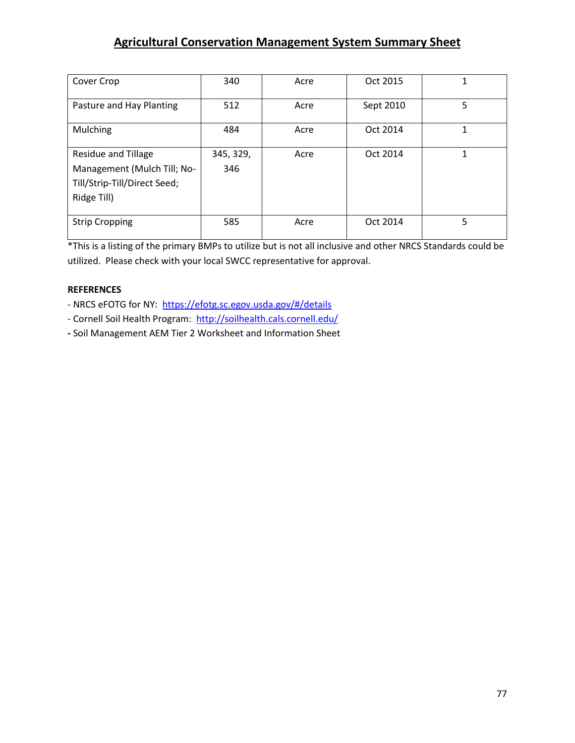## Agricultural Conservation Management System Summary Sheet

| | | | | |
|---|---|---|---|---|
| Cover Crop | 340 | Acre | Oct 2015 | 1 |
| Pasture and Hay Planting | 512 | Acre | Sept 2010 | 5 |
| Mulching | 484 | Acre | Oct 2014 | 1 |
| Residue and Tillage Management (Mulch Till; No-Till/Strip-Till/Direct Seed; Ridge Till) | 345, 329, 346 | Acre | Oct 2014 | 1 |
| Strip Cropping | 585 | Acre | Oct 2014 | 5 |

*This is a listing of the primary BMPs to utilize but is not all inclusive and other NRCS Standards could be utilized. Please check with your local SWCC representative for approval.

**REFERENCES**

- NRCS eFOTG for NY: https://efotg.sc.egov.usda.gov/#/details
- Cornell Soil Health Program: http://soilhealth.cals.cornell.edu/
- Soil Management AEM Tier 2 Worksheet and Information Sheet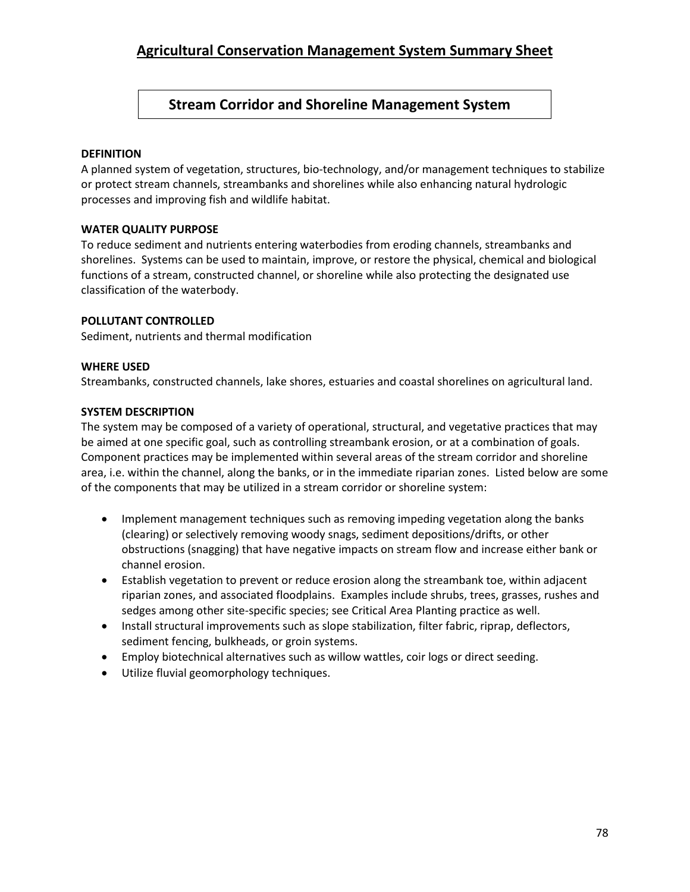# Agricultural Conservation Management System Summary Sheet

## Stream Corridor and Shoreline Management System

**DEFINITION**

A planned system of vegetation, structures, bio-technology, and/or management techniques to stabilize or protect stream channels, streambanks and shorelines while also enhancing natural hydrologic processes and improving fish and wildlife habitat.

**WATER QUALITY PURPOSE**

To reduce sediment and nutrients entering waterbodies from eroding channels, streambanks and shorelines. Systems can be used to maintain, improve, or restore the physical, chemical and biological functions of a stream, constructed channel, or shoreline while also protecting the designated use classification of the waterbody.

**POLLUTANT CONTROLLED**

Sediment, nutrients and thermal modification

**WHERE USED**

Streambanks, constructed channels, lake shores, estuaries and coastal shorelines on agricultural land.

**SYSTEM DESCRIPTION**

The system may be composed of a variety of operational, structural, and vegetative practices that may be aimed at one specific goal, such as controlling streambank erosion, or at a combination of goals. Component practices may be implemented within several areas of the stream corridor and shoreline area, i.e. within the channel, along the banks, or in the immediate riparian zones. Listed below are some of the components that may be utilized in a stream corridor or shoreline system:

- Implement management techniques such as removing impeding vegetation along the banks (clearing) or selectively removing woody snags, sediment depositions/drifts, or other obstructions (snagging) that have negative impacts on stream flow and increase either bank or channel erosion.
- Establish vegetation to prevent or reduce erosion along the streambank toe, within adjacent riparian zones, and associated floodplains. Examples include shrubs, trees, grasses, rushes and sedges among other site-specific species; see Critical Area Planting practice as well.
- Install structural improvements such as slope stabilization, filter fabric, riprap, deflectors, sediment fencing, bulkheads, or groin systems.
- Employ biotechnical alternatives such as willow wattles, coir logs or direct seeding.
- Utilize fluvial geomorphology techniques.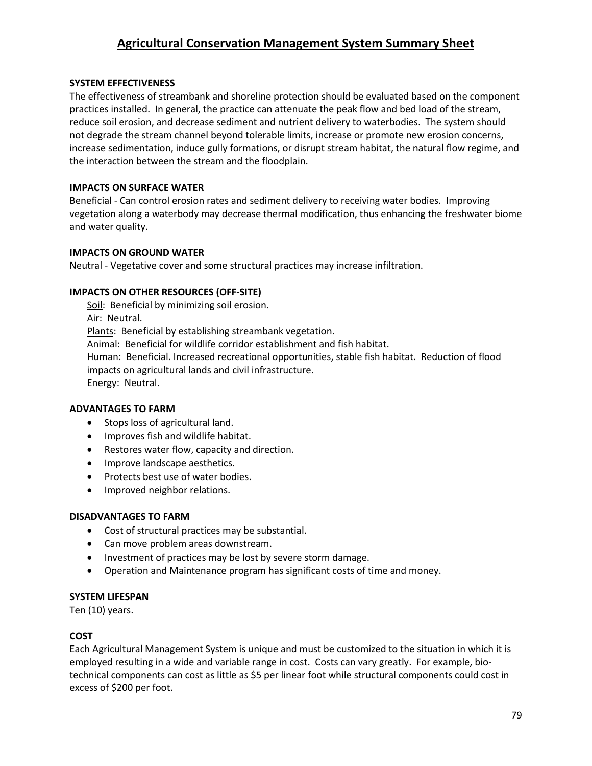# Agricultural Conservation Management System Summary Sheet

**SYSTEM EFFECTIVENESS**

The effectiveness of streambank and shoreline protection should be evaluated based on the component practices installed. In general, the practice can attenuate the peak flow and bed load of the stream, reduce soil erosion, and decrease sediment and nutrient delivery to waterbodies. The system should not degrade the stream channel beyond tolerable limits, increase or promote new erosion concerns, increase sedimentation, induce gully formations, or disrupt stream habitat, the natural flow regime, and the interaction between the stream and the floodplain.

**IMPACTS ON SURFACE WATER**

Beneficial - Can control erosion rates and sediment delivery to receiving water bodies. Improving vegetation along a waterbody may decrease thermal modification, thus enhancing the freshwater biome and water quality.

**IMPACTS ON GROUND WATER**

Neutral - Vegetative cover and some structural practices may increase infiltration.

**IMPACTS ON OTHER RESOURCES (OFF-SITE)**

Soil: Beneficial by minimizing soil erosion.
Air: Neutral.
Plants: Beneficial by establishing streambank vegetation.
Animal: Beneficial for wildlife corridor establishment and fish habitat.
Human: Beneficial. Increased recreational opportunities, stable fish habitat. Reduction of flood impacts on agricultural lands and civil infrastructure.
Energy: Neutral.

**ADVANTAGES TO FARM**

- Stops loss of agricultural land.
- Improves fish and wildlife habitat.
- Restores water flow, capacity and direction.
- Improve landscape aesthetics.
- Protects best use of water bodies.
- Improved neighbor relations.

**DISADVANTAGES TO FARM**

- Cost of structural practices may be substantial.
- Can move problem areas downstream.
- Investment of practices may be lost by severe storm damage.
- Operation and Maintenance program has significant costs of time and money.

**SYSTEM LIFESPAN**

Ten (10) years.

**COST**

Each Agricultural Management System is unique and must be customized to the situation in which it is employed resulting in a wide and variable range in cost. Costs can vary greatly. For example, bio-technical components can cost as little as $5 per linear foot while structural components could cost in excess of $200 per foot.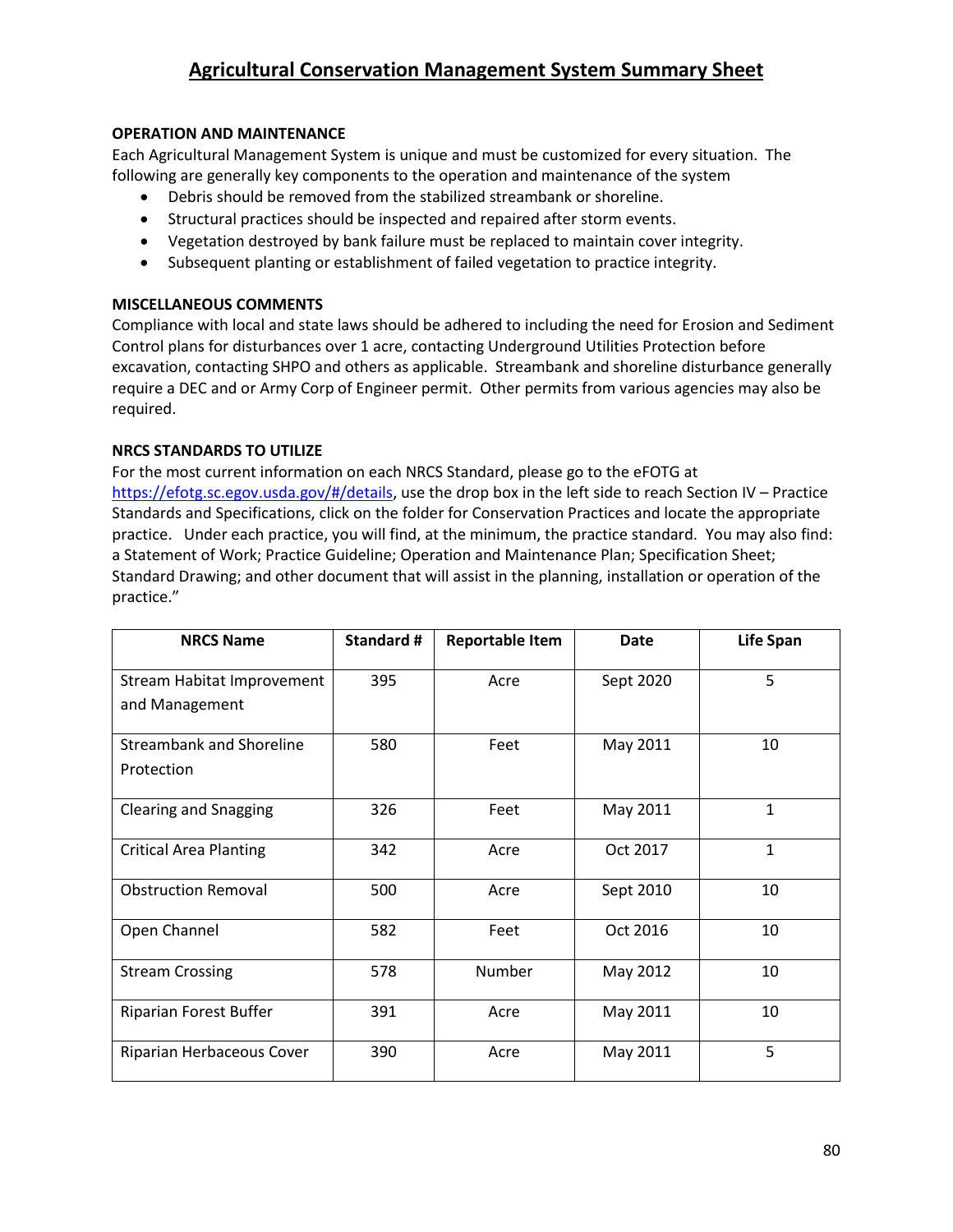# Agricultural Conservation Management System Summary Sheet

**OPERATION AND MAINTENANCE**

Each Agricultural Management System is unique and must be customized for every situation. The following are generally key components to the operation and maintenance of the system

- Debris should be removed from the stabilized streambank or shoreline.
- Structural practices should be inspected and repaired after storm events.
- Vegetation destroyed by bank failure must be replaced to maintain cover integrity.
- Subsequent planting or establishment of failed vegetation to practice integrity.

**MISCELLANEOUS COMMENTS**

Compliance with local and state laws should be adhered to including the need for Erosion and Sediment Control plans for disturbances over 1 acre, contacting Underground Utilities Protection before excavation, contacting SHPO and others as applicable. Streambank and shoreline disturbance generally require a DEC and or Army Corp of Engineer permit. Other permits from various agencies may also be required.

**NRCS STANDARDS TO UTILIZE**

For the most current information on each NRCS Standard, please go to the eFOTG at https://efotg.sc.egov.usda.gov/#/details, use the drop box in the left side to reach Section IV – Practice Standards and Specifications, click on the folder for Conservation Practices and locate the appropriate practice. Under each practice, you will find, at the minimum, the practice standard. You may also find: a Statement of Work; Practice Guideline; Operation and Maintenance Plan; Specification Sheet; Standard Drawing; and other document that will assist in the planning, installation or operation of the practice."

| NRCS Name | Standard # | Reportable Item | Date | Life Span |
|---|---|---|---|---|
| Stream Habitat Improvement and Management | 395 | Acre | Sept 2020 | 5 |
| Streambank and Shoreline Protection | 580 | Feet | May 2011 | 10 |
| Clearing and Snagging | 326 | Feet | May 2011 | 1 |
| Critical Area Planting | 342 | Acre | Oct 2017 | 1 |
| Obstruction Removal | 500 | Acre | Sept 2010 | 10 |
| Open Channel | 582 | Feet | Oct 2016 | 10 |
| Stream Crossing | 578 | Number | May 2012 | 10 |
| Riparian Forest Buffer | 391 | Acre | May 2011 | 10 |
| Riparian Herbaceous Cover | 390 | Acre | May 2011 | 5 |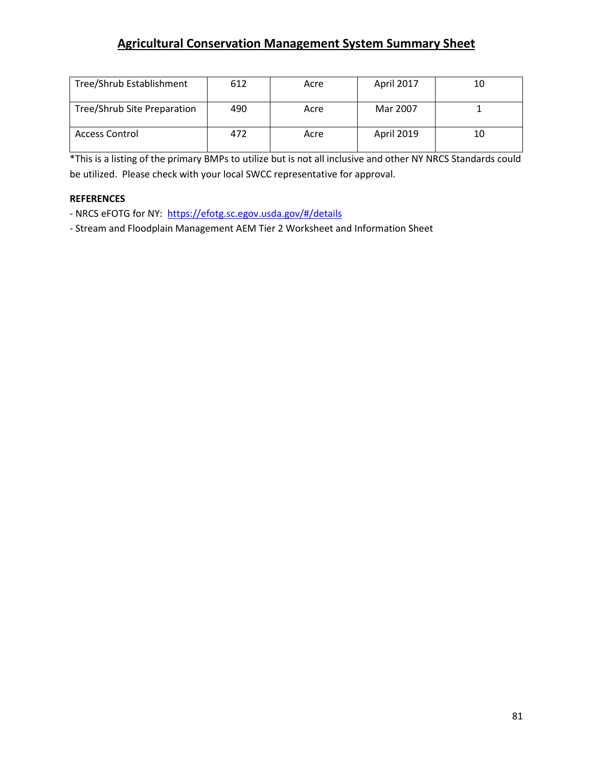## Agricultural Conservation Management System Summary Sheet

| | | | | |
|---|---|---|---|---|
| Tree/Shrub Establishment | 612 | Acre | April 2017 | 10 |
| Tree/Shrub Site Preparation | 490 | Acre | Mar 2007 | 1 |
| Access Control | 472 | Acre | April 2019 | 10 |

*This is a listing of the primary BMPs to utilize but is not all inclusive and other NY NRCS Standards could be utilized. Please check with your local SWCC representative for approval.

**REFERENCES**

- NRCS eFOTG for NY: https://efotg.sc.egov.usda.gov/#/details
- Stream and Floodplain Management AEM Tier 2 Worksheet and Information Sheet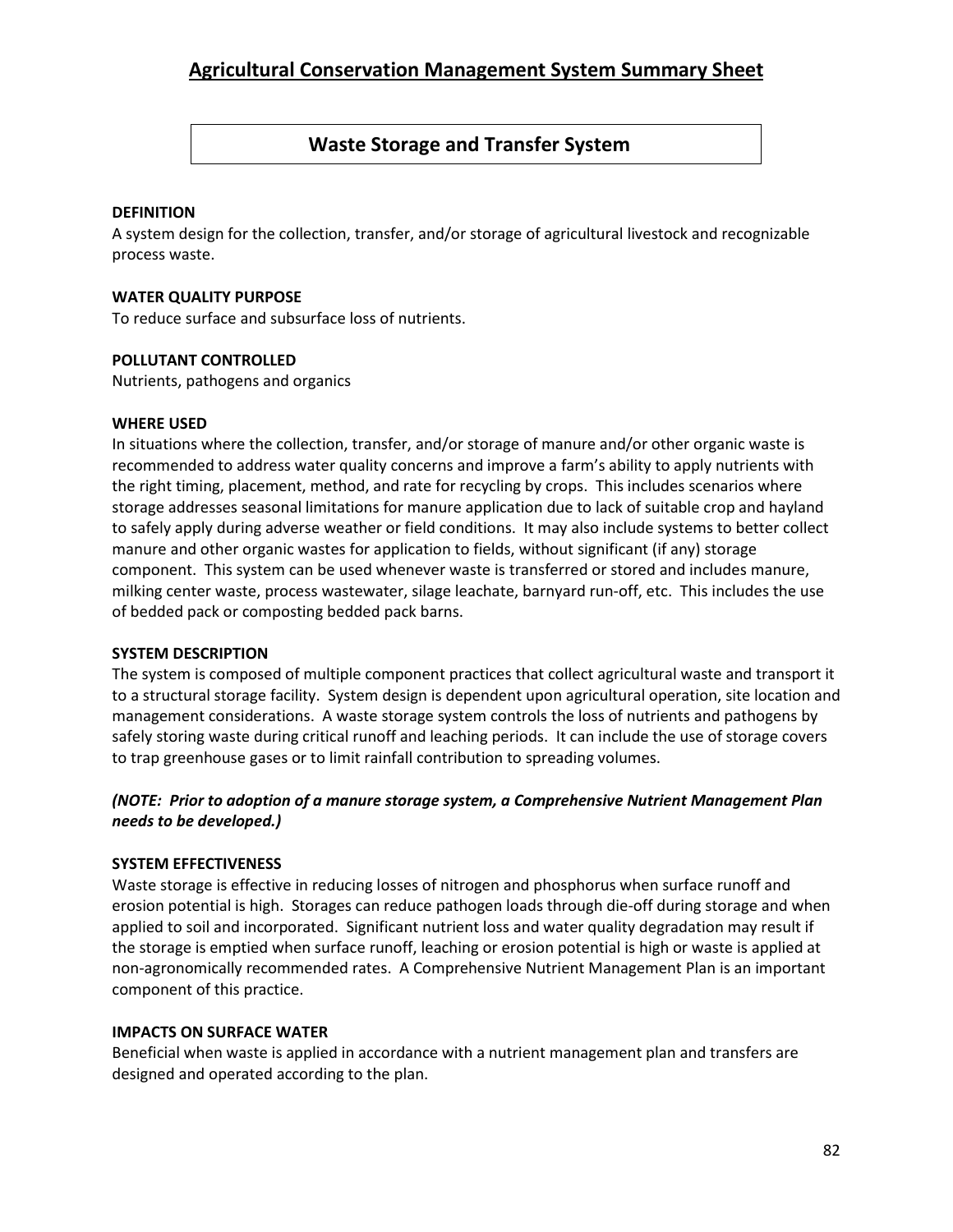# Agricultural Conservation Management System Summary Sheet

## Waste Storage and Transfer System

**DEFINITION**
A system design for the collection, transfer, and/or storage of agricultural livestock and recognizable process waste.

**WATER QUALITY PURPOSE**
To reduce surface and subsurface loss of nutrients.

**POLLUTANT CONTROLLED**
Nutrients, pathogens and organics

**WHERE USED**
In situations where the collection, transfer, and/or storage of manure and/or other organic waste is recommended to address water quality concerns and improve a farm's ability to apply nutrients with the right timing, placement, method, and rate for recycling by crops. This includes scenarios where storage addresses seasonal limitations for manure application due to lack of suitable crop and hayland to safely apply during adverse weather or field conditions. It may also include systems to better collect manure and other organic wastes for application to fields, without significant (if any) storage component. This system can be used whenever waste is transferred or stored and includes manure, milking center waste, process wastewater, silage leachate, barnyard run-off, etc. This includes the use of bedded pack or composting bedded pack barns.

**SYSTEM DESCRIPTION**
The system is composed of multiple component practices that collect agricultural waste and transport it to a structural storage facility. System design is dependent upon agricultural operation, site location and management considerations. A waste storage system controls the loss of nutrients and pathogens by safely storing waste during critical runoff and leaching periods. It can include the use of storage covers to trap greenhouse gases or to limit rainfall contribution to spreading volumes.

***(NOTE: Prior to adoption of a manure storage system, a Comprehensive Nutrient Management Plan needs to be developed.)***

**SYSTEM EFFECTIVENESS**
Waste storage is effective in reducing losses of nitrogen and phosphorus when surface runoff and erosion potential is high. Storages can reduce pathogen loads through die-off during storage and when applied to soil and incorporated. Significant nutrient loss and water quality degradation may result if the storage is emptied when surface runoff, leaching or erosion potential is high or waste is applied at non-agronomically recommended rates. A Comprehensive Nutrient Management Plan is an important component of this practice.

**IMPACTS ON SURFACE WATER**
Beneficial when waste is applied in accordance with a nutrient management plan and transfers are designed and operated according to the plan.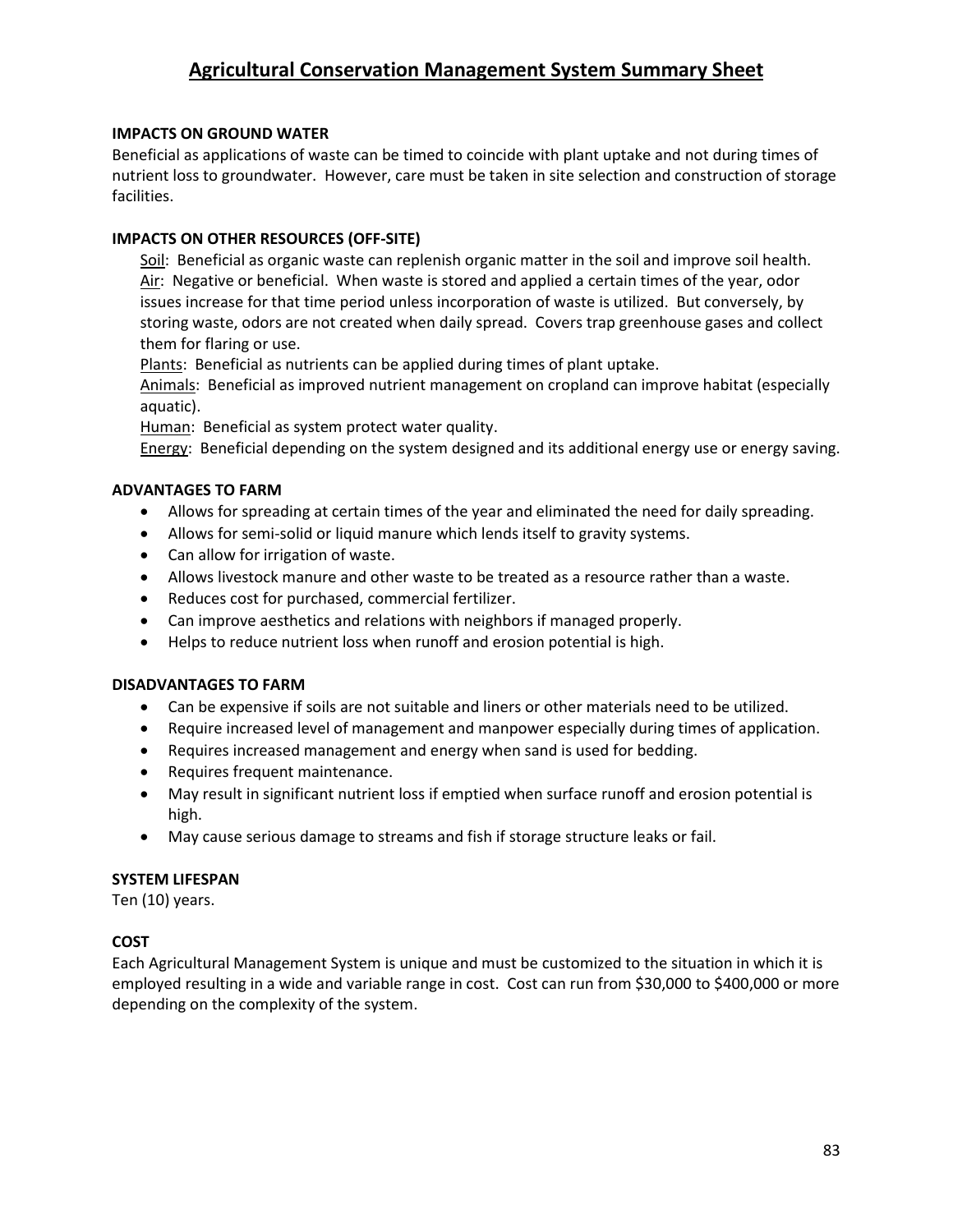# Agricultural Conservation Management System Summary Sheet

**IMPACTS ON GROUND WATER**

Beneficial as applications of waste can be timed to coincide with plant uptake and not during times of nutrient loss to groundwater. However, care must be taken in site selection and construction of storage facilities.

**IMPACTS ON OTHER RESOURCES (OFF-SITE)**

<u>Soil</u>: Beneficial as organic waste can replenish organic matter in the soil and improve soil health.
<u>Air</u>: Negative or beneficial. When waste is stored and applied a certain times of the year, odor issues increase for that time period unless incorporation of waste is utilized. But conversely, by storing waste, odors are not created when daily spread. Covers trap greenhouse gases and collect them for flaring or use.
<u>Plants</u>: Beneficial as nutrients can be applied during times of plant uptake.
<u>Animals</u>: Beneficial as improved nutrient management on cropland can improve habitat (especially aquatic).
<u>Human</u>: Beneficial as system protect water quality.
<u>Energy</u>: Beneficial depending on the system designed and its additional energy use or energy saving.

**ADVANTAGES TO FARM**

- Allows for spreading at certain times of the year and eliminated the need for daily spreading.
- Allows for semi-solid or liquid manure which lends itself to gravity systems.
- Can allow for irrigation of waste.
- Allows livestock manure and other waste to be treated as a resource rather than a waste.
- Reduces cost for purchased, commercial fertilizer.
- Can improve aesthetics and relations with neighbors if managed properly.
- Helps to reduce nutrient loss when runoff and erosion potential is high.

**DISADVANTAGES TO FARM**

- Can be expensive if soils are not suitable and liners or other materials need to be utilized.
- Require increased level of management and manpower especially during times of application.
- Requires increased management and energy when sand is used for bedding.
- Requires frequent maintenance.
- May result in significant nutrient loss if emptied when surface runoff and erosion potential is high.
- May cause serious damage to streams and fish if storage structure leaks or fail.

**SYSTEM LIFESPAN**

Ten (10) years.

**COST**

Each Agricultural Management System is unique and must be customized to the situation in which it is employed resulting in a wide and variable range in cost. Cost can run from $30,000 to $400,000 or more depending on the complexity of the system.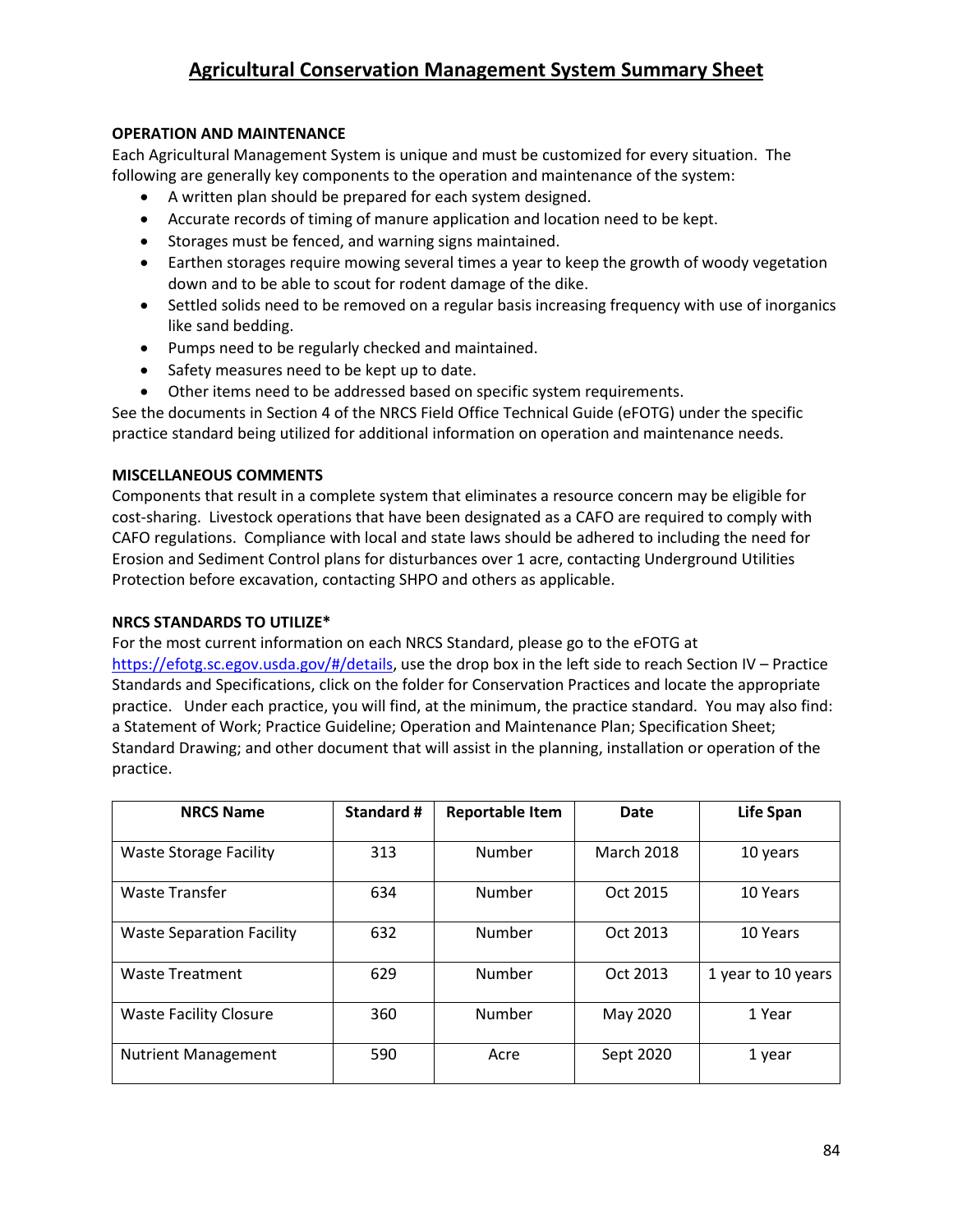# Agricultural Conservation Management System Summary Sheet

**OPERATION AND MAINTENANCE**

Each Agricultural Management System is unique and must be customized for every situation. The following are generally key components to the operation and maintenance of the system:

- A written plan should be prepared for each system designed.
- Accurate records of timing of manure application and location need to be kept.
- Storages must be fenced, and warning signs maintained.
- Earthen storages require mowing several times a year to keep the growth of woody vegetation down and to be able to scout for rodent damage of the dike.
- Settled solids need to be removed on a regular basis increasing frequency with use of inorganics like sand bedding.
- Pumps need to be regularly checked and maintained.
- Safety measures need to be kept up to date.
- Other items need to be addressed based on specific system requirements.

See the documents in Section 4 of the NRCS Field Office Technical Guide (eFOTG) under the specific practice standard being utilized for additional information on operation and maintenance needs.

**MISCELLANEOUS COMMENTS**

Components that result in a complete system that eliminates a resource concern may be eligible for cost-sharing. Livestock operations that have been designated as a CAFO are required to comply with CAFO regulations. Compliance with local and state laws should be adhered to including the need for Erosion and Sediment Control plans for disturbances over 1 acre, contacting Underground Utilities Protection before excavation, contacting SHPO and others as applicable.

**NRCS STANDARDS TO UTILIZE***

For the most current information on each NRCS Standard, please go to the eFOTG at https://efotg.sc.egov.usda.gov/#/details, use the drop box in the left side to reach Section IV – Practice Standards and Specifications, click on the folder for Conservation Practices and locate the appropriate practice. Under each practice, you will find, at the minimum, the practice standard. You may also find: a Statement of Work; Practice Guideline; Operation and Maintenance Plan; Specification Sheet; Standard Drawing; and other document that will assist in the planning, installation or operation of the practice.

| NRCS Name | Standard # | Reportable Item | Date | Life Span |
|---|---|---|---|---|
| Waste Storage Facility | 313 | Number | March 2018 | 10 years |
| Waste Transfer | 634 | Number | Oct 2015 | 10 Years |
| Waste Separation Facility | 632 | Number | Oct 2013 | 10 Years |
| Waste Treatment | 629 | Number | Oct 2013 | 1 year to 10 years |
| Waste Facility Closure | 360 | Number | May 2020 | 1 Year |
| Nutrient Management | 590 | Acre | Sept 2020 | 1 year |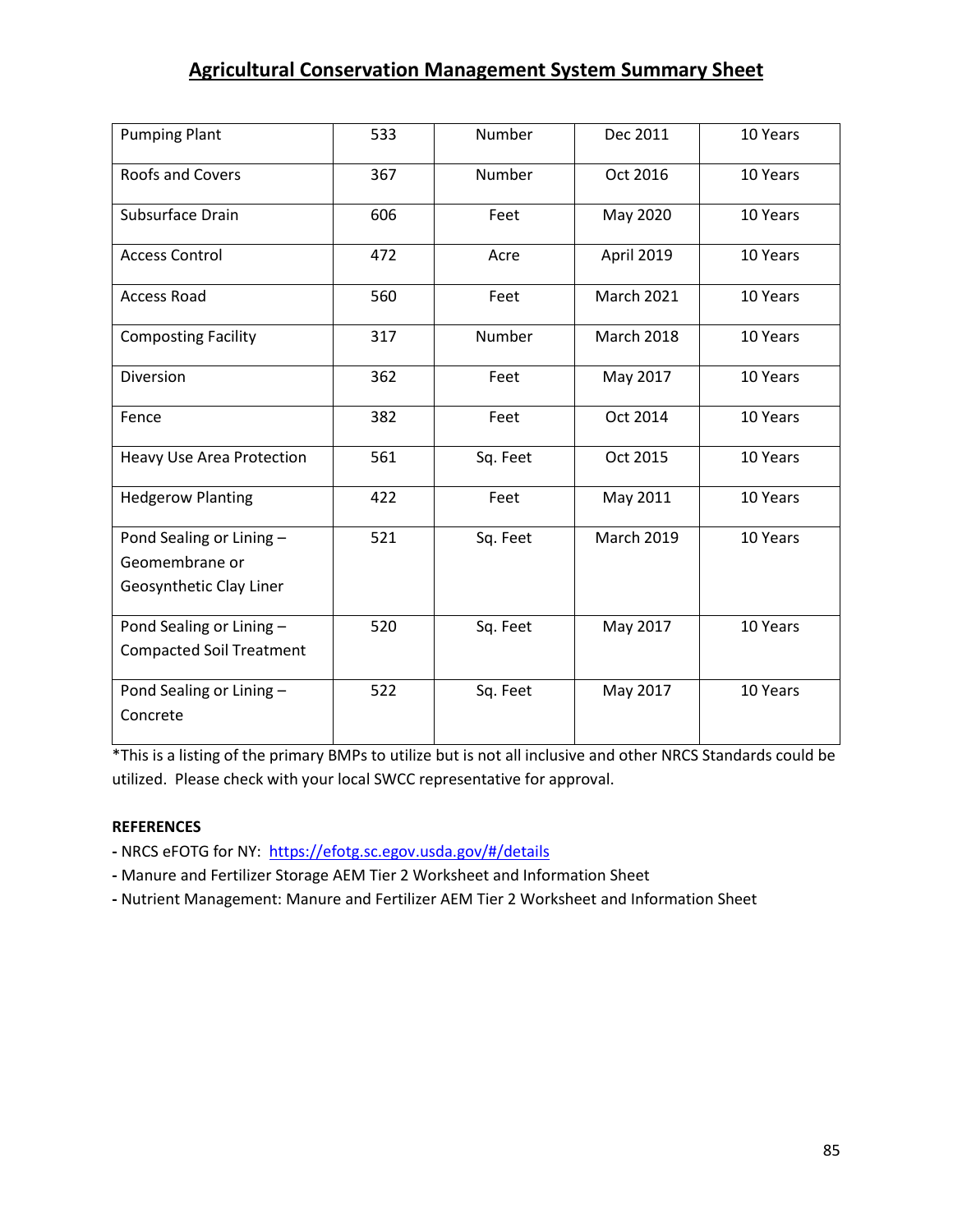## Agricultural Conservation Management System Summary Sheet

| | | | | |
|---|---|---|---|---|
| Pumping Plant | 533 | Number | Dec 2011 | 10 Years |
| Roofs and Covers | 367 | Number | Oct 2016 | 10 Years |
| Subsurface Drain | 606 | Feet | May 2020 | 10 Years |
| Access Control | 472 | Acre | April 2019 | 10 Years |
| Access Road | 560 | Feet | March 2021 | 10 Years |
| Composting Facility | 317 | Number | March 2018 | 10 Years |
| Diversion | 362 | Feet | May 2017 | 10 Years |
| Fence | 382 | Feet | Oct 2014 | 10 Years |
| Heavy Use Area Protection | 561 | Sq. Feet | Oct 2015 | 10 Years |
| Hedgerow Planting | 422 | Feet | May 2011 | 10 Years |
| Pond Sealing or Lining – Geomembrane or Geosynthetic Clay Liner | 521 | Sq. Feet | March 2019 | 10 Years |
| Pond Sealing or Lining – Compacted Soil Treatment | 520 | Sq. Feet | May 2017 | 10 Years |
| Pond Sealing or Lining – Concrete | 522 | Sq. Feet | May 2017 | 10 Years |

*This is a listing of the primary BMPs to utilize but is not all inclusive and other NRCS Standards could be utilized. Please check with your local SWCC representative for approval.

**REFERENCES**

- NRCS eFOTG for NY: https://efotg.sc.egov.usda.gov/#/details
- Manure and Fertilizer Storage AEM Tier 2 Worksheet and Information Sheet
- Nutrient Management: Manure and Fertilizer AEM Tier 2 Worksheet and Information Sheet